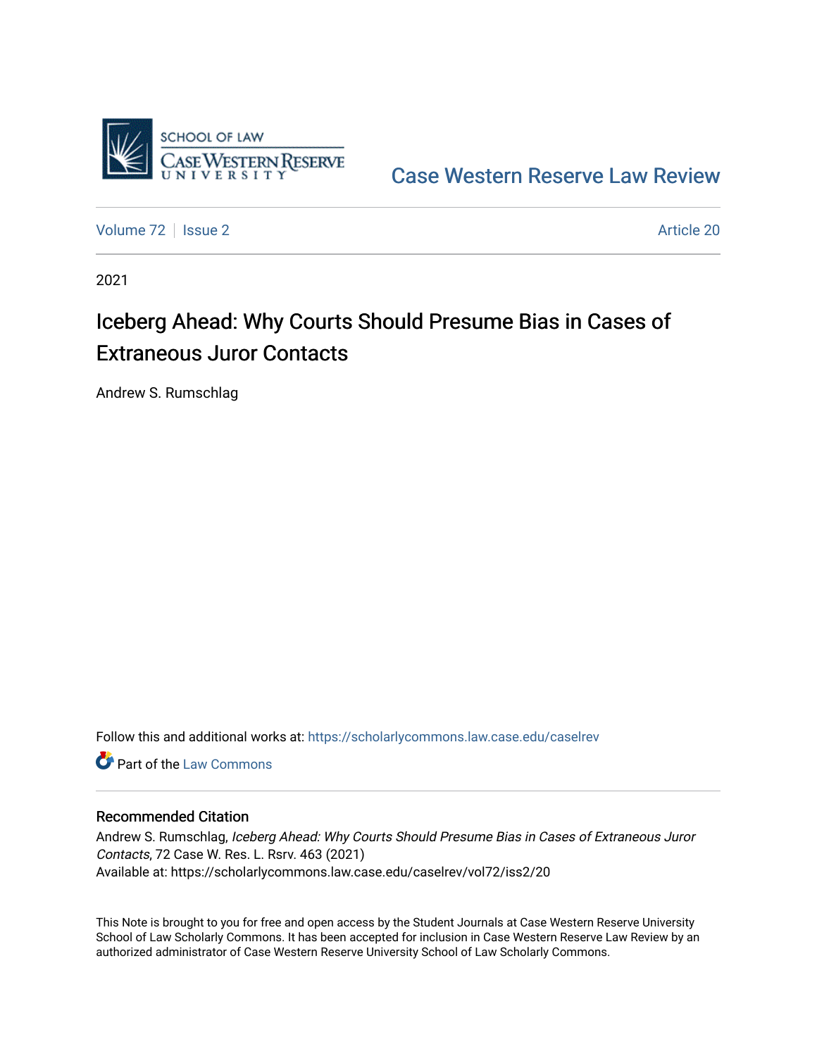SCHOOL OF LAW
CASE WESTERN RESERVE
UNIVERSITY

Case Western Reserve Law Review

Volume 72 | Issue 2 | Article 20

2021

# Iceberg Ahead: Why Courts Should Presume Bias in Cases of Extraneous Juror Contacts

Andrew S. Rumschlag

Follow this and additional works at: https://scholarlycommons.law.case.edu/caselrev

Part of the Law Commons

## Recommended Citation

Andrew S. Rumschlag, *Iceberg Ahead: Why Courts Should Presume Bias in Cases of Extraneous Juror Contacts*, 72 Case W. Res. L. Rsrv. 463 (2021)
Available at: https://scholarlycommons.law.case.edu/caselrev/vol72/iss2/20

This Note is brought to you for free and open access by the Student Journals at Case Western Reserve University School of Law Scholarly Commons. It has been accepted for inclusion in Case Western Reserve Law Review by an authorized administrator of Case Western Reserve University School of Law Scholarly Commons.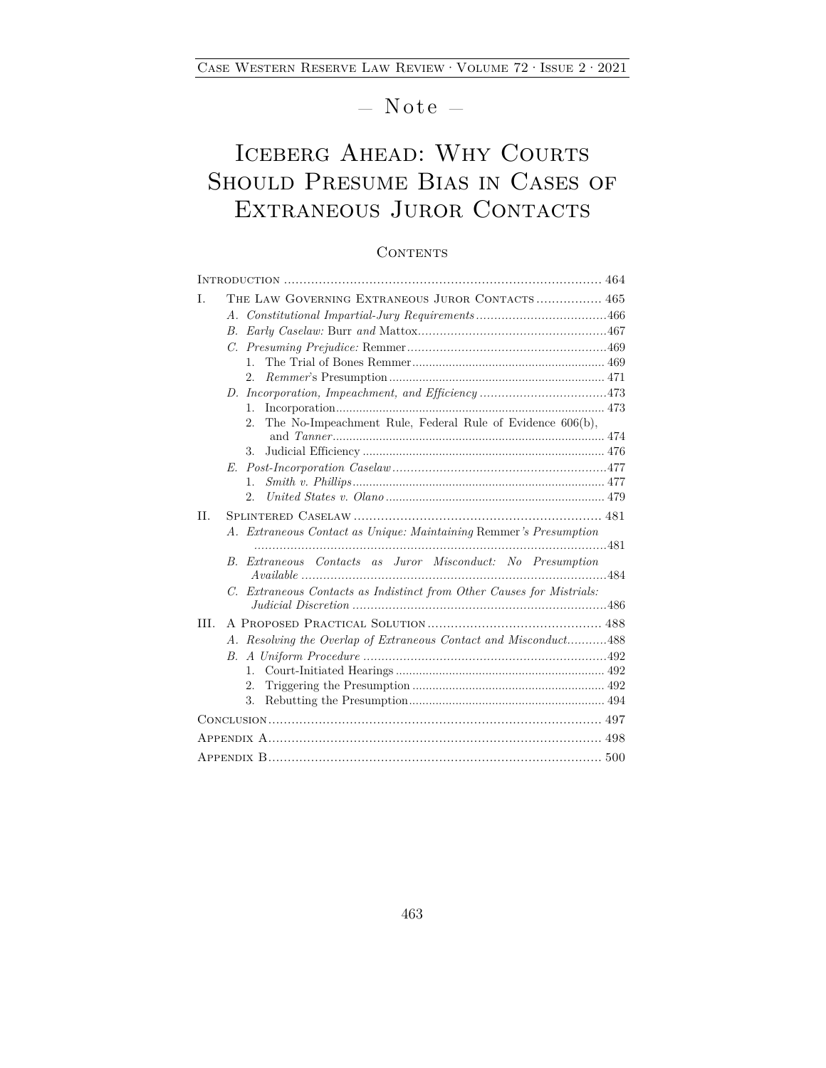— Note —

# Iceberg Ahead: Why Courts Should Presume Bias in Cases of Extraneous Juror Contacts

## Contents

| | |
|---|---|
| Introduction | 464 |
| I. The Law Governing Extraneous Juror Contacts | 465 |
| A. *Constitutional Impartial-Jury Requirements* | 466 |
| B. *Early Caselaw:* Burr *and* Mattox | 467 |
| C. *Presuming Prejudice:* Remmer | 469 |
| 1. The Trial of Bones Remmer | 469 |
| 2. *Remmer*'s Presumption | 471 |
| D. *Incorporation, Impeachment, and Efficiency* | 473 |
| 1. Incorporation | 473 |
| 2. The No-Impeachment Rule, Federal Rule of Evidence 606(b), and *Tanner* | 474 |
| 3. Judicial Efficiency | 476 |
| E. *Post-Incorporation Caselaw* | 477 |
| 1. *Smith v. Phillips* | 477 |
| 2. *United States v. Olano* | 479 |
| II. Splintered Caselaw | 481 |
| A. *Extraneous Contact as Unique: Maintaining* Remmer*'s Presumption* | 481 |
| B. *Extraneous Contacts as Juror Misconduct: No Presumption Available* | 484 |
| C. *Extraneous Contacts as Indistinct from Other Causes for Mistrials: Judicial Discretion* | 486 |
| III. A Proposed Practical Solution | 488 |
| A. *Resolving the Overlap of Extraneous Contact and Misconduct* | 488 |
| B. *A Uniform Procedure* | 492 |
| 1. Court-Initiated Hearings | 492 |
| 2. Triggering the Presumption | 492 |
| 3. Rebutting the Presumption | 494 |
| Conclusion | 497 |
| Appendix A | 498 |
| Appendix B | 500 |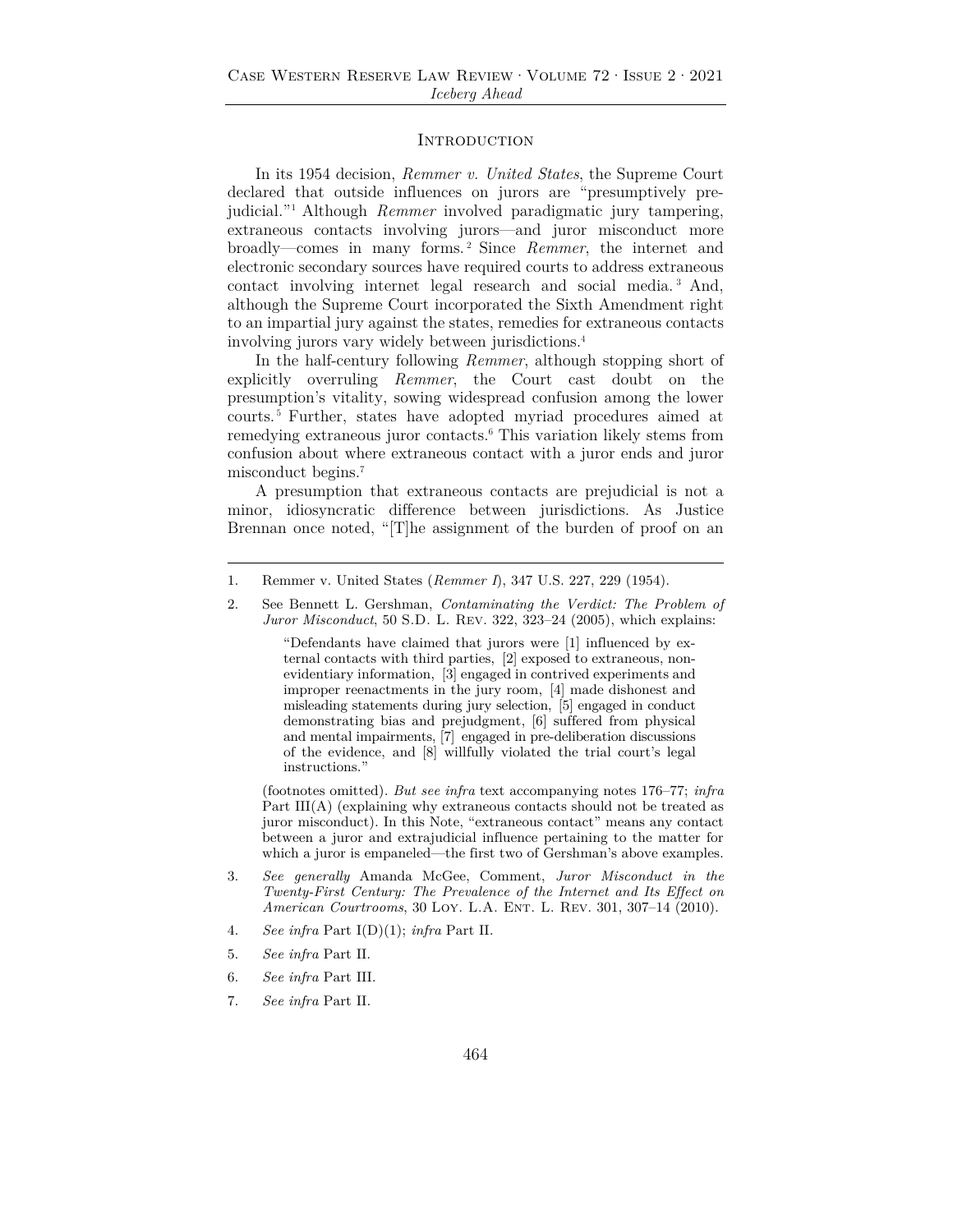## Introduction

In its 1954 decision, *Remmer v. United States*, the Supreme Court declared that outside influences on jurors are "presumptively prejudicial."[1] Although *Remmer* involved paradigmatic jury tampering, extraneous contacts involving jurors—and juror misconduct more broadly—comes in many forms.[2] Since *Remmer*, the internet and electronic secondary sources have required courts to address extraneous contact involving internet legal research and social media.[3] And, although the Supreme Court incorporated the Sixth Amendment right to an impartial jury against the states, remedies for extraneous contacts involving jurors vary widely between jurisdictions.[4]

In the half-century following *Remmer*, although stopping short of explicitly overruling *Remmer*, the Court cast doubt on the presumption's vitality, sowing widespread confusion among the lower courts.[5] Further, states have adopted myriad procedures aimed at remedying extraneous juror contacts.[6] This variation likely stems from confusion about where extraneous contact with a juror ends and juror misconduct begins.[7]

A presumption that extraneous contacts are prejudicial is not a minor, idiosyncratic difference between jurisdictions. As Justice Brennan once noted, "[T]he assignment of the burden of proof on an

---

1. Remmer v. United States (*Remmer I*), 347 U.S. 227, 229 (1954).

2. See Bennett L. Gershman, *Contaminating the Verdict: The Problem of Juror Misconduct*, 50 S.D. L. Rev. 322, 323–24 (2005), which explains:

   > "Defendants have claimed that jurors were [1] influenced by external contacts with third parties, [2] exposed to extraneous, non-evidentiary information, [3] engaged in contrived experiments and improper reenactments in the jury room, [4] made dishonest and misleading statements during jury selection, [5] engaged in conduct demonstrating bias and prejudgment, [6] suffered from physical and mental impairments, [7] engaged in pre-deliberation discussions of the evidence, and [8] willfully violated the trial court's legal instructions."

   (footnotes omitted). *But see infra* text accompanying notes 176–77; *infra* Part III(A) (explaining why extraneous contacts should not be treated as juror misconduct). In this Note, "extraneous contact" means any contact between a juror and extrajudicial influence pertaining to the matter for which a juror is empaneled—the first two of Gershman's above examples.

3. *See generally* Amanda McGee, Comment, *Juror Misconduct in the Twenty-First Century: The Prevalence of the Internet and Its Effect on American Courtrooms*, 30 Loy. L.A. Ent. L. Rev. 301, 307–14 (2010).

4. *See infra* Part I(D)(1); *infra* Part II.

5. *See infra* Part II.

6. *See infra* Part III.

7. *See infra* Part II.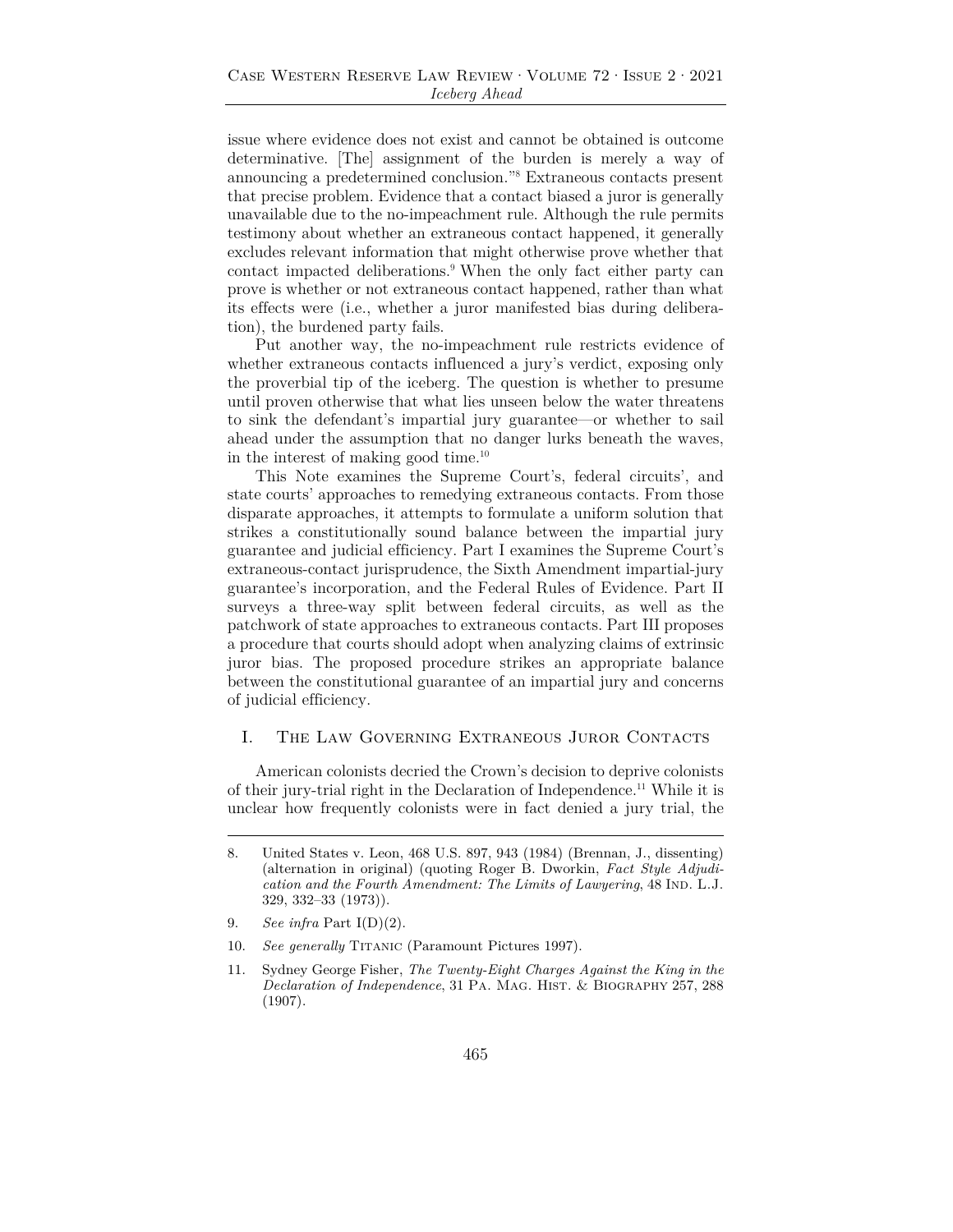issue where evidence does not exist and cannot be obtained is outcome determinative. [The] assignment of the burden is merely a way of announcing a predetermined conclusion."[8] Extraneous contacts present that precise problem. Evidence that a contact biased a juror is generally unavailable due to the no-impeachment rule. Although the rule permits testimony about whether an extraneous contact happened, it generally excludes relevant information that might otherwise prove whether that contact impacted deliberations.[9] When the only fact either party can prove is whether or not extraneous contact happened, rather than what its effects were (i.e., whether a juror manifested bias during deliberation), the burdened party fails.

Put another way, the no-impeachment rule restricts evidence of whether extraneous contacts influenced a jury's verdict, exposing only the proverbial tip of the iceberg. The question is whether to presume until proven otherwise that what lies unseen below the water threatens to sink the defendant's impartial jury guarantee—or whether to sail ahead under the assumption that no danger lurks beneath the waves, in the interest of making good time.[10]

This Note examines the Supreme Court's, federal circuits', and state courts' approaches to remedying extraneous contacts. From those disparate approaches, it attempts to formulate a uniform solution that strikes a constitutionally sound balance between the impartial jury guarantee and judicial efficiency. Part I examines the Supreme Court's extraneous-contact jurisprudence, the Sixth Amendment impartial-jury guarantee's incorporation, and the Federal Rules of Evidence. Part II surveys a three-way split between federal circuits, as well as the patchwork of state approaches to extraneous contacts. Part III proposes a procedure that courts should adopt when analyzing claims of extrinsic juror bias. The proposed procedure strikes an appropriate balance between the constitutional guarantee of an impartial jury and concerns of judicial efficiency.

## I. The Law Governing Extraneous Juror Contacts

American colonists decried the Crown's decision to deprive colonists of their jury-trial right in the Declaration of Independence.[11] While it is unclear how frequently colonists were in fact denied a jury trial, the

---

8. United States v. Leon, 468 U.S. 897, 943 (1984) (Brennan, J., dissenting) (alternation in original) (quoting Roger B. Dworkin, *Fact Style Adjudication and the Fourth Amendment: The Limits of Lawyering*, 48 Ind. L.J. 329, 332–33 (1973)).

9. *See infra* Part I(D)(2).

10. *See generally* Titanic (Paramount Pictures 1997).

11. Sydney George Fisher, *The Twenty-Eight Charges Against the King in the Declaration of Independence*, 31 Pa. Mag. Hist. & Biography 257, 288 (1907).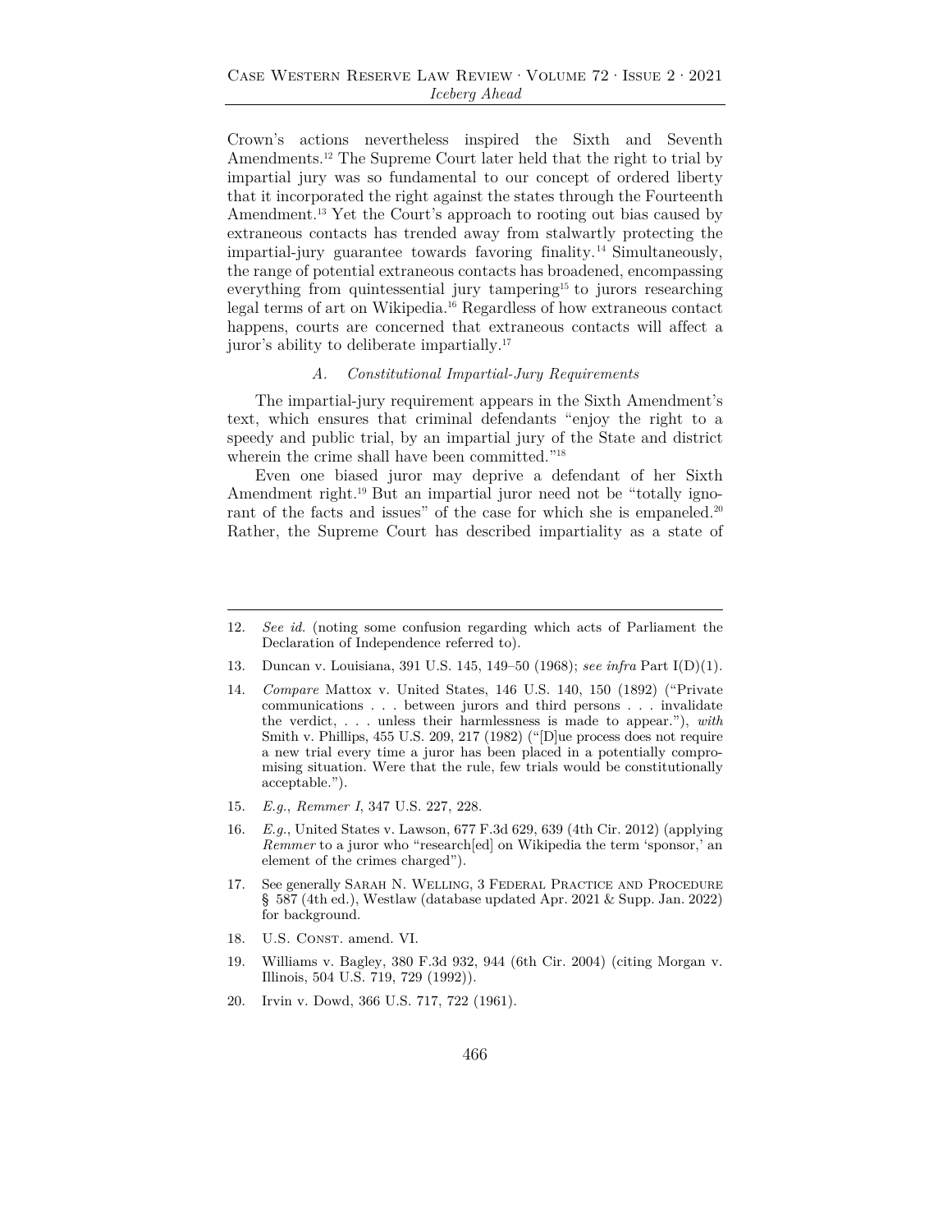Crown's actions nevertheless inspired the Sixth and Seventh Amendments.[12] The Supreme Court later held that the right to trial by impartial jury was so fundamental to our concept of ordered liberty that it incorporated the right against the states through the Fourteenth Amendment.[13] Yet the Court's approach to rooting out bias caused by extraneous contacts has trended away from stalwartly protecting the impartial-jury guarantee towards favoring finality.[14] Simultaneously, the range of potential extraneous contacts has broadened, encompassing everything from quintessential jury tampering[15] to jurors researching legal terms of art on Wikipedia.[16] Regardless of how extraneous contact happens, courts are concerned that extraneous contacts will affect a juror's ability to deliberate impartially.[17]

### *A. Constitutional Impartial-Jury Requirements*

The impartial-jury requirement appears in the Sixth Amendment's text, which ensures that criminal defendants "enjoy the right to a speedy and public trial, by an impartial jury of the State and district wherein the crime shall have been committed."[18]

Even one biased juror may deprive a defendant of her Sixth Amendment right.[19] But an impartial juror need not be "totally ignorant of the facts and issues" of the case for which she is empaneled.[20] Rather, the Supreme Court has described impartiality as a state of

---

12. *See id.* (noting some confusion regarding which acts of Parliament the Declaration of Independence referred to).

13. Duncan v. Louisiana, 391 U.S. 145, 149–50 (1968); *see infra* Part I(D)(1).

14. *Compare* Mattox v. United States, 146 U.S. 140, 150 (1892) ("Private communications . . . between jurors and third persons . . . invalidate the verdict, . . . unless their harmlessness is made to appear."), *with* Smith v. Phillips, 455 U.S. 209, 217 (1982) ("[D]ue process does not require a new trial every time a juror has been placed in a potentially compromising situation. Were that the rule, few trials would be constitutionally acceptable.").

15. *E.g.*, *Remmer I*, 347 U.S. 227, 228.

16. *E.g.*, United States v. Lawson, 677 F.3d 629, 639 (4th Cir. 2012) (applying *Remmer* to a juror who "research[ed] on Wikipedia the term 'sponsor,' an element of the crimes charged").

17. See generally Sarah N. Welling, 3 Federal Practice and Procedure § 587 (4th ed.), Westlaw (database updated Apr. 2021 & Supp. Jan. 2022) for background.

18. U.S. Const. amend. VI.

19. Williams v. Bagley, 380 F.3d 932, 944 (6th Cir. 2004) (citing Morgan v. Illinois, 504 U.S. 719, 729 (1992)).

20. Irvin v. Dowd, 366 U.S. 717, 722 (1961).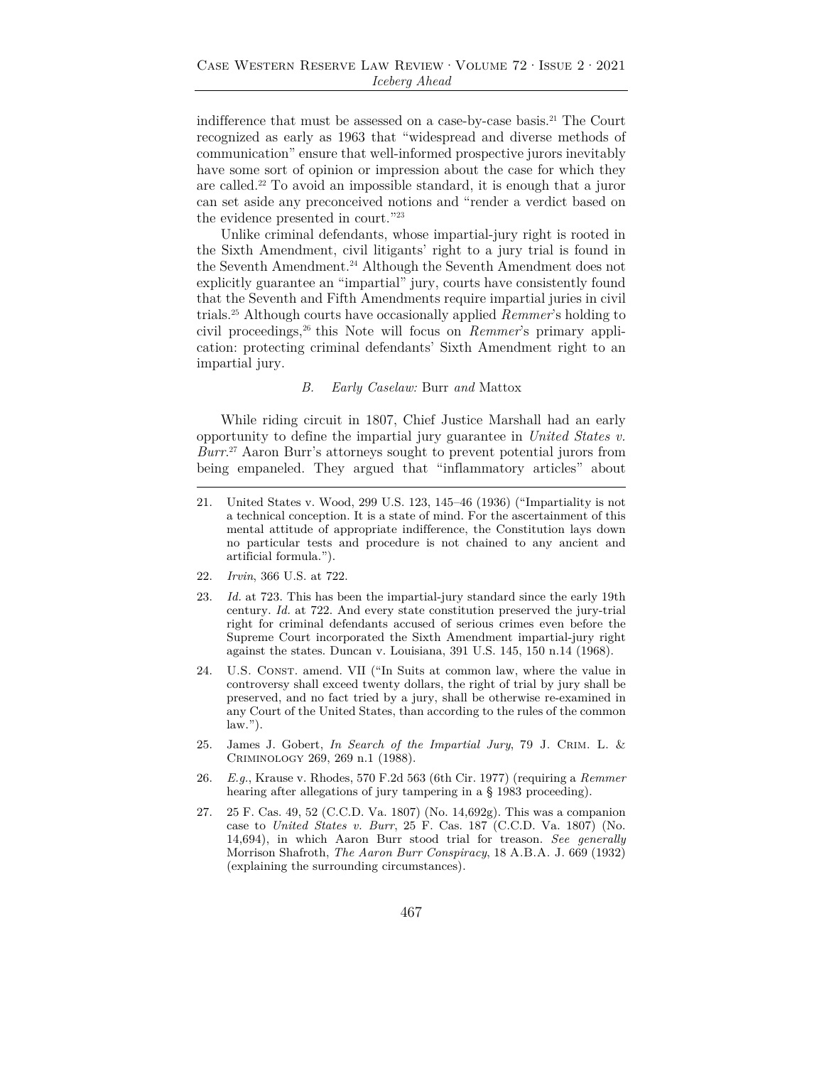indifference that must be assessed on a case-by-case basis.[21] The Court recognized as early as 1963 that "widespread and diverse methods of communication" ensure that well-informed prospective jurors inevitably have some sort of opinion or impression about the case for which they are called.[22] To avoid an impossible standard, it is enough that a juror can set aside any preconceived notions and "render a verdict based on the evidence presented in court."[23]

Unlike criminal defendants, whose impartial-jury right is rooted in the Sixth Amendment, civil litigants' right to a jury trial is found in the Seventh Amendment.[24] Although the Seventh Amendment does not explicitly guarantee an "impartial" jury, courts have consistently found that the Seventh and Fifth Amendments require impartial juries in civil trials.[25] Although courts have occasionally applied *Remmer*'s holding to civil proceedings,[26] this Note will focus on *Remmer*'s primary application: protecting criminal defendants' Sixth Amendment right to an impartial jury.

### B. *Early Caselaw:* Burr *and* Mattox

While riding circuit in 1807, Chief Justice Marshall had an early opportunity to define the impartial jury guarantee in *United States v. Burr*.[27] Aaron Burr's attorneys sought to prevent potential jurors from being empaneled. They argued that "inflammatory articles" about

---

21. United States v. Wood, 299 U.S. 123, 145–46 (1936) ("Impartiality is not a technical conception. It is a state of mind. For the ascertainment of this mental attitude of appropriate indifference, the Constitution lays down no particular tests and procedure is not chained to any ancient and artificial formula.").

22. *Irvin*, 366 U.S. at 722.

23. *Id.* at 723. This has been the impartial-jury standard since the early 19th century. *Id.* at 722. And every state constitution preserved the jury-trial right for criminal defendants accused of serious crimes even before the Supreme Court incorporated the Sixth Amendment impartial-jury right against the states. Duncan v. Louisiana, 391 U.S. 145, 150 n.14 (1968).

24. U.S. Const. amend. VII ("In Suits at common law, where the value in controversy shall exceed twenty dollars, the right of trial by jury shall be preserved, and no fact tried by a jury, shall be otherwise re-examined in any Court of the United States, than according to the rules of the common law.").

25. James J. Gobert, *In Search of the Impartial Jury*, 79 J. Crim. L. & Criminology 269, 269 n.1 (1988).

26. *E.g.*, Krause v. Rhodes, 570 F.2d 563 (6th Cir. 1977) (requiring a *Remmer* hearing after allegations of jury tampering in a § 1983 proceeding).

27. 25 F. Cas. 49, 52 (C.C.D. Va. 1807) (No. 14,692g). This was a companion case to *United States v. Burr*, 25 F. Cas. 187 (C.C.D. Va. 1807) (No. 14,694), in which Aaron Burr stood trial for treason. *See generally* Morrison Shafroth, *The Aaron Burr Conspiracy*, 18 A.B.A. J. 669 (1932) (explaining the surrounding circumstances).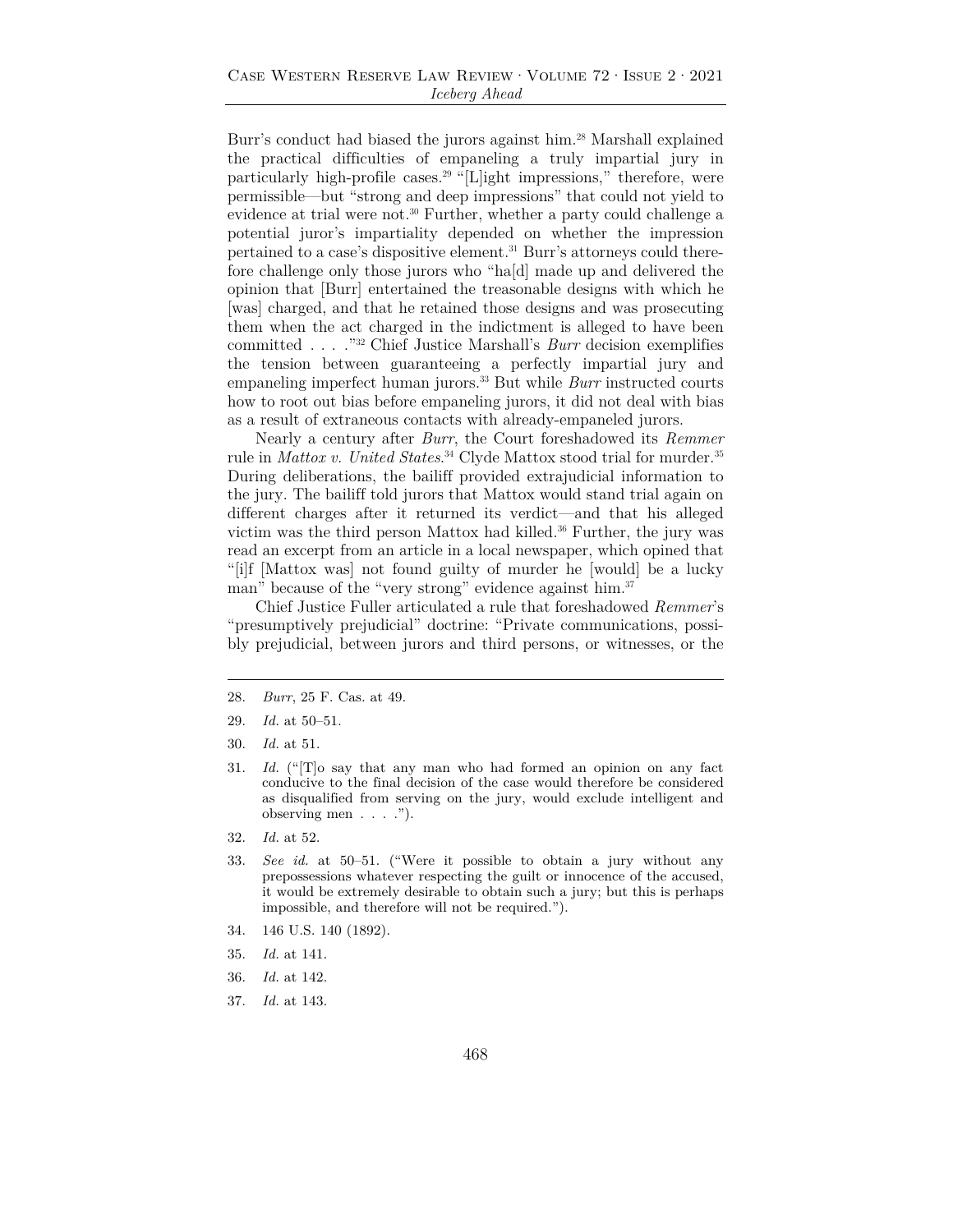Burr's conduct had biased the jurors against him.[28] Marshall explained the practical difficulties of empaneling a truly impartial jury in particularly high-profile cases.[29] "[L]ight impressions," therefore, were permissible—but "strong and deep impressions" that could not yield to evidence at trial were not.[30] Further, whether a party could challenge a potential juror's impartiality depended on whether the impression pertained to a case's dispositive element.[31] Burr's attorneys could therefore challenge only those jurors who "ha[d] made up and delivered the opinion that [Burr] entertained the treasonable designs with which he [was] charged, and that he retained those designs and was prosecuting them when the act charged in the indictment is alleged to have been committed . . . ."[32] Chief Justice Marshall's *Burr* decision exemplifies the tension between guaranteeing a perfectly impartial jury and empaneling imperfect human jurors.[33] But while *Burr* instructed courts how to root out bias before empaneling jurors, it did not deal with bias as a result of extraneous contacts with already-empaneled jurors.

Nearly a century after *Burr*, the Court foreshadowed its *Remmer* rule in *Mattox v. United States*.[34] Clyde Mattox stood trial for murder.[35] During deliberations, the bailiff provided extrajudicial information to the jury. The bailiff told jurors that Mattox would stand trial again on different charges after it returned its verdict—and that his alleged victim was the third person Mattox had killed.[36] Further, the jury was read an excerpt from an article in a local newspaper, which opined that "[i]f [Mattox was] not found guilty of murder he [would] be a lucky man" because of the "very strong" evidence against him.[37]

Chief Justice Fuller articulated a rule that foreshadowed *Remmer*'s "presumptively prejudicial" doctrine: "Private communications, possibly prejudicial, between jurors and third persons, or witnesses, or the

---

28. *Burr*, 25 F. Cas. at 49.

29. *Id.* at 50–51.

30. *Id.* at 51.

31. *Id.* ("[T]o say that any man who had formed an opinion on any fact conducive to the final decision of the case would therefore be considered as disqualified from serving on the jury, would exclude intelligent and observing men . . . .").

32. *Id.* at 52.

33. *See id.* at 50–51. ("Were it possible to obtain a jury without any prepossessions whatever respecting the guilt or innocence of the accused, it would be extremely desirable to obtain such a jury; but this is perhaps impossible, and therefore will not be required.").

34. 146 U.S. 140 (1892).

35. *Id.* at 141.

36. *Id.* at 142.

37. *Id.* at 143.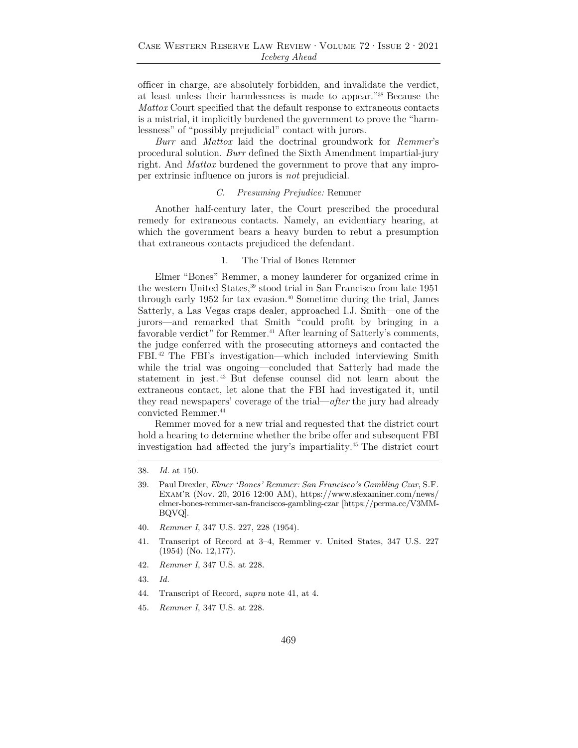officer in charge, are absolutely forbidden, and invalidate the verdict, at least unless their harmlessness is made to appear."[38] Because the *Mattox* Court specified that the default response to extraneous contacts is a mistrial, it implicitly burdened the government to prove the "harmlessness" of "possibly prejudicial" contact with jurors.

*Burr* and *Mattox* laid the doctrinal groundwork for *Remmer*'s procedural solution. *Burr* defined the Sixth Amendment impartial-jury right. And *Mattox* burdened the government to prove that any improper extrinsic influence on jurors is *not* prejudicial.

### C. *Presuming Prejudice:* Remmer

Another half-century later, the Court prescribed the procedural remedy for extraneous contacts. Namely, an evidentiary hearing, at which the government bears a heavy burden to rebut a presumption that extraneous contacts prejudiced the defendant.

#### 1. The Trial of Bones Remmer

Elmer "Bones" Remmer, a money launderer for organized crime in the western United States,[39] stood trial in San Francisco from late 1951 through early 1952 for tax evasion.[40] Sometime during the trial, James Satterly, a Las Vegas craps dealer, approached I.J. Smith—one of the jurors—and remarked that Smith "could profit by bringing in a favorable verdict" for Remmer.[41] After learning of Satterly's comments, the judge conferred with the prosecuting attorneys and contacted the FBI.[42] The FBI's investigation—which included interviewing Smith while the trial was ongoing—concluded that Satterly had made the statement in jest.[43] But defense counsel did not learn about the extraneous contact, let alone that the FBI had investigated it, until they read newspapers' coverage of the trial—*after* the jury had already convicted Remmer.[44]

Remmer moved for a new trial and requested that the district court hold a hearing to determine whether the bribe offer and subsequent FBI investigation had affected the jury's impartiality.[45] The district court

---

38. *Id.* at 150.

39. Paul Drexler, *Elmer 'Bones' Remmer: San Francisco's Gambling Czar*, S.F. EXAM'R (Nov. 20, 2016 12:00 AM), https://www.sfexaminer.com/news/elmer-bones-remmer-san-franciscos-gambling-czar [https://perma.cc/V3MM-BQVQ].

40. *Remmer I*, 347 U.S. 227, 228 (1954).

41. Transcript of Record at 3–4, Remmer v. United States, 347 U.S. 227 (1954) (No. 12,177).

42. *Remmer I*, 347 U.S. at 228.

43. *Id.*

44. Transcript of Record, *supra* note 41, at 4.

45. *Remmer I*, 347 U.S. at 228.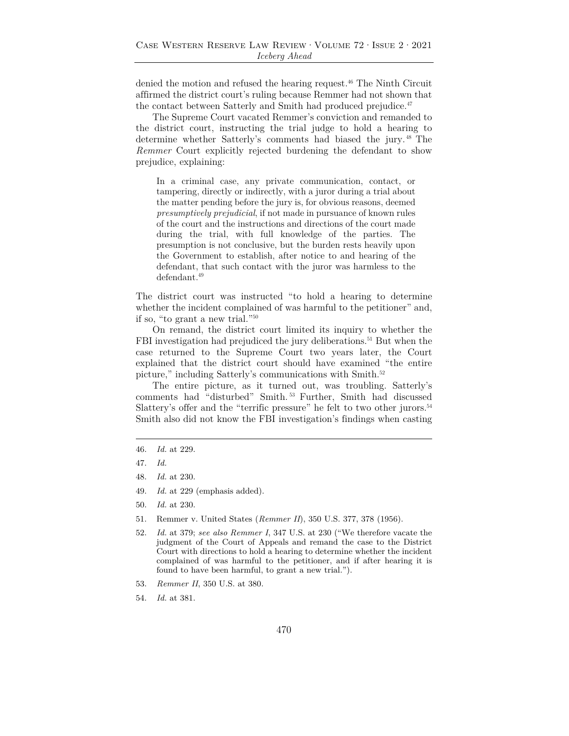denied the motion and refused the hearing request.[46] The Ninth Circuit affirmed the district court's ruling because Remmer had not shown that the contact between Satterly and Smith had produced prejudice.[47]

The Supreme Court vacated Remmer's conviction and remanded to the district court, instructing the trial judge to hold a hearing to determine whether Satterly's comments had biased the jury.[48] The *Remmer* Court explicitly rejected burdening the defendant to show prejudice, explaining:

> In a criminal case, any private communication, contact, or tampering, directly or indirectly, with a juror during a trial about the matter pending before the jury is, for obvious reasons, deemed *presumptively prejudicial*, if not made in pursuance of known rules of the court and the instructions and directions of the court made during the trial, with full knowledge of the parties. The presumption is not conclusive, but the burden rests heavily upon the Government to establish, after notice to and hearing of the defendant, that such contact with the juror was harmless to the defendant.[49]

The district court was instructed "to hold a hearing to determine whether the incident complained of was harmful to the petitioner" and, if so, "to grant a new trial."[50]

On remand, the district court limited its inquiry to whether the FBI investigation had prejudiced the jury deliberations.[51] But when the case returned to the Supreme Court two years later, the Court explained that the district court should have examined "the entire picture," including Satterly's communications with Smith.[52]

The entire picture, as it turned out, was troubling. Satterly's comments had "disturbed" Smith.[53] Further, Smith had discussed Slattery's offer and the "terrific pressure" he felt to two other jurors.[54] Smith also did not know the FBI investigation's findings when casting

---

46. *Id.* at 229.

47. *Id.*

48. *Id.* at 230.

49. *Id.* at 229 (emphasis added).

50. *Id.* at 230.

51. Remmer v. United States (*Remmer II*), 350 U.S. 377, 378 (1956).

52. *Id.* at 379; *see also Remmer I*, 347 U.S. at 230 ("We therefore vacate the judgment of the Court of Appeals and remand the case to the District Court with directions to hold a hearing to determine whether the incident complained of was harmful to the petitioner, and if after hearing it is found to have been harmful, to grant a new trial.").

53. *Remmer II*, 350 U.S. at 380.

54. *Id.* at 381.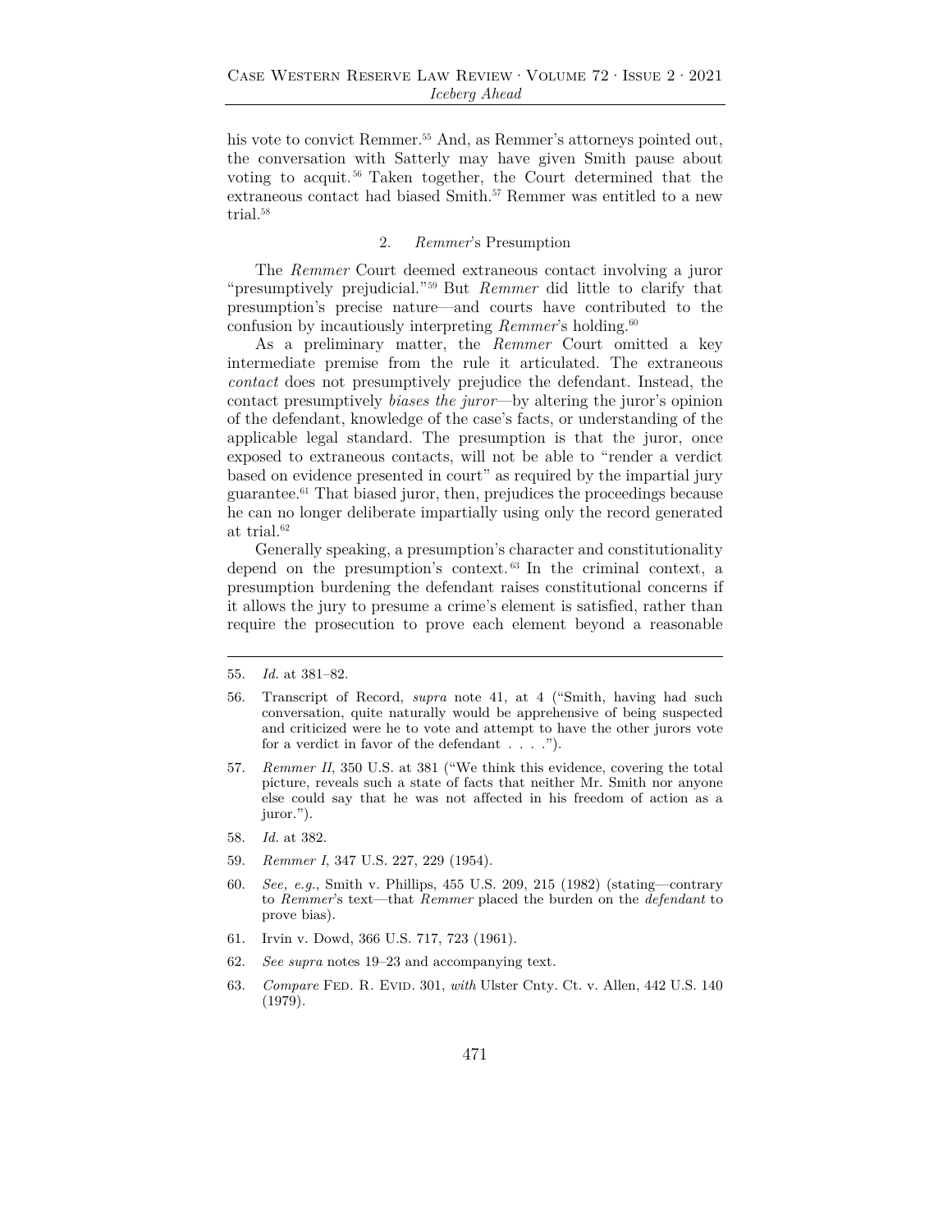his vote to convict Remmer.[55] And, as Remmer's attorneys pointed out, the conversation with Satterly may have given Smith pause about voting to acquit.[56] Taken together, the Court determined that the extraneous contact had biased Smith.[57] Remmer was entitled to a new trial.[58]

### 2. *Remmer*'s Presumption

The *Remmer* Court deemed extraneous contact involving a juror "presumptively prejudicial."[59] But *Remmer* did little to clarify that presumption's precise nature—and courts have contributed to the confusion by incautiously interpreting *Remmer*'s holding.[60]

As a preliminary matter, the *Remmer* Court omitted a key intermediate premise from the rule it articulated. The extraneous *contact* does not presumptively prejudice the defendant. Instead, the contact presumptively *biases the juror*—by altering the juror's opinion of the defendant, knowledge of the case's facts, or understanding of the applicable legal standard. The presumption is that the juror, once exposed to extraneous contacts, will not be able to "render a verdict based on evidence presented in court" as required by the impartial jury guarantee.[61] That biased juror, then, prejudices the proceedings because he can no longer deliberate impartially using only the record generated at trial.[62]

Generally speaking, a presumption's character and constitutionality depend on the presumption's context.[63] In the criminal context, a presumption burdening the defendant raises constitutional concerns if it allows the jury to presume a crime's element is satisfied, rather than require the prosecution to prove each element beyond a reasonable

---

55. *Id.* at 381–82.

56. Transcript of Record, *supra* note 41, at 4 ("Smith, having had such conversation, quite naturally would be apprehensive of being suspected and criticized were he to vote and attempt to have the other jurors vote for a verdict in favor of the defendant . . . .").

57. *Remmer II*, 350 U.S. at 381 ("We think this evidence, covering the total picture, reveals such a state of facts that neither Mr. Smith nor anyone else could say that he was not affected in his freedom of action as a juror.").

58. *Id.* at 382.

59. *Remmer I*, 347 U.S. 227, 229 (1954).

60. *See, e.g.*, Smith v. Phillips, 455 U.S. 209, 215 (1982) (stating—contrary to *Remmer*'s text—that *Remmer* placed the burden on the *defendant* to prove bias).

61. Irvin v. Dowd, 366 U.S. 717, 723 (1961).

62. *See supra* notes 19–23 and accompanying text.

63. *Compare* Fed. R. Evid. 301, *with* Ulster Cnty. Ct. v. Allen, 442 U.S. 140 (1979).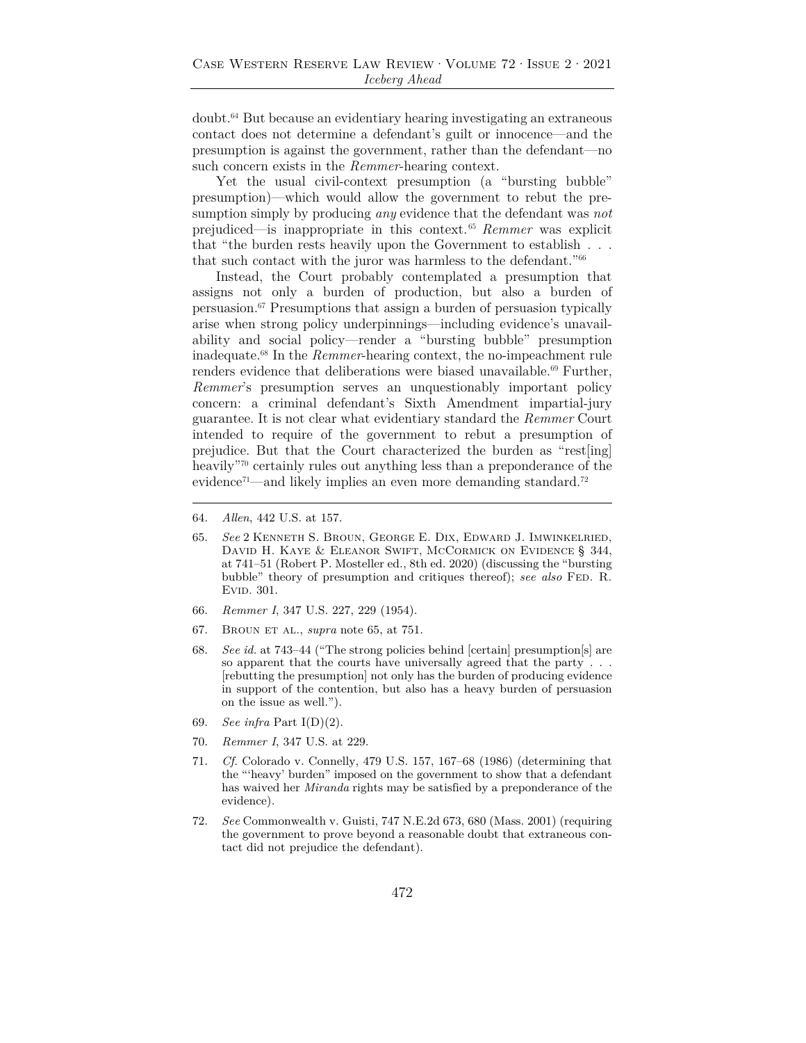doubt.[64] But because an evidentiary hearing investigating an extraneous contact does not determine a defendant's guilt or innocence—and the presumption is against the government, rather than the defendant—no such concern exists in the *Remmer*-hearing context.

Yet the usual civil-context presumption (a "bursting bubble" presumption)—which would allow the government to rebut the presumption simply by producing *any* evidence that the defendant was *not* prejudiced—is inappropriate in this context.[65] *Remmer* was explicit that "the burden rests heavily upon the Government to establish . . . that such contact with the juror was harmless to the defendant."[66]

Instead, the Court probably contemplated a presumption that assigns not only a burden of production, but also a burden of persuasion.[67] Presumptions that assign a burden of persuasion typically arise when strong policy underpinnings—including evidence's unavailability and social policy—render a "bursting bubble" presumption inadequate.[68] In the *Remmer*-hearing context, the no-impeachment rule renders evidence that deliberations were biased unavailable.[69] Further, *Remmer*'s presumption serves an unquestionably important policy concern: a criminal defendant's Sixth Amendment impartial-jury guarantee. It is not clear what evidentiary standard the *Remmer* Court intended to require of the government to rebut a presumption of prejudice. But that the Court characterized the burden as "rest[ing] heavily"[70] certainly rules out anything less than a preponderance of the evidence[71]—and likely implies an even more demanding standard.[72]

---

64. *Allen*, 442 U.S. at 157.

65. *See* 2 Kenneth S. Broun, George E. Dix, Edward J. Imwinkelried, David H. Kaye & Eleanor Swift, McCormick on Evidence § 344, at 741–51 (Robert P. Mosteller ed., 8th ed. 2020) (discussing the "bursting bubble" theory of presumption and critiques thereof); *see also* Fed. R. Evid. 301.

66. *Remmer I*, 347 U.S. 227, 229 (1954).

67. Broun et al., *supra* note 65, at 751.

68. *See id.* at 743–44 ("The strong policies behind [certain] presumption[s] are so apparent that the courts have universally agreed that the party . . . [rebutting the presumption] not only has the burden of producing evidence in support of the contention, but also has a heavy burden of persuasion on the issue as well.").

69. *See infra* Part I(D)(2).

70. *Remmer I*, 347 U.S. at 229.

71. *Cf.* Colorado v. Connelly, 479 U.S. 157, 167–68 (1986) (determining that the "'heavy' burden" imposed on the government to show that a defendant has waived her *Miranda* rights may be satisfied by a preponderance of the evidence).

72. *See* Commonwealth v. Guisti, 747 N.E.2d 673, 680 (Mass. 2001) (requiring the government to prove beyond a reasonable doubt that extraneous contact did not prejudice the defendant).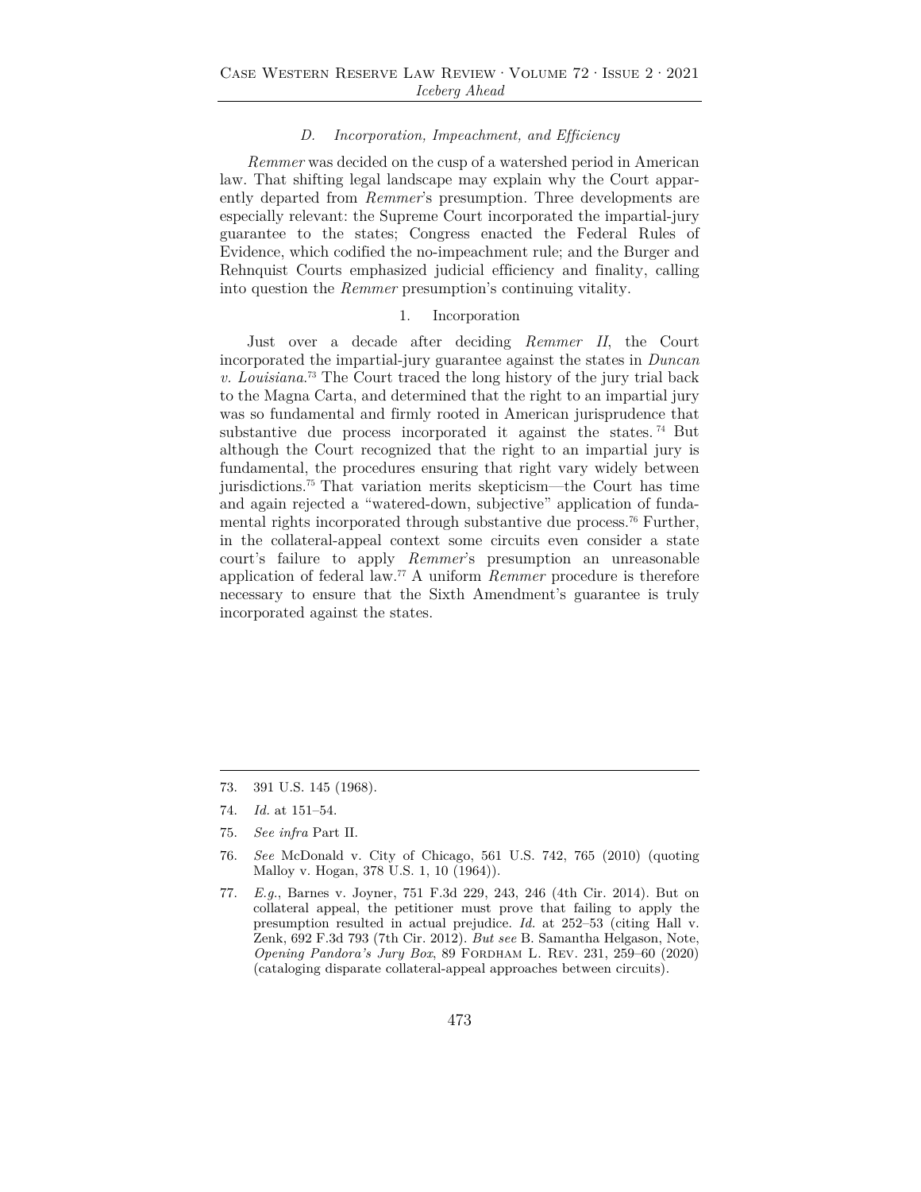### *D. Incorporation, Impeachment, and Efficiency*

*Remmer* was decided on the cusp of a watershed period in American law. That shifting legal landscape may explain why the Court apparently departed from *Remmer*'s presumption. Three developments are especially relevant: the Supreme Court incorporated the impartial-jury guarantee to the states; Congress enacted the Federal Rules of Evidence, which codified the no-impeachment rule; and the Burger and Rehnquist Courts emphasized judicial efficiency and finality, calling into question the *Remmer* presumption's continuing vitality.

#### 1. Incorporation

Just over a decade after deciding *Remmer II*, the Court incorporated the impartial-jury guarantee against the states in *Duncan v. Louisiana*.[73] The Court traced the long history of the jury trial back to the Magna Carta, and determined that the right to an impartial jury was so fundamental and firmly rooted in American jurisprudence that substantive due process incorporated it against the states.[74] But although the Court recognized that the right to an impartial jury is fundamental, the procedures ensuring that right vary widely between jurisdictions.[75] That variation merits skepticism—the Court has time and again rejected a "watered-down, subjective" application of fundamental rights incorporated through substantive due process.[76] Further, in the collateral-appeal context some circuits even consider a state court's failure to apply *Remmer*'s presumption an unreasonable application of federal law.[77] A uniform *Remmer* procedure is therefore necessary to ensure that the Sixth Amendment's guarantee is truly incorporated against the states.

---

73. 391 U.S. 145 (1968).

74. *Id.* at 151–54.

75. *See infra* Part II.

76. *See* McDonald v. City of Chicago, 561 U.S. 742, 765 (2010) (quoting Malloy v. Hogan, 378 U.S. 1, 10 (1964)).

77. *E.g.*, Barnes v. Joyner, 751 F.3d 229, 243, 246 (4th Cir. 2014). But on collateral appeal, the petitioner must prove that failing to apply the presumption resulted in actual prejudice. *Id.* at 252–53 (citing Hall v. Zenk, 692 F.3d 793 (7th Cir. 2012). *But see* B. Samantha Helgason, Note, *Opening Pandora's Jury Box*, 89 Fordham L. Rev. 231, 259–60 (2020) (cataloging disparate collateral-appeal approaches between circuits).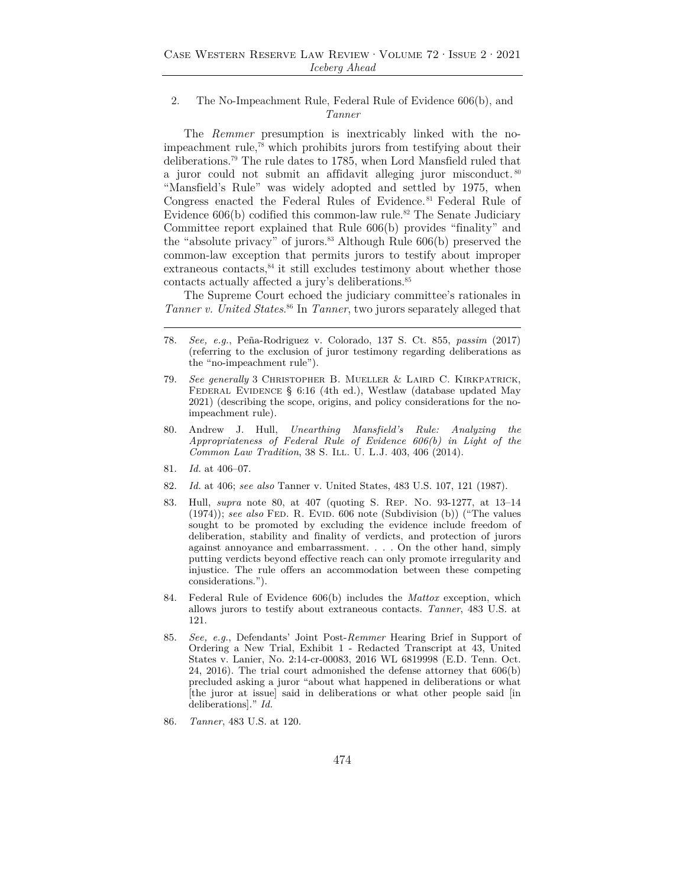### 2. The No-Impeachment Rule, Federal Rule of Evidence 606(b), and *Tanner*

The *Remmer* presumption is inextricably linked with the no-impeachment rule,[78] which prohibits jurors from testifying about their deliberations.[79] The rule dates to 1785, when Lord Mansfield ruled that a juror could not submit an affidavit alleging juror misconduct.[80] "Mansfield's Rule" was widely adopted and settled by 1975, when Congress enacted the Federal Rules of Evidence.[81] Federal Rule of Evidence 606(b) codified this common-law rule.[82] The Senate Judiciary Committee report explained that Rule 606(b) provides "finality" and the "absolute privacy" of jurors.[83] Although Rule 606(b) preserved the common-law exception that permits jurors to testify about improper extraneous contacts,[84] it still excludes testimony about whether those contacts actually affected a jury's deliberations.[85]

The Supreme Court echoed the judiciary committee's rationales in *Tanner v. United States*.[86] In *Tanner*, two jurors separately alleged that

---

78. *See, e.g.*, Peña-Rodriguez v. Colorado, 137 S. Ct. 855, *passim* (2017) (referring to the exclusion of juror testimony regarding deliberations as the "no-impeachment rule").

79. *See generally* 3 Christopher B. Mueller & Laird C. Kirkpatrick, Federal Evidence § 6:16 (4th ed.), Westlaw (database updated May 2021) (describing the scope, origins, and policy considerations for the no-impeachment rule).

80. Andrew J. Hull, *Unearthing Mansfield's Rule: Analyzing the Appropriateness of Federal Rule of Evidence 606(b) in Light of the Common Law Tradition*, 38 S. Ill. U. L.J. 403, 406 (2014).

81. *Id.* at 406–07.

82. *Id.* at 406; *see also* Tanner v. United States, 483 U.S. 107, 121 (1987).

83. Hull, *supra* note 80, at 407 (quoting S. Rep. No. 93-1277, at 13–14 (1974)); *see also* Fed. R. Evid. 606 note (Subdivision (b)) ("The values sought to be promoted by excluding the evidence include freedom of deliberation, stability and finality of verdicts, and protection of jurors against annoyance and embarrassment. . . . On the other hand, simply putting verdicts beyond effective reach can only promote irregularity and injustice. The rule offers an accommodation between these competing considerations.").

84. Federal Rule of Evidence 606(b) includes the *Mattox* exception, which allows jurors to testify about extraneous contacts. *Tanner*, 483 U.S. at 121.

85. *See, e.g.*, Defendants' Joint Post-*Remmer* Hearing Brief in Support of Ordering a New Trial, Exhibit 1 - Redacted Transcript at 43, United States v. Lanier, No. 2:14-cr-00083, 2016 WL 6819998 (E.D. Tenn. Oct. 24, 2016). The trial court admonished the defense attorney that 606(b) precluded asking a juror "about what happened in deliberations or what [the juror at issue] said in deliberations or what other people said [in deliberations]." *Id.*

86. *Tanner*, 483 U.S. at 120.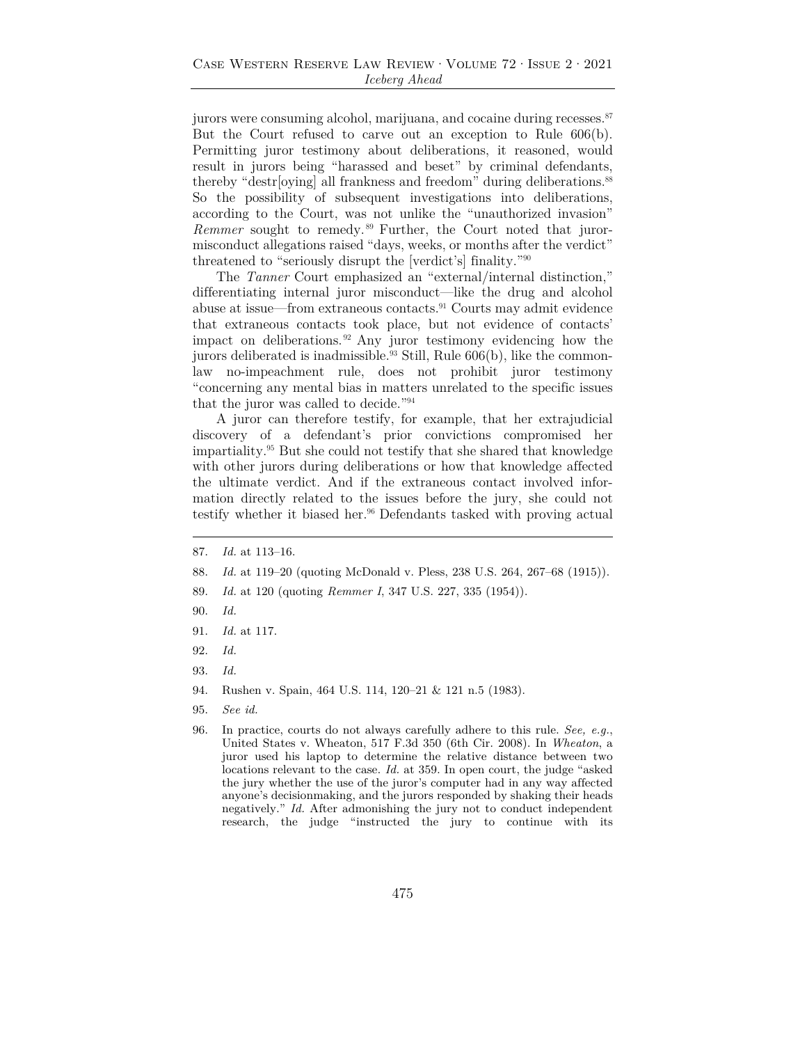jurors were consuming alcohol, marijuana, and cocaine during recesses.[87] But the Court refused to carve out an exception to Rule 606(b). Permitting juror testimony about deliberations, it reasoned, would result in jurors being "harassed and beset" by criminal defendants, thereby "destr[oying] all frankness and freedom" during deliberations.[88] So the possibility of subsequent investigations into deliberations, according to the Court, was not unlike the "unauthorized invasion" *Remmer* sought to remedy.[89] Further, the Court noted that juror-misconduct allegations raised "days, weeks, or months after the verdict" threatened to "seriously disrupt the [verdict's] finality."[90]

The *Tanner* Court emphasized an "external/internal distinction," differentiating internal juror misconduct—like the drug and alcohol abuse at issue—from extraneous contacts.[91] Courts may admit evidence that extraneous contacts took place, but not evidence of contacts' impact on deliberations.[92] Any juror testimony evidencing how the jurors deliberated is inadmissible.[93] Still, Rule 606(b), like the common-law no-impeachment rule, does not prohibit juror testimony "concerning any mental bias in matters unrelated to the specific issues that the juror was called to decide."[94]

A juror can therefore testify, for example, that her extrajudicial discovery of a defendant's prior convictions compromised her impartiality.[95] But she could not testify that she shared that knowledge with other jurors during deliberations or how that knowledge affected the ultimate verdict. And if the extraneous contact involved information directly related to the issues before the jury, she could not testify whether it biased her.[96] Defendants tasked with proving actual

---

87. *Id.* at 113–16.

88. *Id.* at 119–20 (quoting McDonald v. Pless, 238 U.S. 264, 267–68 (1915)).

89. *Id.* at 120 (quoting *Remmer I*, 347 U.S. 227, 335 (1954)).

90. *Id.*

91. *Id.* at 117.

92. *Id.*

93. *Id.*

94. Rushen v. Spain, 464 U.S. 114, 120–21 & 121 n.5 (1983).

95. *See id.*

96. In practice, courts do not always carefully adhere to this rule. *See, e.g.*, United States v. Wheaton, 517 F.3d 350 (6th Cir. 2008). In *Wheaton*, a juror used his laptop to determine the relative distance between two locations relevant to the case. *Id.* at 359. In open court, the judge "asked the jury whether the use of the juror's computer had in any way affected anyone's decisionmaking, and the jurors responded by shaking their heads negatively." *Id.* After admonishing the jury not to conduct independent research, the judge "instructed the jury to continue with its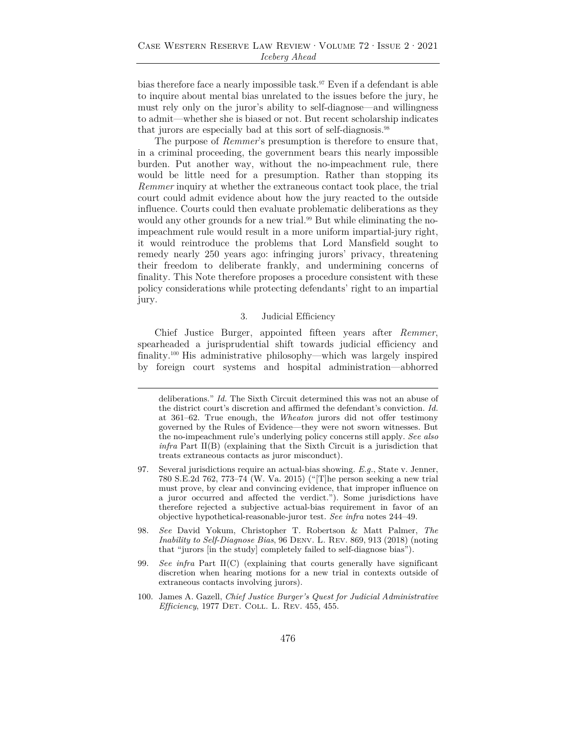bias therefore face a nearly impossible task.[97] Even if a defendant is able to inquire about mental bias unrelated to the issues before the jury, he must rely only on the juror's ability to self-diagnose—and willingness to admit—whether she is biased or not. But recent scholarship indicates that jurors are especially bad at this sort of self-diagnosis.[98]

The purpose of *Remmer*'s presumption is therefore to ensure that, in a criminal proceeding, the government bears this nearly impossible burden. Put another way, without the no-impeachment rule, there would be little need for a presumption. Rather than stopping its *Remmer* inquiry at whether the extraneous contact took place, the trial court could admit evidence about how the jury reacted to the outside influence. Courts could then evaluate problematic deliberations as they would any other grounds for a new trial.[99] But while eliminating the no-impeachment rule would result in a more uniform impartial-jury right, it would reintroduce the problems that Lord Mansfield sought to remedy nearly 250 years ago: infringing jurors' privacy, threatening their freedom to deliberate frankly, and undermining concerns of finality. This Note therefore proposes a procedure consistent with these policy considerations while protecting defendants' right to an impartial jury.

### 3. Judicial Efficiency

Chief Justice Burger, appointed fifteen years after *Remmer*, spearheaded a jurisprudential shift towards judicial efficiency and finality.[100] His administrative philosophy—which was largely inspired by foreign court systems and hospital administration—abhorred

---

deliberations." *Id.* The Sixth Circuit determined this was not an abuse of the district court's discretion and affirmed the defendant's conviction. *Id.* at 361–62. True enough, the *Wheaton* jurors did not offer testimony governed by the Rules of Evidence—they were not sworn witnesses. But the no-impeachment rule's underlying policy concerns still apply. *See also infra* Part II(B) (explaining that the Sixth Circuit is a jurisdiction that treats extraneous contacts as juror misconduct).

97. Several jurisdictions require an actual-bias showing. *E.g.*, State v. Jenner, 780 S.E.2d 762, 773–74 (W. Va. 2015) ("[T]he person seeking a new trial must prove, by clear and convincing evidence, that improper influence on a juror occurred and affected the verdict."). Some jurisdictions have therefore rejected a subjective actual-bias requirement in favor of an objective hypothetical-reasonable-juror test. *See infra* notes 244–49.

98. *See* David Yokum, Christopher T. Robertson & Matt Palmer, *The Inability to Self-Diagnose Bias*, 96 Denv. L. Rev. 869, 913 (2018) (noting that "jurors [in the study] completely failed to self-diagnose bias").

99. *See infra* Part II(C) (explaining that courts generally have significant discretion when hearing motions for a new trial in contexts outside of extraneous contacts involving jurors).

100. James A. Gazell, *Chief Justice Burger's Quest for Judicial Administrative Efficiency*, 1977 Det. Coll. L. Rev. 455, 455.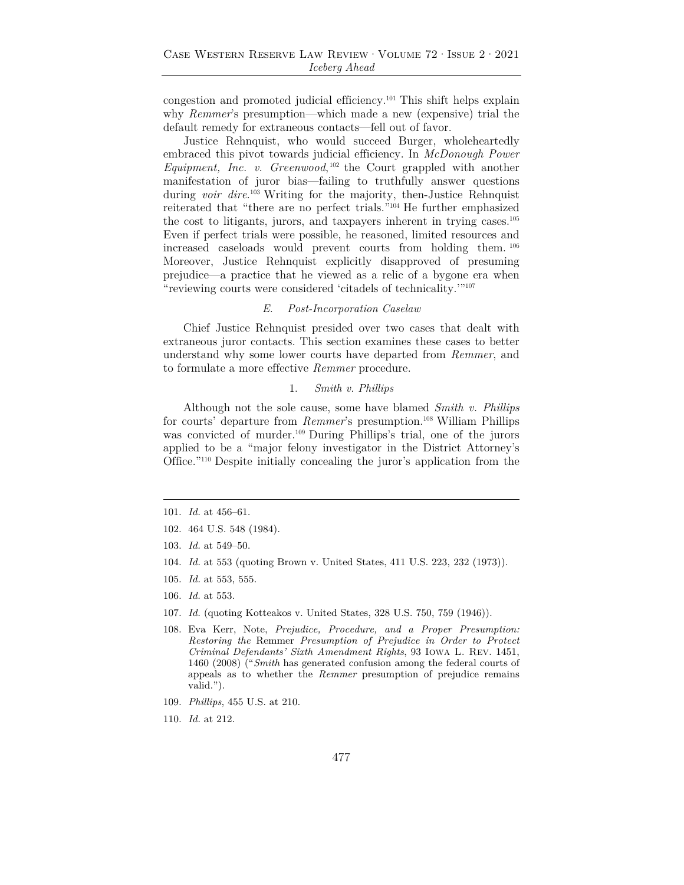congestion and promoted judicial efficiency.[101] This shift helps explain why *Remmer*'s presumption—which made a new (expensive) trial the default remedy for extraneous contacts—fell out of favor.

Justice Rehnquist, who would succeed Burger, wholeheartedly embraced this pivot towards judicial efficiency. In *McDonough Power Equipment, Inc. v. Greenwood*,[102] the Court grappled with another manifestation of juror bias—failing to truthfully answer questions during *voir dire*.[103] Writing for the majority, then-Justice Rehnquist reiterated that "there are no perfect trials."[104] He further emphasized the cost to litigants, jurors, and taxpayers inherent in trying cases.[105] Even if perfect trials were possible, he reasoned, limited resources and increased caseloads would prevent courts from holding them.[106] Moreover, Justice Rehnquist explicitly disapproved of presuming prejudice—a practice that he viewed as a relic of a bygone era when "reviewing courts were considered 'citadels of technicality.'"[107]

### *E. Post-Incorporation Caselaw*

Chief Justice Rehnquist presided over two cases that dealt with extraneous juror contacts. This section examines these cases to better understand why some lower courts have departed from *Remmer*, and to formulate a more effective *Remmer* procedure.

#### 1. *Smith v. Phillips*

Although not the sole cause, some have blamed *Smith v. Phillips* for courts' departure from *Remmer*'s presumption.[108] William Phillips was convicted of murder.[109] During Phillips's trial, one of the jurors applied to be a "major felony investigator in the District Attorney's Office."[110] Despite initially concealing the juror's application from the

---

101. *Id.* at 456–61.

102. 464 U.S. 548 (1984).

103. *Id.* at 549–50.

104. *Id.* at 553 (quoting Brown v. United States, 411 U.S. 223, 232 (1973)).

105. *Id.* at 553, 555.

106. *Id.* at 553.

107. *Id.* (quoting Kotteakos v. United States, 328 U.S. 750, 759 (1946)).

108. Eva Kerr, Note, *Prejudice, Procedure, and a Proper Presumption: Restoring the* Remmer *Presumption of Prejudice in Order to Protect Criminal Defendants' Sixth Amendment Rights*, 93 Iowa L. Rev. 1451, 1460 (2008) ("*Smith* has generated confusion among the federal courts of appeals as to whether the *Remmer* presumption of prejudice remains valid.").

109. *Phillips*, 455 U.S. at 210.

110. *Id.* at 212.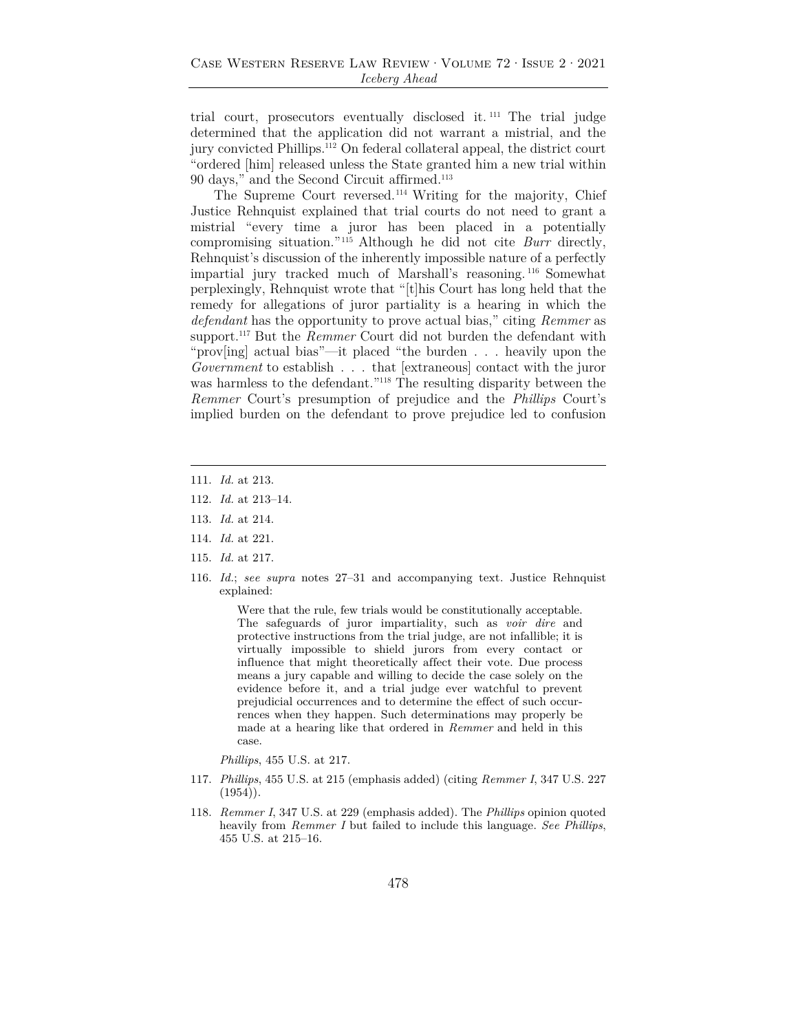trial court, prosecutors eventually disclosed it.[111] The trial judge determined that the application did not warrant a mistrial, and the jury convicted Phillips.[112] On federal collateral appeal, the district court "ordered [him] released unless the State granted him a new trial within 90 days," and the Second Circuit affirmed.[113]

The Supreme Court reversed.[114] Writing for the majority, Chief Justice Rehnquist explained that trial courts do not need to grant a mistrial "every time a juror has been placed in a potentially compromising situation."[115] Although he did not cite *Burr* directly, Rehnquist's discussion of the inherently impossible nature of a perfectly impartial jury tracked much of Marshall's reasoning.[116] Somewhat perplexingly, Rehnquist wrote that "[t]his Court has long held that the remedy for allegations of juror partiality is a hearing in which the *defendant* has the opportunity to prove actual bias," citing *Remmer* as support.[117] But the *Remmer* Court did not burden the defendant with "prov[ing] actual bias"—it placed "the burden . . . heavily upon the *Government* to establish . . . that [extraneous] contact with the juror was harmless to the defendant."[118] The resulting disparity between the *Remmer* Court's presumption of prejudice and the *Phillips* Court's implied burden on the defendant to prove prejudice led to confusion

---

111. *Id.* at 213.

112. *Id.* at 213–14.

113. *Id.* at 214.

114. *Id.* at 221.

115. *Id.* at 217.

116. *Id.*; *see supra* notes 27–31 and accompanying text. Justice Rehnquist explained:

> Were that the rule, few trials would be constitutionally acceptable. The safeguards of juror impartiality, such as *voir dire* and protective instructions from the trial judge, are not infallible; it is virtually impossible to shield jurors from every contact or influence that might theoretically affect their vote. Due process means a jury capable and willing to decide the case solely on the evidence before it, and a trial judge ever watchful to prevent prejudicial occurrences and to determine the effect of such occurrences when they happen. Such determinations may properly be made at a hearing like that ordered in *Remmer* and held in this case.

*Phillips*, 455 U.S. at 217.

117. *Phillips*, 455 U.S. at 215 (emphasis added) (citing *Remmer I*, 347 U.S. 227 (1954)).

118. *Remmer I*, 347 U.S. at 229 (emphasis added). The *Phillips* opinion quoted heavily from *Remmer I* but failed to include this language. *See Phillips*, 455 U.S. at 215–16.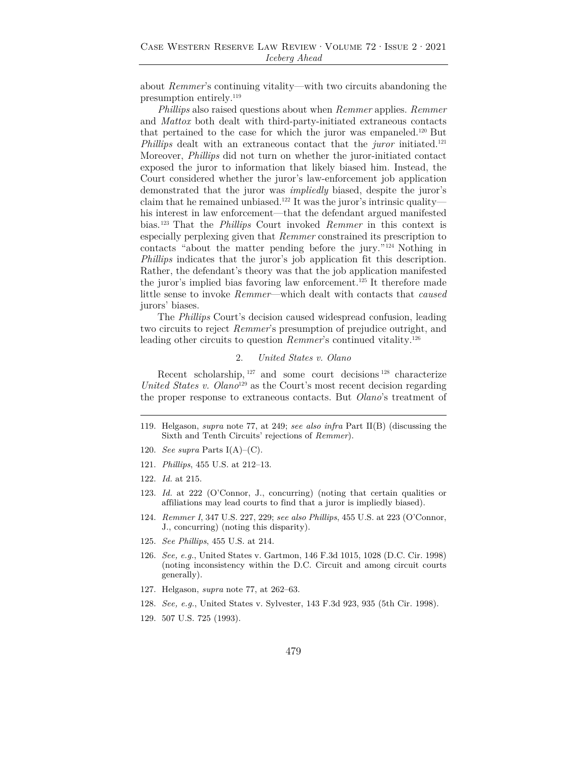about *Remmer*'s continuing vitality—with two circuits abandoning the presumption entirely.[119]

*Phillips* also raised questions about when *Remmer* applies. *Remmer* and *Mattox* both dealt with third-party-initiated extraneous contacts that pertained to the case for which the juror was empaneled.[120] But *Phillips* dealt with an extraneous contact that the *juror* initiated.[121] Moreover, *Phillips* did not turn on whether the juror-initiated contact exposed the juror to information that likely biased him. Instead, the Court considered whether the juror's law-enforcement job application demonstrated that the juror was *impliedly* biased, despite the juror's claim that he remained unbiased.[122] It was the juror's intrinsic quality—his interest in law enforcement—that the defendant argued manifested bias.[123] That the *Phillips* Court invoked *Remmer* in this context is especially perplexing given that *Remmer* constrained its prescription to contacts "about the matter pending before the jury."[124] Nothing in *Phillips* indicates that the juror's job application fit this description. Rather, the defendant's theory was that the job application manifested the juror's implied bias favoring law enforcement.[125] It therefore made little sense to invoke *Remmer*—which dealt with contacts that *caused* jurors' biases.

The *Phillips* Court's decision caused widespread confusion, leading two circuits to reject *Remmer*'s presumption of prejudice outright, and leading other circuits to question *Remmer*'s continued vitality.[126]

### 2. *United States v. Olano*

Recent scholarship,[127] and some court decisions[128] characterize *United States v. Olano*[129] as the Court's most recent decision regarding the proper response to extraneous contacts. But *Olano*'s treatment of

---

119. Helgason, *supra* note 77, at 249; *see also infra* Part II(B) (discussing the Sixth and Tenth Circuits' rejections of *Remmer*).

120. *See supra* Parts I(A)–(C).

121. *Phillips*, 455 U.S. at 212–13.

122. *Id.* at 215.

123. *Id.* at 222 (O'Connor, J., concurring) (noting that certain qualities or affiliations may lead courts to find that a juror is impliedly biased).

124. *Remmer I*, 347 U.S. 227, 229; *see also Phillips*, 455 U.S. at 223 (O'Connor, J., concurring) (noting this disparity).

125. *See Phillips*, 455 U.S. at 214.

126. *See, e.g.*, United States v. Gartmon, 146 F.3d 1015, 1028 (D.C. Cir. 1998) (noting inconsistency within the D.C. Circuit and among circuit courts generally).

127. Helgason, *supra* note 77, at 262–63.

128. *See, e.g.*, United States v. Sylvester, 143 F.3d 923, 935 (5th Cir. 1998).

129. 507 U.S. 725 (1993).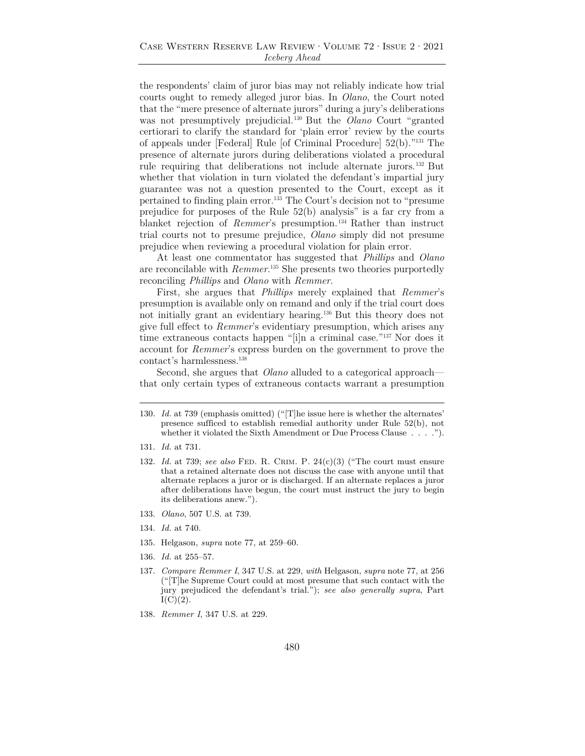the respondents' claim of juror bias may not reliably indicate how trial courts ought to remedy alleged juror bias. In *Olano*, the Court noted that the "mere presence of alternate jurors" during a jury's deliberations was not presumptively prejudicial.[130] But the *Olano* Court "granted certiorari to clarify the standard for 'plain error' review by the courts of appeals under [Federal] Rule [of Criminal Procedure] 52(b)."[131] The presence of alternate jurors during deliberations violated a procedural rule requiring that deliberations not include alternate jurors.[132] But whether that violation in turn violated the defendant's impartial jury guarantee was not a question presented to the Court, except as it pertained to finding plain error.[133] The Court's decision not to "presume prejudice for purposes of the Rule 52(b) analysis" is a far cry from a blanket rejection of *Remmer*'s presumption.[134] Rather than instruct trial courts not to presume prejudice, *Olano* simply did not presume prejudice when reviewing a procedural violation for plain error.

At least one commentator has suggested that *Phillips* and *Olano* are reconcilable with *Remmer*.[135] She presents two theories purportedly reconciling *Phillips* and *Olano* with *Remmer*.

First, she argues that *Phillips* merely explained that *Remmer*'s presumption is available only on remand and only if the trial court does not initially grant an evidentiary hearing.[136] But this theory does not give full effect to *Remmer*'s evidentiary presumption, which arises any time extraneous contacts happen "[i]n a criminal case."[137] Nor does it account for *Remmer*'s express burden on the government to prove the contact's harmlessness.[138]

Second, she argues that *Olano* alluded to a categorical approach—that only certain types of extraneous contacts warrant a presumption

---

130. *Id.* at 739 (emphasis omitted) ("[T]he issue here is whether the alternates' presence sufficed to establish remedial authority under Rule 52(b), not whether it violated the Sixth Amendment or Due Process Clause . . . .").

131. *Id.* at 731.

132. *Id.* at 739; *see also* FED. R. CRIM. P. 24(c)(3) ("The court must ensure that a retained alternate does not discuss the case with anyone until that alternate replaces a juror or is discharged. If an alternate replaces a juror after deliberations have begun, the court must instruct the jury to begin its deliberations anew.").

133. *Olano*, 507 U.S. at 739.

134. *Id.* at 740.

135. Helgason, *supra* note 77, at 259–60.

136. *Id.* at 255–57.

137. *Compare Remmer I*, 347 U.S. at 229, *with* Helgason, *supra* note 77, at 256 ("[T]he Supreme Court could at most presume that such contact with the jury prejudiced the defendant's trial."); *see also generally supra*, Part I(C)(2).

138. *Remmer I*, 347 U.S. at 229.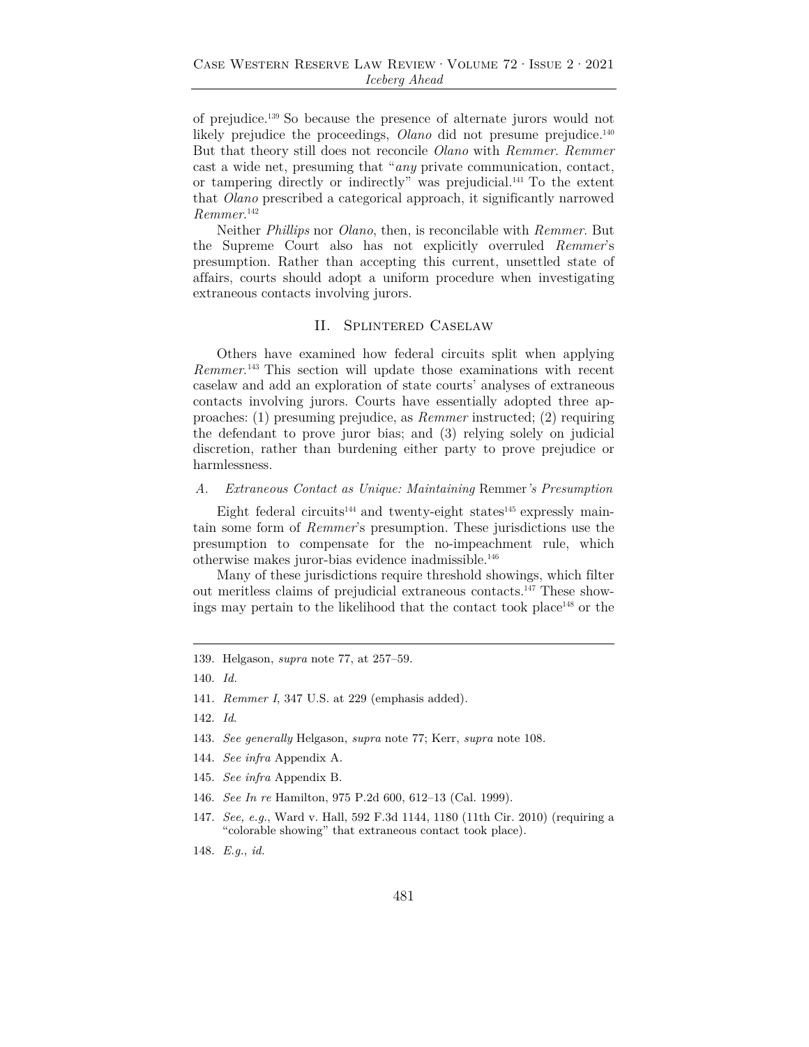of prejudice.[139] So because the presence of alternate jurors would not likely prejudice the proceedings, *Olano* did not presume prejudice.[140] But that theory still does not reconcile *Olano* with *Remmer*. *Remmer* cast a wide net, presuming that "*any* private communication, contact, or tampering directly or indirectly" was prejudicial.[141] To the extent that *Olano* prescribed a categorical approach, it significantly narrowed *Remmer*.[142]

Neither *Phillips* nor *Olano*, then, is reconcilable with *Remmer*. But the Supreme Court also has not explicitly overruled *Remmer*'s presumption. Rather than accepting this current, unsettled state of affairs, courts should adopt a uniform procedure when investigating extraneous contacts involving jurors.

## II. Splintered Caselaw

Others have examined how federal circuits split when applying *Remmer*.[143] This section will update those examinations with recent caselaw and add an exploration of state courts' analyses of extraneous contacts involving jurors. Courts have essentially adopted three approaches: (1) presuming prejudice, as *Remmer* instructed; (2) requiring the defendant to prove juror bias; and (3) relying solely on judicial discretion, rather than burdening either party to prove prejudice or harmlessness.

### *A. Extraneous Contact as Unique: Maintaining* Remmer*'s Presumption*

Eight federal circuits[144] and twenty-eight states[145] expressly maintain some form of *Remmer*'s presumption. These jurisdictions use the presumption to compensate for the no-impeachment rule, which otherwise makes juror-bias evidence inadmissible.[146]

Many of these jurisdictions require threshold showings, which filter out meritless claims of prejudicial extraneous contacts.[147] These showings may pertain to the likelihood that the contact took place[148] or the

---

139. Helgason, *supra* note 77, at 257–59.

140. *Id.*

141. *Remmer I*, 347 U.S. at 229 (emphasis added).

142. *Id*.

143. *See generally* Helgason, *supra* note 77; Kerr, *supra* note 108.

144. *See infra* Appendix A.

145. *See infra* Appendix B.

146. *See In re* Hamilton, 975 P.2d 600, 612–13 (Cal. 1999).

147. *See, e.g.*, Ward v. Hall, 592 F.3d 1144, 1180 (11th Cir. 2010) (requiring a "colorable showing" that extraneous contact took place).

148. *E.g.*, *id.*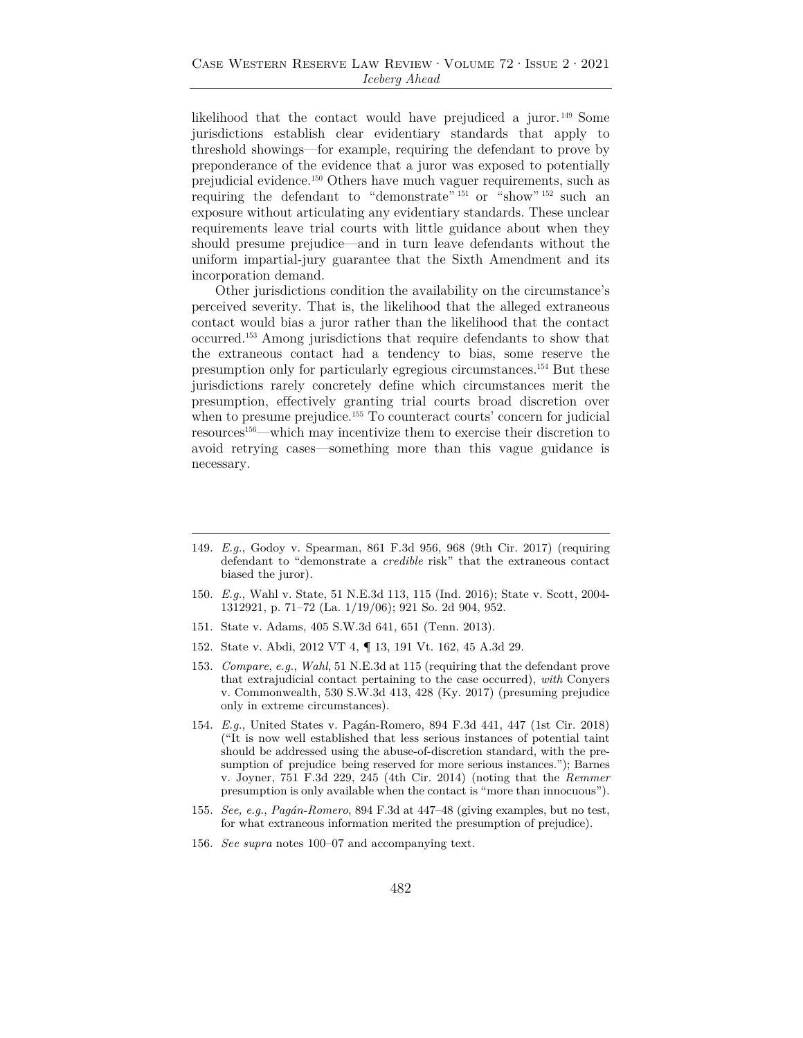likelihood that the contact would have prejudiced a juror.[149] Some jurisdictions establish clear evidentiary standards that apply to threshold showings—for example, requiring the defendant to prove by preponderance of the evidence that a juror was exposed to potentially prejudicial evidence.[150] Others have much vaguer requirements, such as requiring the defendant to "demonstrate"[151] or "show"[152] such an exposure without articulating any evidentiary standards. These unclear requirements leave trial courts with little guidance about when they should presume prejudice—and in turn leave defendants without the uniform impartial-jury guarantee that the Sixth Amendment and its incorporation demand.

Other jurisdictions condition the availability on the circumstance's perceived severity. That is, the likelihood that the alleged extraneous contact would bias a juror rather than the likelihood that the contact occurred.[153] Among jurisdictions that require defendants to show that the extraneous contact had a tendency to bias, some reserve the presumption only for particularly egregious circumstances.[154] But these jurisdictions rarely concretely define which circumstances merit the presumption, effectively granting trial courts broad discretion over when to presume prejudice.[155] To counteract courts' concern for judicial resources[156]—which may incentivize them to exercise their discretion to avoid retrying cases—something more than this vague guidance is necessary.

---

149. *E.g.*, Godoy v. Spearman, 861 F.3d 956, 968 (9th Cir. 2017) (requiring defendant to "demonstrate a *credible* risk" that the extraneous contact biased the juror).

150. *E.g.*, Wahl v. State, 51 N.E.3d 113, 115 (Ind. 2016); State v. Scott, 2004-1312921, p. 71–72 (La. 1/19/06); 921 So. 2d 904, 952.

151. State v. Adams, 405 S.W.3d 641, 651 (Tenn. 2013).

152. State v. Abdi, 2012 VT 4, ¶ 13, 191 Vt. 162, 45 A.3d 29.

153. *Compare*, *e.g.*, *Wahl*, 51 N.E.3d at 115 (requiring that the defendant prove that extrajudicial contact pertaining to the case occurred), *with* Conyers v. Commonwealth, 530 S.W.3d 413, 428 (Ky. 2017) (presuming prejudice only in extreme circumstances).

154. *E.g.*, United States v. Pagán-Romero, 894 F.3d 441, 447 (1st Cir. 2018) ("It is now well established that less serious instances of potential taint should be addressed using the abuse-of-discretion standard, with the presumption of prejudice being reserved for more serious instances."); Barnes v. Joyner, 751 F.3d 229, 245 (4th Cir. 2014) (noting that the *Remmer* presumption is only available when the contact is "more than innocuous").

155. *See, e.g.*, *Pagán-Romero*, 894 F.3d at 447–48 (giving examples, but no test, for what extraneous information merited the presumption of prejudice).

156. *See supra* notes 100–07 and accompanying text.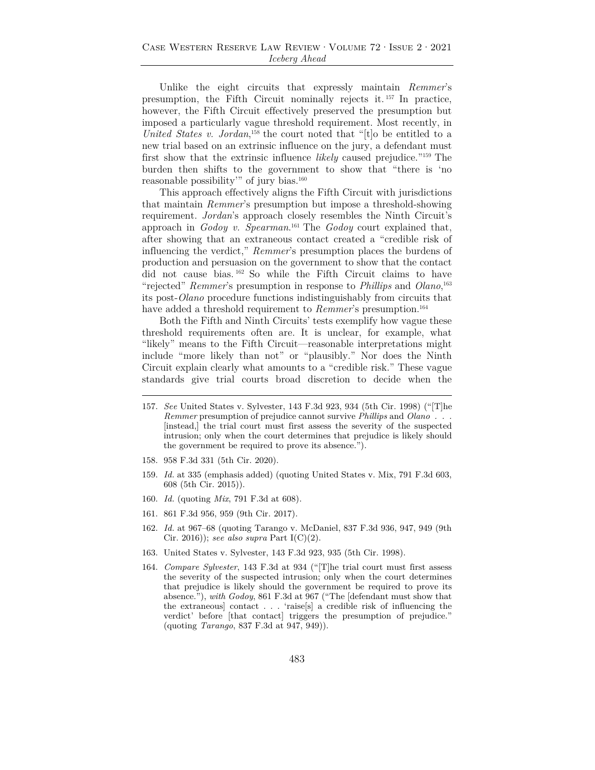Unlike the eight circuits that expressly maintain *Remmer*'s presumption, the Fifth Circuit nominally rejects it.[157] In practice, however, the Fifth Circuit effectively preserved the presumption but imposed a particularly vague threshold requirement. Most recently, in *United States v. Jordan*,[158] the court noted that "[t]o be entitled to a new trial based on an extrinsic influence on the jury, a defendant must first show that the extrinsic influence *likely* caused prejudice."[159] The burden then shifts to the government to show that "there is 'no reasonable possibility'" of jury bias.[160]

This approach effectively aligns the Fifth Circuit with jurisdictions that maintain *Remmer*'s presumption but impose a threshold-showing requirement. *Jordan*'s approach closely resembles the Ninth Circuit's approach in *Godoy v. Spearman*.[161] The *Godoy* court explained that, after showing that an extraneous contact created a "credible risk of influencing the verdict," *Remmer*'s presumption places the burdens of production and persuasion on the government to show that the contact did not cause bias.[162] So while the Fifth Circuit claims to have "rejected" *Remmer*'s presumption in response to *Phillips* and *Olano*,[163] its post-*Olano* procedure functions indistinguishably from circuits that have added a threshold requirement to *Remmer*'s presumption.[164]

Both the Fifth and Ninth Circuits' tests exemplify how vague these threshold requirements often are. It is unclear, for example, what "likely" means to the Fifth Circuit—reasonable interpretations might include "more likely than not" or "plausibly." Nor does the Ninth Circuit explain clearly what amounts to a "credible risk." These vague standards give trial courts broad discretion to decide when the

---

157. *See* United States v. Sylvester, 143 F.3d 923, 934 (5th Cir. 1998) ("[T]he *Remmer* presumption of prejudice cannot survive *Phillips* and *Olano* . . . [instead,] the trial court must first assess the severity of the suspected intrusion; only when the court determines that prejudice is likely should the government be required to prove its absence.").

158. 958 F.3d 331 (5th Cir. 2020).

159. *Id.* at 335 (emphasis added) (quoting United States v. Mix, 791 F.3d 603, 608 (5th Cir. 2015)).

160. *Id.* (quoting *Mix*, 791 F.3d at 608).

161. 861 F.3d 956, 959 (9th Cir. 2017).

162. *Id.* at 967–68 (quoting Tarango v. McDaniel, 837 F.3d 936, 947, 949 (9th Cir. 2016)); *see also supra* Part I(C)(2).

163. United States v. Sylvester, 143 F.3d 923, 935 (5th Cir. 1998).

164. *Compare Sylvester*, 143 F.3d at 934 ("[T]he trial court must first assess the severity of the suspected intrusion; only when the court determines that prejudice is likely should the government be required to prove its absence."), *with Godoy*, 861 F.3d at 967 ("The [defendant must show that the extraneous] contact . . . 'raise[s] a credible risk of influencing the verdict' before [that contact] triggers the presumption of prejudice." (quoting *Tarango*, 837 F.3d at 947, 949)).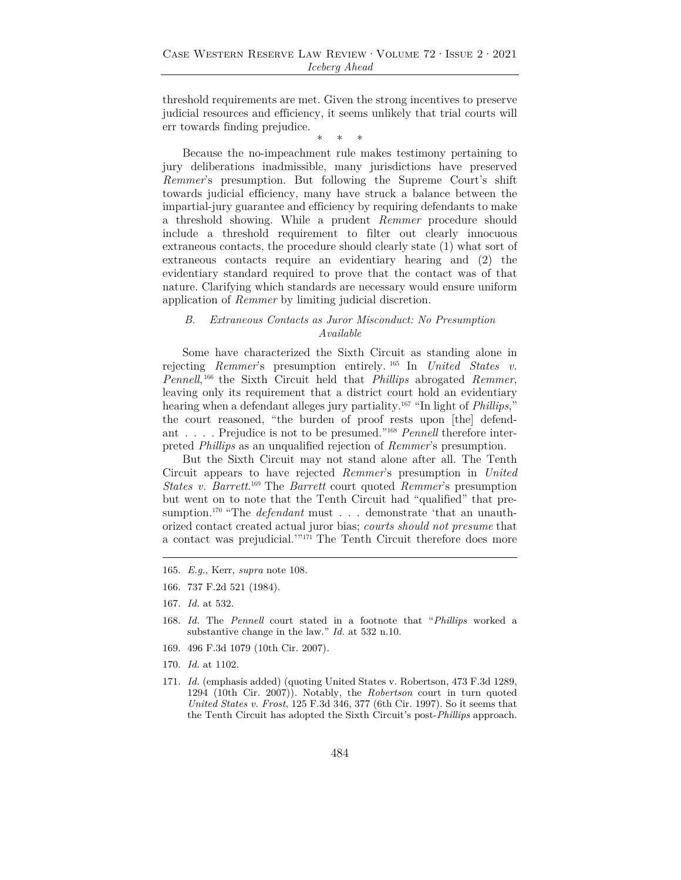threshold requirements are met. Given the strong incentives to preserve judicial resources and efficiency, it seems unlikely that trial courts will err towards finding prejudice.

\* \* \*

Because the no-impeachment rule makes testimony pertaining to jury deliberations inadmissible, many jurisdictions have preserved *Remmer*'s presumption. But following the Supreme Court's shift towards judicial efficiency, many have struck a balance between the impartial-jury guarantee and efficiency by requiring defendants to make a threshold showing. While a prudent *Remmer* procedure should include a threshold requirement to filter out clearly innocuous extraneous contacts, the procedure should clearly state (1) what sort of extraneous contacts require an evidentiary hearing and (2) the evidentiary standard required to prove that the contact was of that nature. Clarifying which standards are necessary would ensure uniform application of *Remmer* by limiting judicial discretion.

### *B. Extraneous Contacts as Juror Misconduct: No Presumption Available*

Some have characterized the Sixth Circuit as standing alone in rejecting *Remmer*'s presumption entirely.[165] In *United States v. Pennell*,[166] the Sixth Circuit held that *Phillips* abrogated *Remmer*, leaving only its requirement that a district court hold an evidentiary hearing when a defendant alleges jury partiality.[167] "In light of *Phillips*," the court reasoned, "the burden of proof rests upon [the] defendant . . . . Prejudice is not to be presumed."[168] *Pennell* therefore interpreted *Phillips* as an unqualified rejection of *Remmer*'s presumption.

But the Sixth Circuit may not stand alone after all. The Tenth Circuit appears to have rejected *Remmer*'s presumption in *United States v. Barrett*.[169] The *Barrett* court quoted *Remmer*'s presumption but went on to note that the Tenth Circuit had "qualified" that presumption.[170] "The *defendant* must . . . demonstrate 'that an unauthorized contact created actual juror bias; *courts should not presume* that a contact was prejudicial.'"[171] The Tenth Circuit therefore does more

---

165. *E.g.*, Kerr, *supra* note 108.

166. 737 F.2d 521 (1984).

167. *Id.* at 532.

168. *Id.* The *Pennell* court stated in a footnote that "*Phillips* worked a substantive change in the law." *Id.* at 532 n.10.

169. 496 F.3d 1079 (10th Cir. 2007).

170. *Id.* at 1102.

171. *Id.* (emphasis added) (quoting United States v. Robertson, 473 F.3d 1289, 1294 (10th Cir. 2007)). Notably, the *Robertson* court in turn quoted *United States v. Frost*, 125 F.3d 346, 377 (6th Cir. 1997). So it seems that the Tenth Circuit has adopted the Sixth Circuit's post-*Phillips* approach.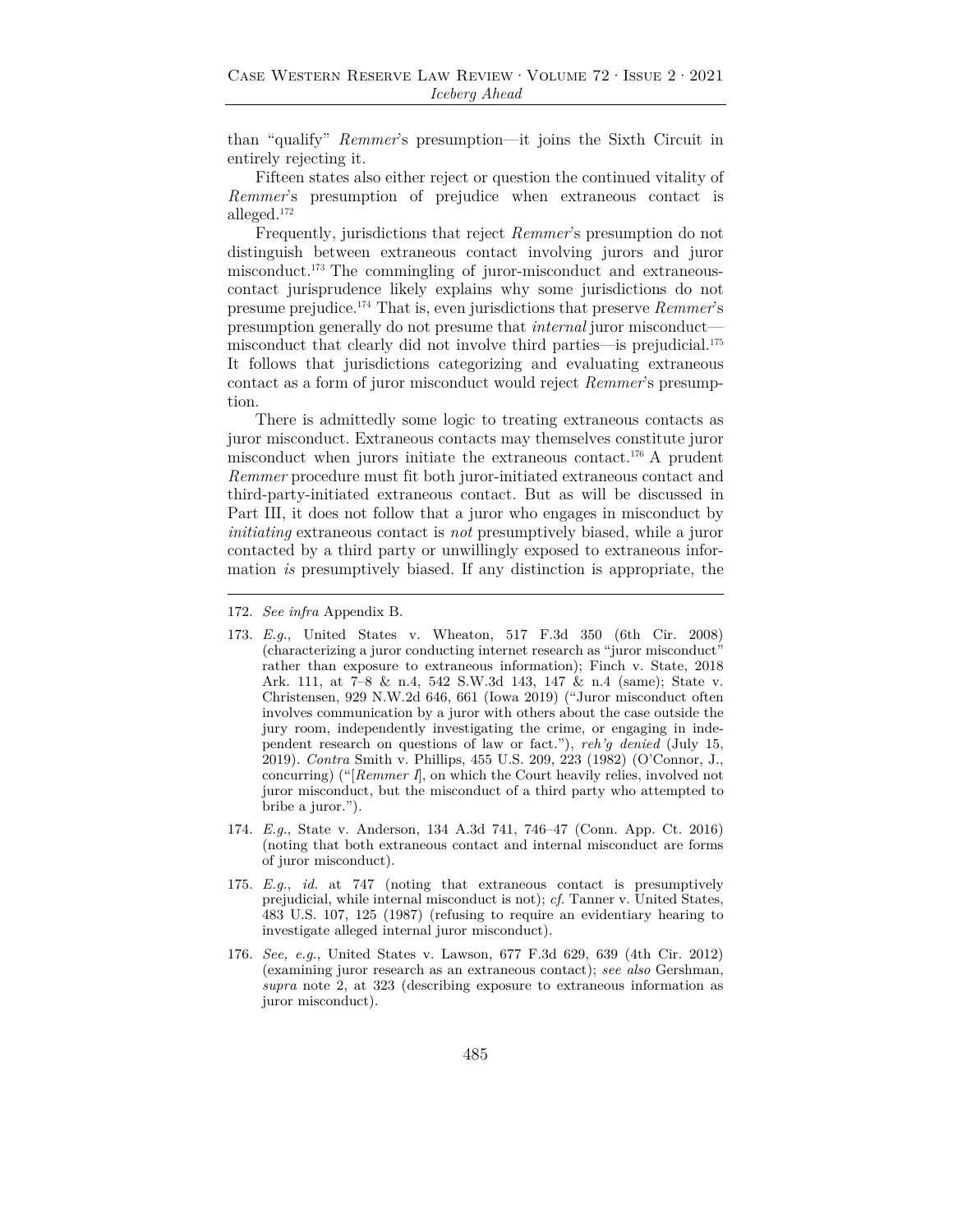than "qualify" *Remmer*'s presumption—it joins the Sixth Circuit in entirely rejecting it.

Fifteen states also either reject or question the continued vitality of *Remmer*'s presumption of prejudice when extraneous contact is alleged.[172]

Frequently, jurisdictions that reject *Remmer*'s presumption do not distinguish between extraneous contact involving jurors and juror misconduct.[173] The commingling of juror-misconduct and extraneous-contact jurisprudence likely explains why some jurisdictions do not presume prejudice.[174] That is, even jurisdictions that preserve *Remmer*'s presumption generally do not presume that *internal* juror misconduct—misconduct that clearly did not involve third parties—is prejudicial.[175] It follows that jurisdictions categorizing and evaluating extraneous contact as a form of juror misconduct would reject *Remmer*'s presumption.

There is admittedly some logic to treating extraneous contacts as juror misconduct. Extraneous contacts may themselves constitute juror misconduct when jurors initiate the extraneous contact.[176] A prudent *Remmer* procedure must fit both juror-initiated extraneous contact and third-party-initiated extraneous contact. But as will be discussed in Part III, it does not follow that a juror who engages in misconduct by *initiating* extraneous contact is *not* presumptively biased, while a juror contacted by a third party or unwillingly exposed to extraneous information *is* presumptively biased. If any distinction is appropriate, the

---

172. *See infra* Appendix B.

173. *E.g.*, United States v. Wheaton, 517 F.3d 350 (6th Cir. 2008) (characterizing a juror conducting internet research as "juror misconduct" rather than exposure to extraneous information); Finch v. State, 2018 Ark. 111, at 7–8 & n.4, 542 S.W.3d 143, 147 & n.4 (same); State v. Christensen, 929 N.W.2d 646, 661 (Iowa 2019) ("Juror misconduct often involves communication by a juror with others about the case outside the jury room, independently investigating the crime, or engaging in independent research on questions of law or fact."), *reh'g denied* (July 15, 2019). *Contra* Smith v. Phillips, 455 U.S. 209, 223 (1982) (O'Connor, J., concurring) ("[*Remmer I*], on which the Court heavily relies, involved not juror misconduct, but the misconduct of a third party who attempted to bribe a juror.").

174. *E.g.*, State v. Anderson, 134 A.3d 741, 746–47 (Conn. App. Ct. 2016) (noting that both extraneous contact and internal misconduct are forms of juror misconduct).

175. *E.g.*, *id.* at 747 (noting that extraneous contact is presumptively prejudicial, while internal misconduct is not); *cf.* Tanner v. United States, 483 U.S. 107, 125 (1987) (refusing to require an evidentiary hearing to investigate alleged internal juror misconduct).

176. *See, e.g.*, United States v. Lawson, 677 F.3d 629, 639 (4th Cir. 2012) (examining juror research as an extraneous contact); *see also* Gershman, *supra* note 2, at 323 (describing exposure to extraneous information as juror misconduct).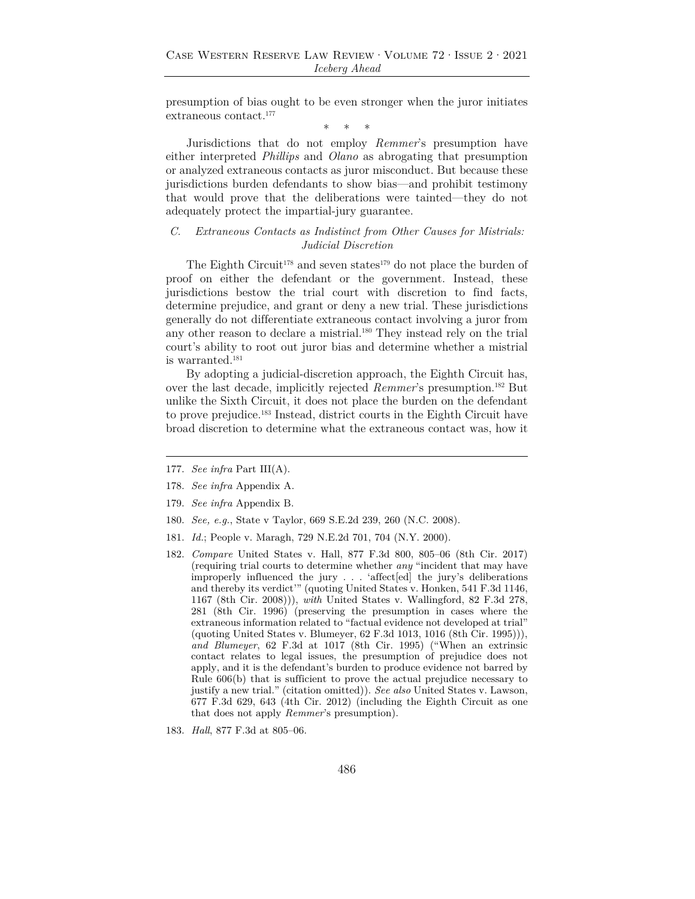presumption of bias ought to be even stronger when the juror initiates extraneous contact.[177]

\* \* \*

Jurisdictions that do not employ *Remmer*'s presumption have either interpreted *Phillips* and *Olano* as abrogating that presumption or analyzed extraneous contacts as juror misconduct. But because these jurisdictions burden defendants to show bias—and prohibit testimony that would prove that the deliberations were tainted—they do not adequately protect the impartial-jury guarantee.

### C. *Extraneous Contacts as Indistinct from Other Causes for Mistrials: Judicial Discretion*

The Eighth Circuit[178] and seven states[179] do not place the burden of proof on either the defendant or the government. Instead, these jurisdictions bestow the trial court with discretion to find facts, determine prejudice, and grant or deny a new trial. These jurisdictions generally do not differentiate extraneous contact involving a juror from any other reason to declare a mistrial.[180] They instead rely on the trial court's ability to root out juror bias and determine whether a mistrial is warranted.[181]

By adopting a judicial-discretion approach, the Eighth Circuit has, over the last decade, implicitly rejected *Remmer*'s presumption.[182] But unlike the Sixth Circuit, it does not place the burden on the defendant to prove prejudice.[183] Instead, district courts in the Eighth Circuit have broad discretion to determine what the extraneous contact was, how it

---

177. *See infra* Part III(A).

178. *See infra* Appendix A.

179. *See infra* Appendix B.

180. *See, e.g.*, State v Taylor, 669 S.E.2d 239, 260 (N.C. 2008).

181. *Id.*; People v. Maragh, 729 N.E.2d 701, 704 (N.Y. 2000).

182. *Compare* United States v. Hall, 877 F.3d 800, 805–06 (8th Cir. 2017) (requiring trial courts to determine whether *any* "incident that may have improperly influenced the jury . . . 'affect[ed] the jury's deliberations and thereby its verdict'" (quoting United States v. Honken, 541 F.3d 1146, 1167 (8th Cir. 2008))), *with* United States v. Wallingford, 82 F.3d 278, 281 (8th Cir. 1996) (preserving the presumption in cases where the extraneous information related to "factual evidence not developed at trial" (quoting United States v. Blumeyer, 62 F.3d 1013, 1016 (8th Cir. 1995))), *and Blumeyer*, 62 F.3d at 1017 (8th Cir. 1995) ("When an extrinsic contact relates to legal issues, the presumption of prejudice does not apply, and it is the defendant's burden to produce evidence not barred by Rule 606(b) that is sufficient to prove the actual prejudice necessary to justify a new trial." (citation omitted)). *See also* United States v. Lawson, 677 F.3d 629, 643 (4th Cir. 2012) (including the Eighth Circuit as one that does not apply *Remmer*'s presumption).

183. *Hall*, 877 F.3d at 805–06.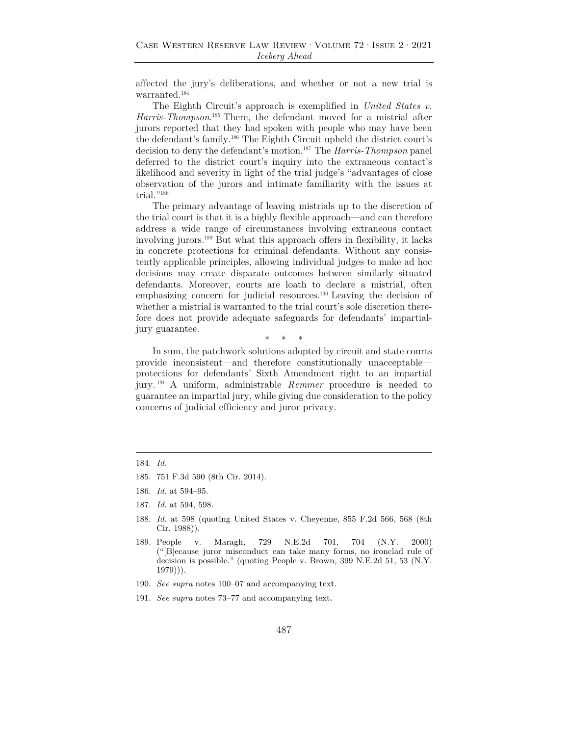affected the jury's deliberations, and whether or not a new trial is warranted.[184]

The Eighth Circuit's approach is exemplified in *United States v. Harris-Thompson*.[185] There, the defendant moved for a mistrial after jurors reported that they had spoken with people who may have been the defendant's family.[186] The Eighth Circuit upheld the district court's decision to deny the defendant's motion.[187] The *Harris-Thompson* panel deferred to the district court's inquiry into the extraneous contact's likelihood and severity in light of the trial judge's "advantages of close observation of the jurors and intimate familiarity with the issues at trial."[188]

The primary advantage of leaving mistrials up to the discretion of the trial court is that it is a highly flexible approach—and can therefore address a wide range of circumstances involving extraneous contact involving jurors.[189] But what this approach offers in flexibility, it lacks in concrete protections for criminal defendants. Without any consistently applicable principles, allowing individual judges to make ad hoc decisions may create disparate outcomes between similarly situated defendants. Moreover, courts are loath to declare a mistrial, often emphasizing concern for judicial resources.[190] Leaving the decision of whether a mistrial is warranted to the trial court's sole discretion therefore does not provide adequate safeguards for defendants' impartial-jury guarantee.

\* \* \*

In sum, the patchwork solutions adopted by circuit and state courts provide inconsistent—and therefore constitutionally unacceptable—protections for defendants' Sixth Amendment right to an impartial jury.[191] A uniform, administrable *Remmer* procedure is needed to guarantee an impartial jury, while giving due consideration to the policy concerns of judicial efficiency and juror privacy.

---

184. *Id.*

185. 751 F.3d 590 (8th Cir. 2014).

186. *Id.* at 594–95.

187. *Id.* at 594, 598.

188. *Id.* at 598 (quoting United States v. Cheyenne, 855 F.2d 566, 568 (8th Cir. 1988)).

189. People v. Maragh, 729 N.E.2d 701, 704 (N.Y. 2000) ("[B]ecause juror misconduct can take many forms, no ironclad rule of decision is possible." (quoting People v. Brown, 399 N.E.2d 51, 53 (N.Y. 1979))).

190. *See supra* notes 100–07 and accompanying text.

191. *See supra* notes 73–77 and accompanying text.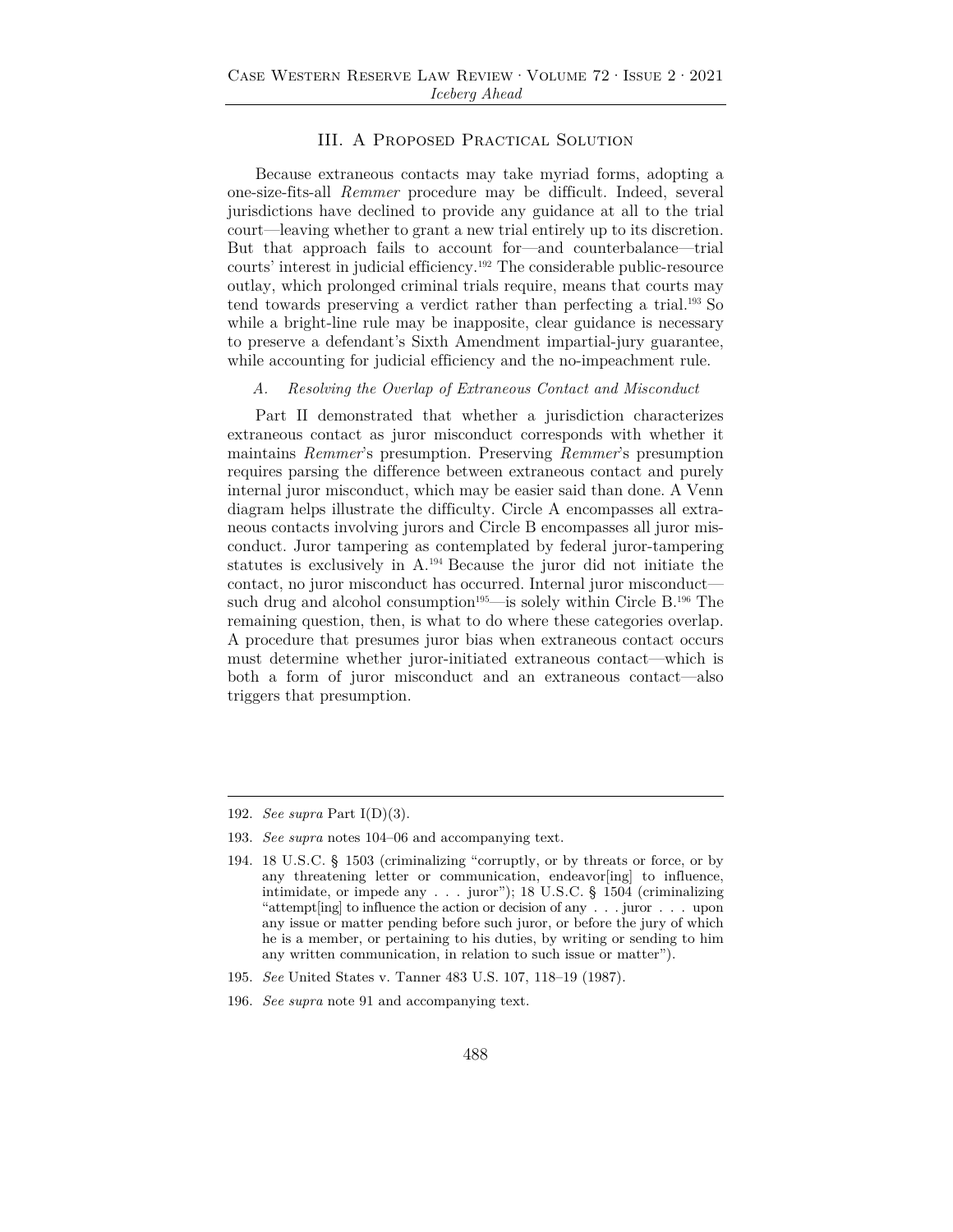## III. A Proposed Practical Solution

Because extraneous contacts may take myriad forms, adopting a one-size-fits-all *Remmer* procedure may be difficult. Indeed, several jurisdictions have declined to provide any guidance at all to the trial court—leaving whether to grant a new trial entirely up to its discretion. But that approach fails to account for—and counterbalance—trial courts' interest in judicial efficiency.[192] The considerable public-resource outlay, which prolonged criminal trials require, means that courts may tend towards preserving a verdict rather than perfecting a trial.[193] So while a bright-line rule may be inapposite, clear guidance is necessary to preserve a defendant's Sixth Amendment impartial-jury guarantee, while accounting for judicial efficiency and the no-impeachment rule.

### *A. Resolving the Overlap of Extraneous Contact and Misconduct*

Part II demonstrated that whether a jurisdiction characterizes extraneous contact as juror misconduct corresponds with whether it maintains *Remmer*'s presumption. Preserving *Remmer*'s presumption requires parsing the difference between extraneous contact and purely internal juror misconduct, which may be easier said than done. A Venn diagram helps illustrate the difficulty. Circle A encompasses all extraneous contacts involving jurors and Circle B encompasses all juror misconduct. Juror tampering as contemplated by federal juror-tampering statutes is exclusively in A.[194] Because the juror did not initiate the contact, no juror misconduct has occurred. Internal juror misconduct—such drug and alcohol consumption[195]—is solely within Circle B.[196] The remaining question, then, is what to do where these categories overlap. A procedure that presumes juror bias when extraneous contact occurs must determine whether juror-initiated extraneous contact—which is both a form of juror misconduct and an extraneous contact—also triggers that presumption.

---

192. *See supra* Part I(D)(3).

193. *See supra* notes 104–06 and accompanying text.

194. 18 U.S.C. § 1503 (criminalizing "corruptly, or by threats or force, or by any threatening letter or communication, endeavor[ing] to influence, intimidate, or impede any . . . juror"); 18 U.S.C. § 1504 (criminalizing "attempt[ing] to influence the action or decision of any . . . juror . . . upon any issue or matter pending before such juror, or before the jury of which he is a member, or pertaining to his duties, by writing or sending to him any written communication, in relation to such issue or matter").

195. *See* United States v. Tanner 483 U.S. 107, 118–19 (1987).

196. *See supra* note 91 and accompanying text.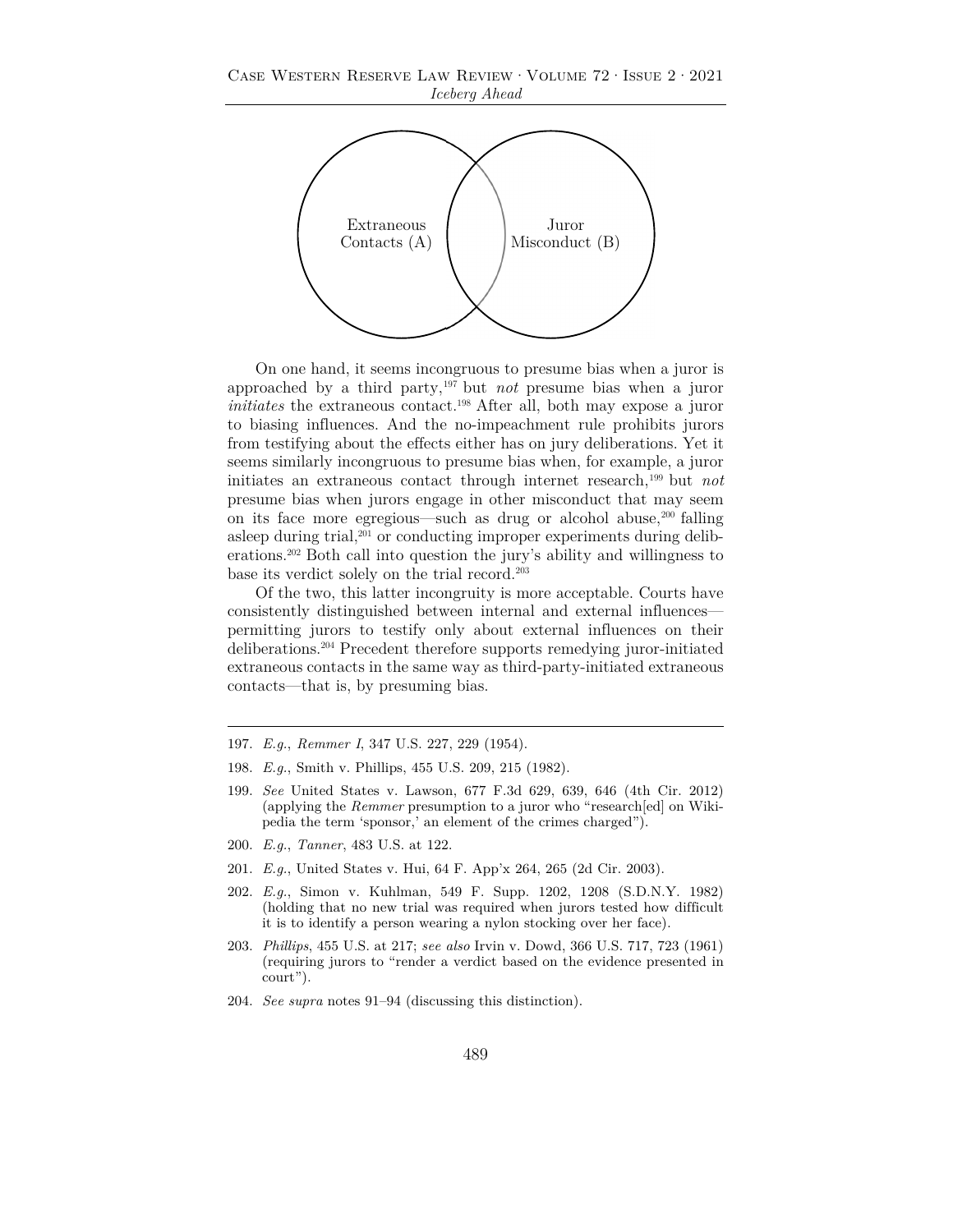Extraneous Contacts (A)

Juror Misconduct (B)

On one hand, it seems incongruous to presume bias when a juror is approached by a third party,[197] but *not* presume bias when a juror *initiates* the extraneous contact.[198] After all, both may expose a juror to biasing influences. And the no-impeachment rule prohibits jurors from testifying about the effects either has on jury deliberations. Yet it seems similarly incongruous to presume bias when, for example, a juror initiates an extraneous contact through internet research,[199] but *not* presume bias when jurors engage in other misconduct that may seem on its face more egregious—such as drug or alcohol abuse,[200] falling asleep during trial,[201] or conducting improper experiments during deliberations.[202] Both call into question the jury's ability and willingness to base its verdict solely on the trial record.[203]

Of the two, this latter incongruity is more acceptable. Courts have consistently distinguished between internal and external influences—permitting jurors to testify only about external influences on their deliberations.[204] Precedent therefore supports remedying juror-initiated extraneous contacts in the same way as third-party-initiated extraneous contacts—that is, by presuming bias.

---

197. *E.g.*, *Remmer I*, 347 U.S. 227, 229 (1954).

198. *E.g.*, Smith v. Phillips, 455 U.S. 209, 215 (1982).

199. *See* United States v. Lawson, 677 F.3d 629, 639, 646 (4th Cir. 2012) (applying the *Remmer* presumption to a juror who "research[ed] on Wikipedia the term 'sponsor,' an element of the crimes charged").

200. *E.g.*, *Tanner*, 483 U.S. at 122.

201. *E.g.*, United States v. Hui, 64 F. App'x 264, 265 (2d Cir. 2003).

202. *E.g.*, Simon v. Kuhlman, 549 F. Supp. 1202, 1208 (S.D.N.Y. 1982) (holding that no new trial was required when jurors tested how difficult it is to identify a person wearing a nylon stocking over her face).

203. *Phillips*, 455 U.S. at 217; *see also* Irvin v. Dowd, 366 U.S. 717, 723 (1961) (requiring jurors to "render a verdict based on the evidence presented in court").

204. *See supra* notes 91–94 (discussing this distinction).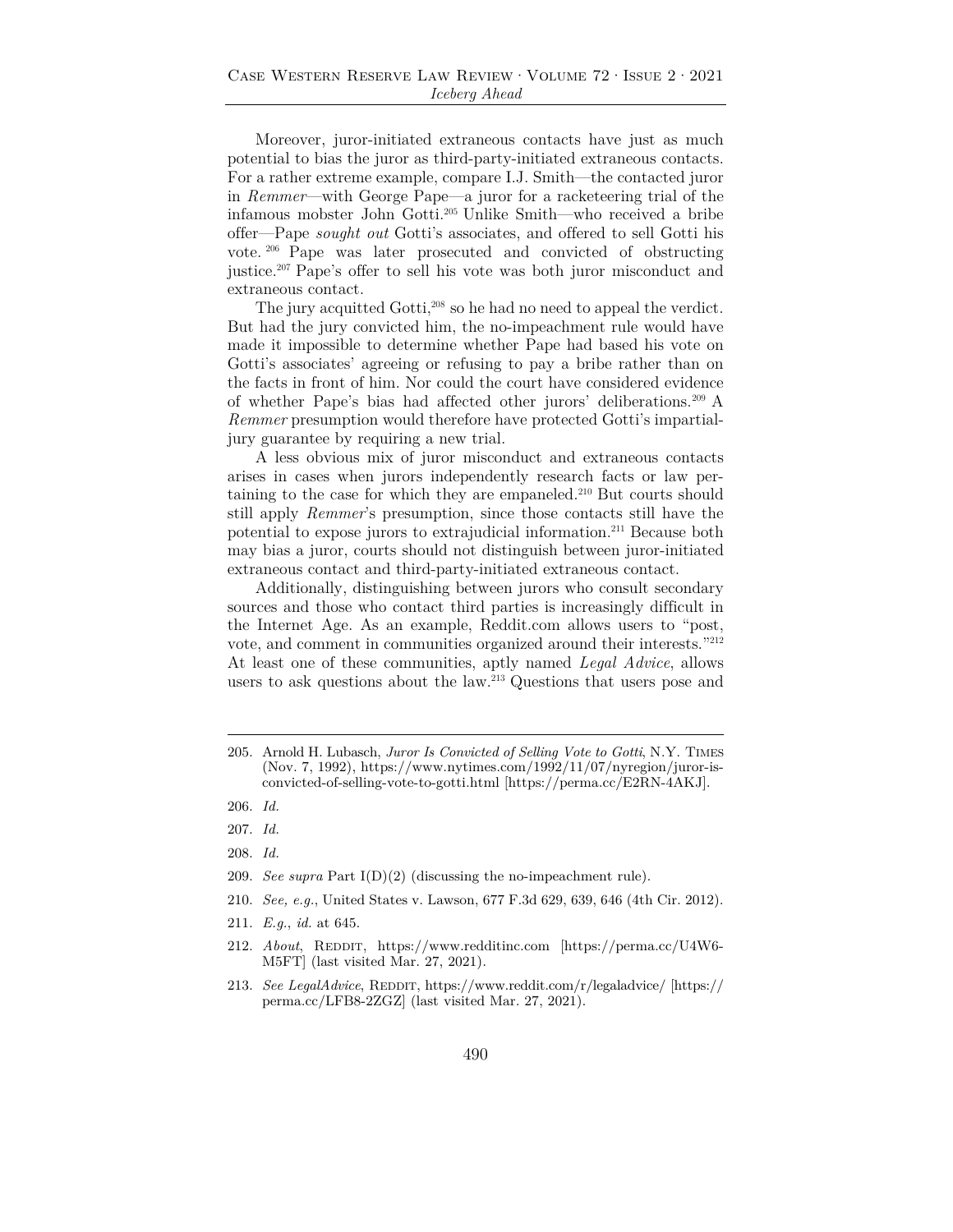Moreover, juror-initiated extraneous contacts have just as much potential to bias the juror as third-party-initiated extraneous contacts. For a rather extreme example, compare I.J. Smith—the contacted juror in *Remmer*—with George Pape—a juror for a racketeering trial of the infamous mobster John Gotti.[205] Unlike Smith—who received a bribe offer—Pape *sought out* Gotti's associates, and offered to sell Gotti his vote.[206] Pape was later prosecuted and convicted of obstructing justice.[207] Pape's offer to sell his vote was both juror misconduct and extraneous contact.

The jury acquitted Gotti,[208] so he had no need to appeal the verdict. But had the jury convicted him, the no-impeachment rule would have made it impossible to determine whether Pape had based his vote on Gotti's associates' agreeing or refusing to pay a bribe rather than on the facts in front of him. Nor could the court have considered evidence of whether Pape's bias had affected other jurors' deliberations.[209] A *Remmer* presumption would therefore have protected Gotti's impartial-jury guarantee by requiring a new trial.

A less obvious mix of juror misconduct and extraneous contacts arises in cases when jurors independently research facts or law pertaining to the case for which they are empaneled.[210] But courts should still apply *Remmer*'s presumption, since those contacts still have the potential to expose jurors to extrajudicial information.[211] Because both may bias a juror, courts should not distinguish between juror-initiated extraneous contact and third-party-initiated extraneous contact.

Additionally, distinguishing between jurors who consult secondary sources and those who contact third parties is increasingly difficult in the Internet Age. As an example, Reddit.com allows users to "post, vote, and comment in communities organized around their interests."[212] At least one of these communities, aptly named *Legal Advice*, allows users to ask questions about the law.[213] Questions that users pose and

---

205. Arnold H. Lubasch, *Juror Is Convicted of Selling Vote to Gotti*, N.Y. TIMES (Nov. 7, 1992), https://www.nytimes.com/1992/11/07/nyregion/juror-is-convicted-of-selling-vote-to-gotti.html [https://perma.cc/E2RN-4AKJ].

206. *Id.*

207. *Id.*

208. *Id.*

209. *See supra* Part I(D)(2) (discussing the no-impeachment rule).

210. *See, e.g.*, United States v. Lawson, 677 F.3d 629, 639, 646 (4th Cir. 2012).

211. *E.g.*, *id.* at 645.

212. *About*, REDDIT, https://www.redditinc.com [https://perma.cc/U4W6-M5FT] (last visited Mar. 27, 2021).

213. *See LegalAdvice*, REDDIT, https://www.reddit.com/r/legaladvice/ [https://perma.cc/LFB8-2ZGZ] (last visited Mar. 27, 2021).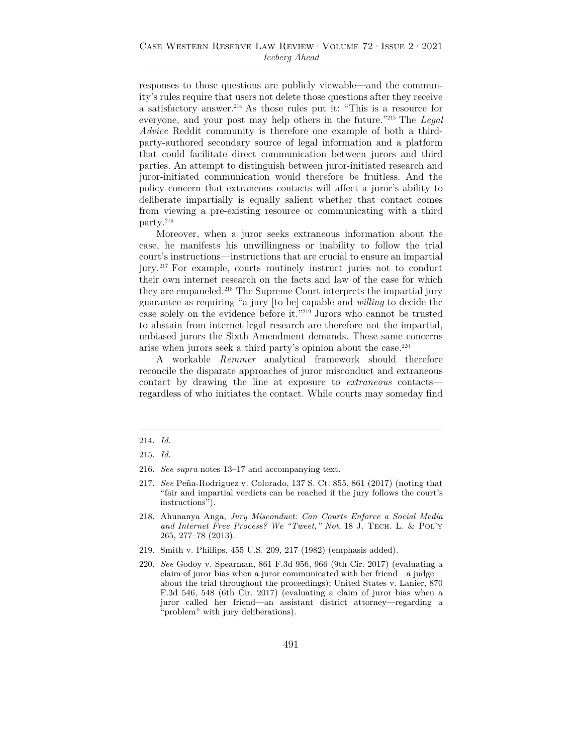responses to those questions are publicly viewable—and the community's rules require that users not delete those questions after they receive a satisfactory answer.[214] As those rules put it: "This is a resource for everyone, and your post may help others in the future."[215] The *Legal Advice* Reddit community is therefore one example of both a third-party-authored secondary source of legal information and a platform that could facilitate direct communication between jurors and third parties. An attempt to distinguish between juror-initiated research and juror-initiated communication would therefore be fruitless. And the policy concern that extraneous contacts will affect a juror's ability to deliberate impartially is equally salient whether that contact comes from viewing a pre-existing resource or communicating with a third party.[216]

Moreover, when a juror seeks extraneous information about the case, he manifests his unwillingness or inability to follow the trial court's instructions—instructions that are crucial to ensure an impartial jury.[217] For example, courts routinely instruct juries not to conduct their own internet research on the facts and law of the case for which they are empaneled.[218] The Supreme Court interprets the impartial jury guarantee as requiring "a jury [to be] capable and *willing* to decide the case solely on the evidence before it."[219] Jurors who cannot be trusted to abstain from internet legal research are therefore not the impartial, unbiased jurors the Sixth Amendment demands. These same concerns arise when jurors seek a third party's opinion about the case.[220]

A workable *Remmer* analytical framework should therefore reconcile the disparate approaches of juror misconduct and extraneous contact by drawing the line at exposure to *extraneous* contacts—regardless of who initiates the contact. While courts may someday find

---

214. *Id.*

215. *Id.*

216. *See supra* notes 13–17 and accompanying text.

217. *See* Peña-Rodriguez v. Colorado, 137 S. Ct. 855, 861 (2017) (noting that "fair and impartial verdicts can be reached if the jury follows the court's instructions").

218. Ahunanya Anga, *Jury Misconduct: Can Courts Enforce a Social Media and Internet Free Process? We "Tweet," Not*, 18 J. Tech. L. & Pol'y 265, 277–78 (2013).

219. Smith v. Phillips, 455 U.S. 209, 217 (1982) (emphasis added).

220. *See* Godoy v. Spearman, 861 F.3d 956, 966 (9th Cir. 2017) (evaluating a claim of juror bias when a juror communicated with her friend—a judge—about the trial throughout the proceedings); United States v. Lanier, 870 F.3d 546, 548 (6th Cir. 2017) (evaluating a claim of juror bias when a juror called her friend—an assistant district attorney—regarding a "problem" with jury deliberations).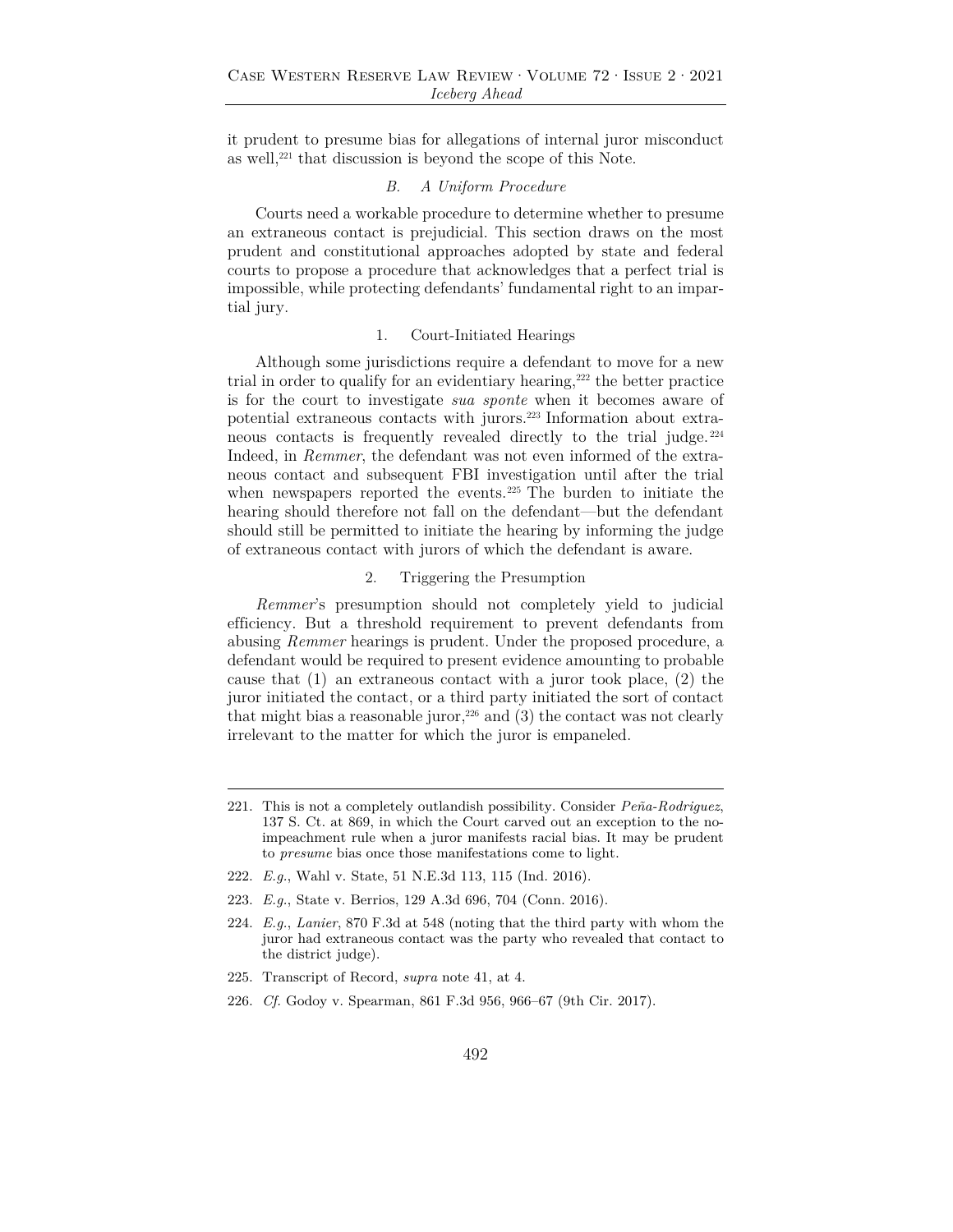it prudent to presume bias for allegations of internal juror misconduct as well,[221] that discussion is beyond the scope of this Note.

### *B. A Uniform Procedure*

Courts need a workable procedure to determine whether to presume an extraneous contact is prejudicial. This section draws on the most prudent and constitutional approaches adopted by state and federal courts to propose a procedure that acknowledges that a perfect trial is impossible, while protecting defendants' fundamental right to an impartial jury.

#### 1. Court-Initiated Hearings

Although some jurisdictions require a defendant to move for a new trial in order to qualify for an evidentiary hearing,[222] the better practice is for the court to investigate *sua sponte* when it becomes aware of potential extraneous contacts with jurors.[223] Information about extraneous contacts is frequently revealed directly to the trial judge.[224] Indeed, in *Remmer*, the defendant was not even informed of the extraneous contact and subsequent FBI investigation until after the trial when newspapers reported the events.[225] The burden to initiate the hearing should therefore not fall on the defendant—but the defendant should still be permitted to initiate the hearing by informing the judge of extraneous contact with jurors of which the defendant is aware.

#### 2. Triggering the Presumption

*Remmer*'s presumption should not completely yield to judicial efficiency. But a threshold requirement to prevent defendants from abusing *Remmer* hearings is prudent. Under the proposed procedure, a defendant would be required to present evidence amounting to probable cause that (1) an extraneous contact with a juror took place, (2) the juror initiated the contact, or a third party initiated the sort of contact that might bias a reasonable juror,[226] and (3) the contact was not clearly irrelevant to the matter for which the juror is empaneled.

---

221. This is not a completely outlandish possibility. Consider *Peña-Rodriguez*, 137 S. Ct. at 869, in which the Court carved out an exception to the no-impeachment rule when a juror manifests racial bias. It may be prudent to *presume* bias once those manifestations come to light.

222. *E.g.*, Wahl v. State, 51 N.E.3d 113, 115 (Ind. 2016).

223. *E.g.*, State v. Berrios, 129 A.3d 696, 704 (Conn. 2016).

224. *E.g.*, *Lanier*, 870 F.3d at 548 (noting that the third party with whom the juror had extraneous contact was the party who revealed that contact to the district judge).

225. Transcript of Record, *supra* note 41, at 4.

226. *Cf.* Godoy v. Spearman, 861 F.3d 956, 966–67 (9th Cir. 2017).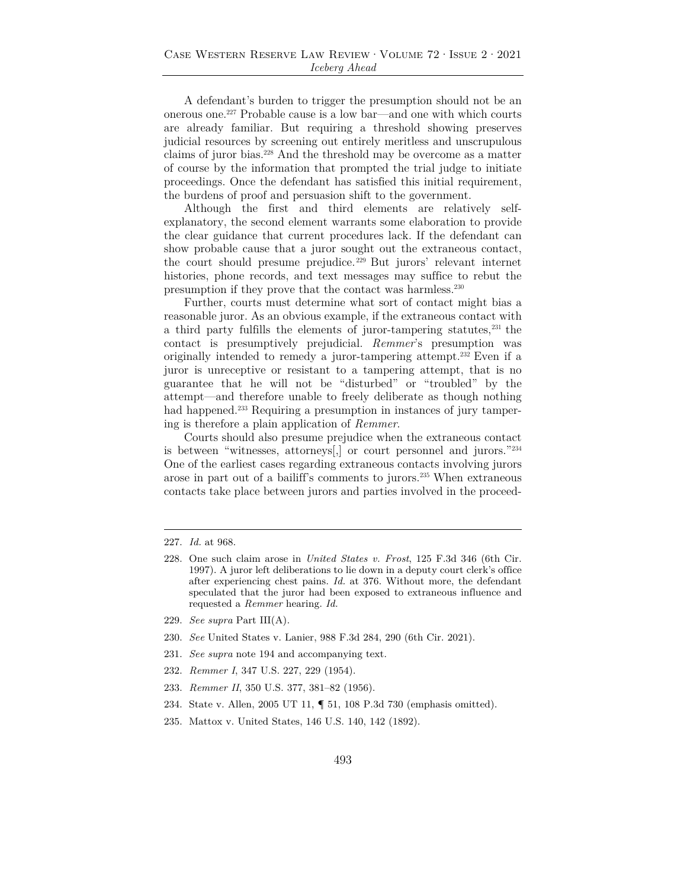A defendant's burden to trigger the presumption should not be an onerous one.[227] Probable cause is a low bar—and one with which courts are already familiar. But requiring a threshold showing preserves judicial resources by screening out entirely meritless and unscrupulous claims of juror bias.[228] And the threshold may be overcome as a matter of course by the information that prompted the trial judge to initiate proceedings. Once the defendant has satisfied this initial requirement, the burdens of proof and persuasion shift to the government.

Although the first and third elements are relatively self-explanatory, the second element warrants some elaboration to provide the clear guidance that current procedures lack. If the defendant can show probable cause that a juror sought out the extraneous contact, the court should presume prejudice.[229] But jurors' relevant internet histories, phone records, and text messages may suffice to rebut the presumption if they prove that the contact was harmless.[230]

Further, courts must determine what sort of contact might bias a reasonable juror. As an obvious example, if the extraneous contact with a third party fulfills the elements of juror-tampering statutes,[231] the contact is presumptively prejudicial. *Remmer*'s presumption was originally intended to remedy a juror-tampering attempt.[232] Even if a juror is unreceptive or resistant to a tampering attempt, that is no guarantee that he will not be "disturbed" or "troubled" by the attempt—and therefore unable to freely deliberate as though nothing had happened.[233] Requiring a presumption in instances of jury tampering is therefore a plain application of *Remmer*.

Courts should also presume prejudice when the extraneous contact is between "witnesses, attorneys[,] or court personnel and jurors."[234] One of the earliest cases regarding extraneous contacts involving jurors arose in part out of a bailiff's comments to jurors.[235] When extraneous contacts take place between jurors and parties involved in the proceed-

---

227. *Id.* at 968.

228. One such claim arose in *United States v. Frost*, 125 F.3d 346 (6th Cir. 1997). A juror left deliberations to lie down in a deputy court clerk's office after experiencing chest pains. *Id.* at 376. Without more, the defendant speculated that the juror had been exposed to extraneous influence and requested a *Remmer* hearing. *Id.*

229. *See supra* Part III(A).

230. *See* United States v. Lanier, 988 F.3d 284, 290 (6th Cir. 2021).

231. *See supra* note 194 and accompanying text.

232. *Remmer I*, 347 U.S. 227, 229 (1954).

233. *Remmer II*, 350 U.S. 377, 381–82 (1956).

234. State v. Allen, 2005 UT 11, ¶ 51, 108 P.3d 730 (emphasis omitted).

235. Mattox v. United States, 146 U.S. 140, 142 (1892).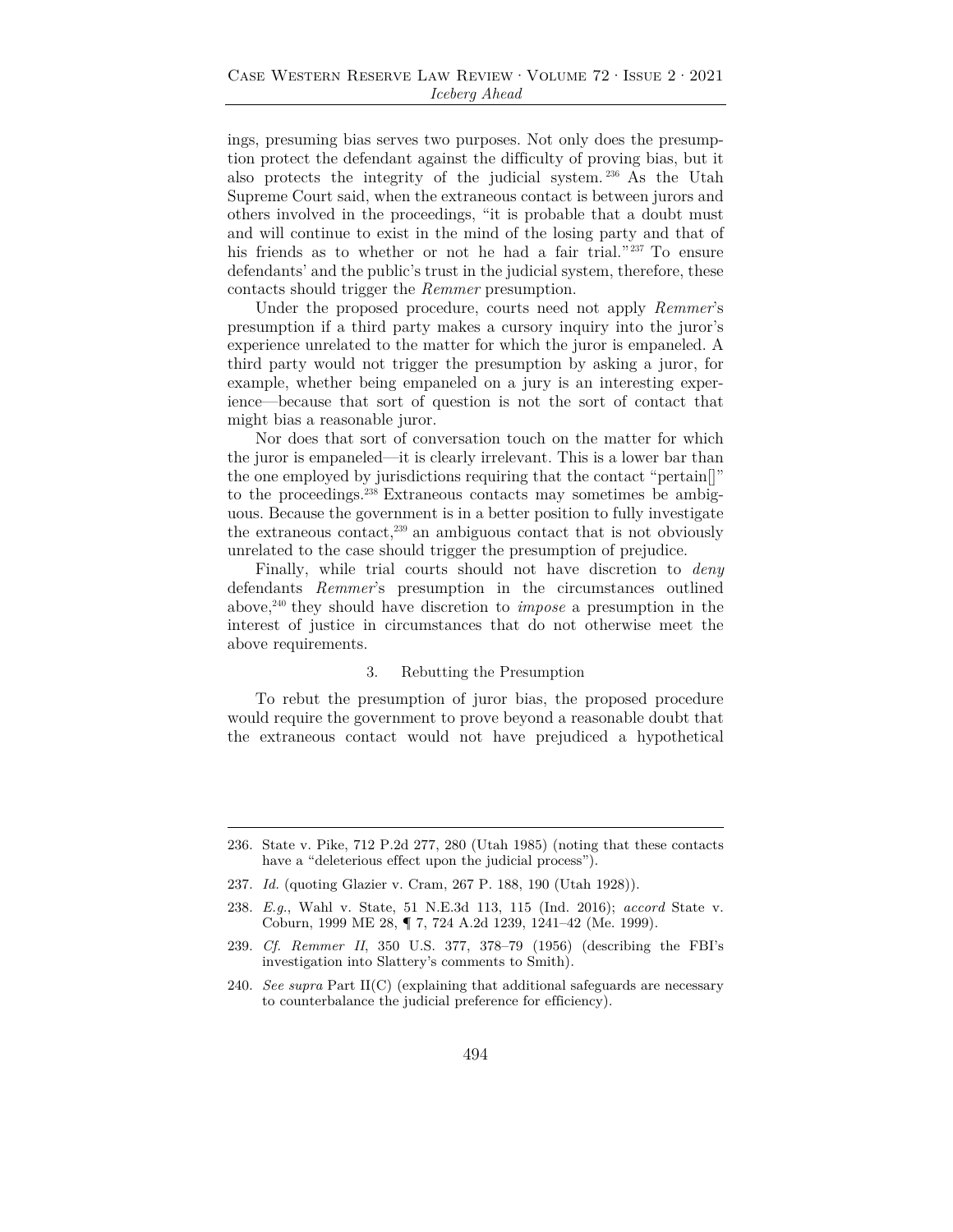ings, presuming bias serves two purposes. Not only does the presumption protect the defendant against the difficulty of proving bias, but it also protects the integrity of the judicial system.[236] As the Utah Supreme Court said, when the extraneous contact is between jurors and others involved in the proceedings, "it is probable that a doubt must and will continue to exist in the mind of the losing party and that of his friends as to whether or not he had a fair trial."[237] To ensure defendants' and the public's trust in the judicial system, therefore, these contacts should trigger the *Remmer* presumption.

Under the proposed procedure, courts need not apply *Remmer*'s presumption if a third party makes a cursory inquiry into the juror's experience unrelated to the matter for which the juror is empaneled. A third party would not trigger the presumption by asking a juror, for example, whether being empaneled on a jury is an interesting experience—because that sort of question is not the sort of contact that might bias a reasonable juror.

Nor does that sort of conversation touch on the matter for which the juror is empaneled—it is clearly irrelevant. This is a lower bar than the one employed by jurisdictions requiring that the contact "pertain[]" to the proceedings.[238] Extraneous contacts may sometimes be ambiguous. Because the government is in a better position to fully investigate the extraneous contact,[239] an ambiguous contact that is not obviously unrelated to the case should trigger the presumption of prejudice.

Finally, while trial courts should not have discretion to *deny* defendants *Remmer*'s presumption in the circumstances outlined above,[240] they should have discretion to *impose* a presumption in the interest of justice in circumstances that do not otherwise meet the above requirements.

### 3. Rebutting the Presumption

To rebut the presumption of juror bias, the proposed procedure would require the government to prove beyond a reasonable doubt that the extraneous contact would not have prejudiced a hypothetical

---

236. State v. Pike, 712 P.2d 277, 280 (Utah 1985) (noting that these contacts have a "deleterious effect upon the judicial process").

237. *Id.* (quoting Glazier v. Cram, 267 P. 188, 190 (Utah 1928)).

238. *E.g.*, Wahl v. State, 51 N.E.3d 113, 115 (Ind. 2016); *accord* State v. Coburn, 1999 ME 28, ¶ 7, 724 A.2d 1239, 1241–42 (Me. 1999).

239. *Cf. Remmer II*, 350 U.S. 377, 378–79 (1956) (describing the FBI's investigation into Slattery's comments to Smith).

240. *See supra* Part II(C) (explaining that additional safeguards are necessary to counterbalance the judicial preference for efficiency).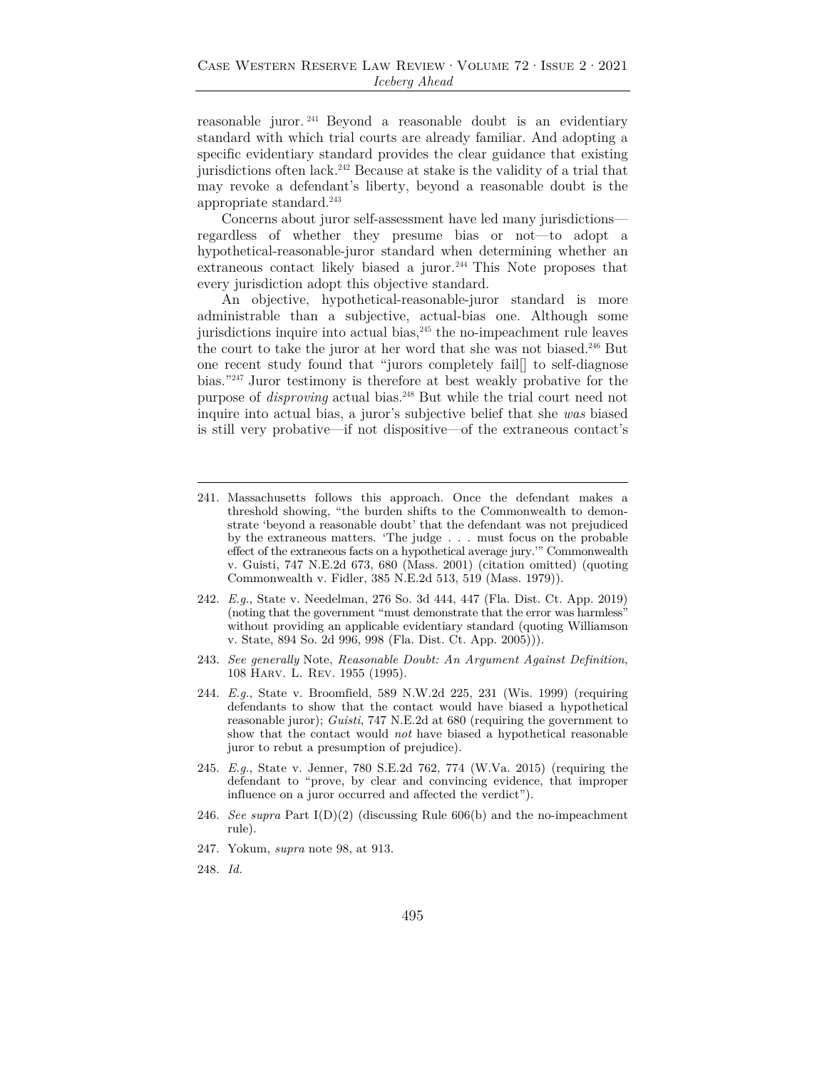reasonable juror.[241] Beyond a reasonable doubt is an evidentiary standard with which trial courts are already familiar. And adopting a specific evidentiary standard provides the clear guidance that existing jurisdictions often lack.[242] Because at stake is the validity of a trial that may revoke a defendant's liberty, beyond a reasonable doubt is the appropriate standard.[243]

Concerns about juror self-assessment have led many jurisdictions—regardless of whether they presume bias or not—to adopt a hypothetical-reasonable-juror standard when determining whether an extraneous contact likely biased a juror.[244] This Note proposes that every jurisdiction adopt this objective standard.

An objective, hypothetical-reasonable-juror standard is more administrable than a subjective, actual-bias one. Although some jurisdictions inquire into actual bias,[245] the no-impeachment rule leaves the court to take the juror at her word that she was not biased.[246] But one recent study found that "jurors completely fail[] to self-diagnose bias."[247] Juror testimony is therefore at best weakly probative for the purpose of *disproving* actual bias.[248] But while the trial court need not inquire into actual bias, a juror's subjective belief that she *was* biased is still very probative—if not dispositive—of the extraneous contact's

---

241. Massachusetts follows this approach. Once the defendant makes a threshold showing, "the burden shifts to the Commonwealth to demonstrate 'beyond a reasonable doubt' that the defendant was not prejudiced by the extraneous matters. 'The judge . . . must focus on the probable effect of the extraneous facts on a hypothetical average jury.'" Commonwealth v. Guisti, 747 N.E.2d 673, 680 (Mass. 2001) (citation omitted) (quoting Commonwealth v. Fidler, 385 N.E.2d 513, 519 (Mass. 1979)).

242. *E.g.*, State v. Needelman, 276 So. 3d 444, 447 (Fla. Dist. Ct. App. 2019) (noting that the government "must demonstrate that the error was harmless" without providing an applicable evidentiary standard (quoting Williamson v. State, 894 So. 2d 996, 998 (Fla. Dist. Ct. App. 2005))).

243. *See generally* Note, *Reasonable Doubt: An Argument Against Definition*, 108 Harv. L. Rev. 1955 (1995).

244. *E.g.*, State v. Broomfield, 589 N.W.2d 225, 231 (Wis. 1999) (requiring defendants to show that the contact would have biased a hypothetical reasonable juror); *Guisti*, 747 N.E.2d at 680 (requiring the government to show that the contact would *not* have biased a hypothetical reasonable juror to rebut a presumption of prejudice).

245. *E.g.*, State v. Jenner, 780 S.E.2d 762, 774 (W.Va. 2015) (requiring the defendant to "prove, by clear and convincing evidence, that improper influence on a juror occurred and affected the verdict").

246. *See supra* Part I(D)(2) (discussing Rule 606(b) and the no-impeachment rule).

247. Yokum, *supra* note 98, at 913.

248. *Id.*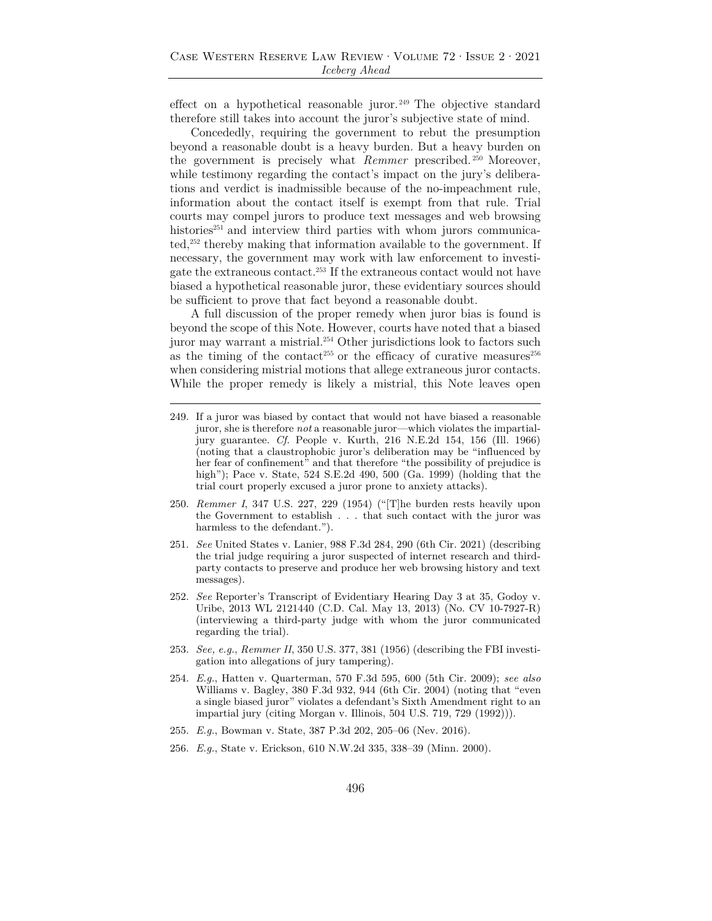effect on a hypothetical reasonable juror.[249] The objective standard therefore still takes into account the juror's subjective state of mind.

Concededly, requiring the government to rebut the presumption beyond a reasonable doubt is a heavy burden. But a heavy burden on the government is precisely what *Remmer* prescribed.[250] Moreover, while testimony regarding the contact's impact on the jury's deliberations and verdict is inadmissible because of the no-impeachment rule, information about the contact itself is exempt from that rule. Trial courts may compel jurors to produce text messages and web browsing histories[251] and interview third parties with whom jurors communicated,[252] thereby making that information available to the government. If necessary, the government may work with law enforcement to investigate the extraneous contact.[253] If the extraneous contact would not have biased a hypothetical reasonable juror, these evidentiary sources should be sufficient to prove that fact beyond a reasonable doubt.

A full discussion of the proper remedy when juror bias is found is beyond the scope of this Note. However, courts have noted that a biased juror may warrant a mistrial.[254] Other jurisdictions look to factors such as the timing of the contact[255] or the efficacy of curative measures[256] when considering mistrial motions that allege extraneous juror contacts. While the proper remedy is likely a mistrial, this Note leaves open

---

249. If a juror was biased by contact that would not have biased a reasonable juror, she is therefore *not* a reasonable juror—which violates the impartial-jury guarantee. *Cf.* People v. Kurth, 216 N.E.2d 154, 156 (Ill. 1966) (noting that a claustrophobic juror's deliberation may be "influenced by her fear of confinement" and that therefore "the possibility of prejudice is high"); Pace v. State, 524 S.E.2d 490, 500 (Ga. 1999) (holding that the trial court properly excused a juror prone to anxiety attacks).

250. *Remmer I*, 347 U.S. 227, 229 (1954) ("[T]he burden rests heavily upon the Government to establish . . . that such contact with the juror was harmless to the defendant.").

251. *See* United States v. Lanier, 988 F.3d 284, 290 (6th Cir. 2021) (describing the trial judge requiring a juror suspected of internet research and third-party contacts to preserve and produce her web browsing history and text messages).

252. *See* Reporter's Transcript of Evidentiary Hearing Day 3 at 35, Godoy v. Uribe, 2013 WL 2121440 (C.D. Cal. May 13, 2013) (No. CV 10-7927-R) (interviewing a third-party judge with whom the juror communicated regarding the trial).

253. *See, e.g.*, *Remmer II*, 350 U.S. 377, 381 (1956) (describing the FBI investigation into allegations of jury tampering).

254. *E.g.*, Hatten v. Quarterman, 570 F.3d 595, 600 (5th Cir. 2009); *see also* Williams v. Bagley, 380 F.3d 932, 944 (6th Cir. 2004) (noting that "even a single biased juror" violates a defendant's Sixth Amendment right to an impartial jury (citing Morgan v. Illinois, 504 U.S. 719, 729 (1992))).

255. *E.g.*, Bowman v. State, 387 P.3d 202, 205–06 (Nev. 2016).

256. *E.g.*, State v. Erickson, 610 N.W.2d 335, 338–39 (Minn. 2000).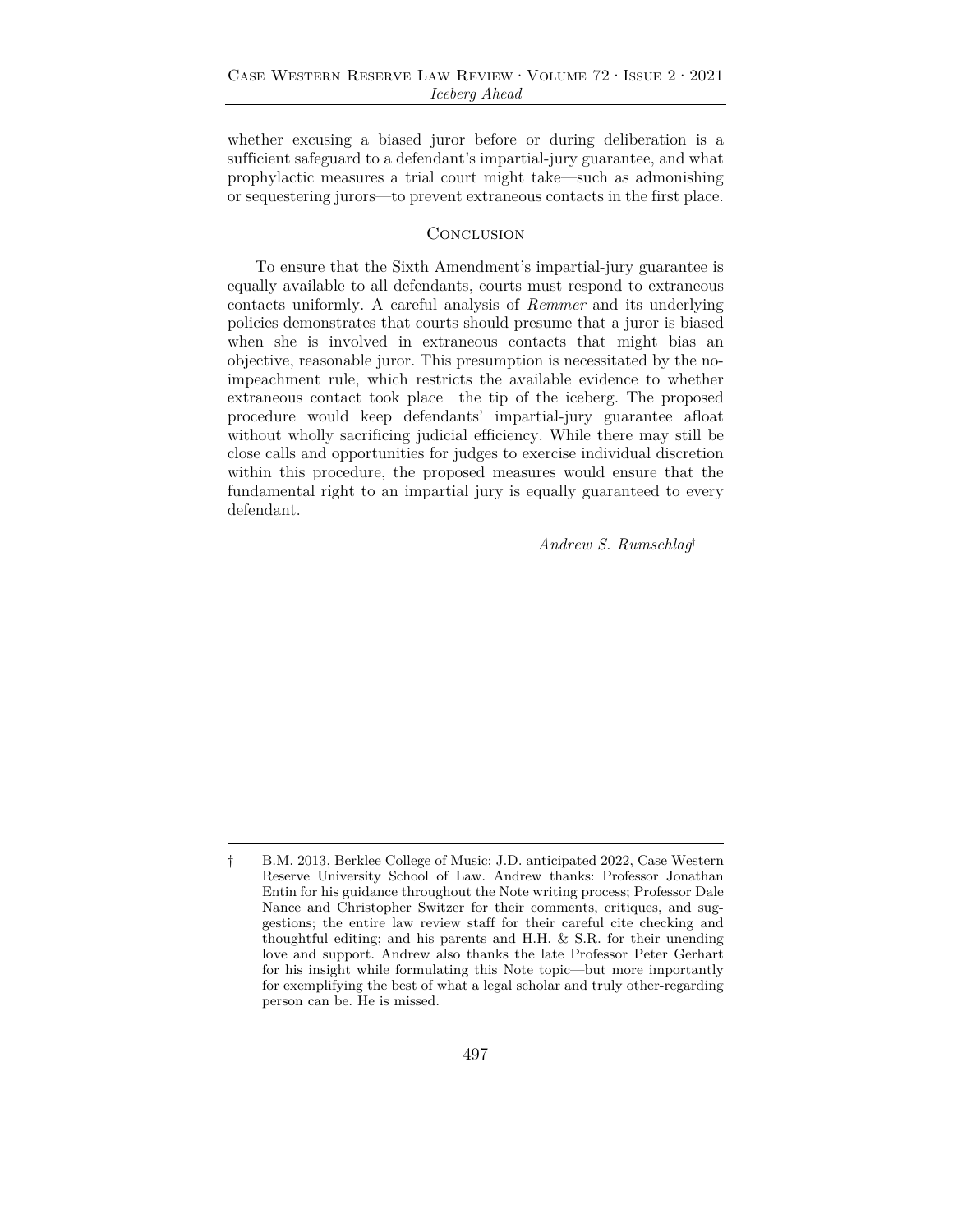whether excusing a biased juror before or during deliberation is a sufficient safeguard to a defendant's impartial-jury guarantee, and what prophylactic measures a trial court might take—such as admonishing or sequestering jurors—to prevent extraneous contacts in the first place.

## Conclusion

To ensure that the Sixth Amendment's impartial-jury guarantee is equally available to all defendants, courts must respond to extraneous contacts uniformly. A careful analysis of *Remmer* and its underlying policies demonstrates that courts should presume that a juror is biased when she is involved in extraneous contacts that might bias an objective, reasonable juror. This presumption is necessitated by the no-impeachment rule, which restricts the available evidence to whether extraneous contact took place—the tip of the iceberg. The proposed procedure would keep defendants' impartial-jury guarantee afloat without wholly sacrificing judicial efficiency. While there may still be close calls and opportunities for judges to exercise individual discretion within this procedure, the proposed measures would ensure that the fundamental right to an impartial jury is equally guaranteed to every defendant.

*Andrew S. Rumschlag*†

---

† B.M. 2013, Berklee College of Music; J.D. anticipated 2022, Case Western Reserve University School of Law. Andrew thanks: Professor Jonathan Entin for his guidance throughout the Note writing process; Professor Dale Nance and Christopher Switzer for their comments, critiques, and suggestions; the entire law review staff for their careful cite checking and thoughtful editing; and his parents and H.H. & S.R. for their unending love and support. Andrew also thanks the late Professor Peter Gerhart for his insight while formulating this Note topic—but more importantly for exemplifying the best of what a legal scholar and truly other-regarding person can be. He is missed.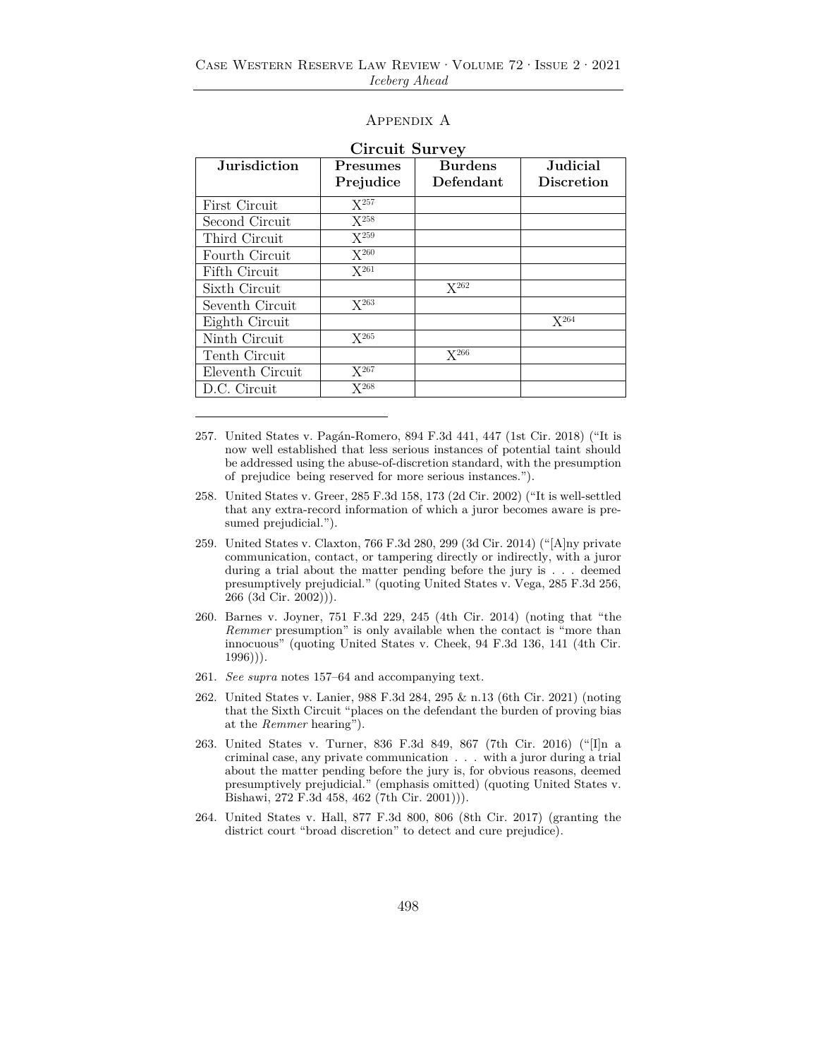## Appendix A

**Circuit Survey**

| Jurisdiction | Presumes Prejudice | Burdens Defendant | Judicial Discretion |
|---|---|---|---|
| First Circuit | X[257] | | |
| Second Circuit | X[258] | | |
| Third Circuit | X[259] | | |
| Fourth Circuit | X[260] | | |
| Fifth Circuit | X[261] | | |
| Sixth Circuit | | X[262] | |
| Seventh Circuit | X[263] | | |
| Eighth Circuit | | | X[264] |
| Ninth Circuit | X[265] | | |
| Tenth Circuit | | X[266] | |
| Eleventh Circuit | X[267] | | |
| D.C. Circuit | X[268] | | |

257. United States v. Pagán-Romero, 894 F.3d 441, 447 (1st Cir. 2018) ("It is now well established that less serious instances of potential taint should be addressed using the abuse-of-discretion standard, with the presumption of prejudice being reserved for more serious instances.").

258. United States v. Greer, 285 F.3d 158, 173 (2d Cir. 2002) ("It is well-settled that any extra-record information of which a juror becomes aware is presumed prejudicial.").

259. United States v. Claxton, 766 F.3d 280, 299 (3d Cir. 2014) ("[A]ny private communication, contact, or tampering directly or indirectly, with a juror during a trial about the matter pending before the jury is . . . deemed presumptively prejudicial." (quoting United States v. Vega, 285 F.3d 256, 266 (3d Cir. 2002))).

260. Barnes v. Joyner, 751 F.3d 229, 245 (4th Cir. 2014) (noting that "the *Remmer* presumption" is only available when the contact is "more than innocuous" (quoting United States v. Cheek, 94 F.3d 136, 141 (4th Cir. 1996))).

261. *See supra* notes 157–64 and accompanying text.

262. United States v. Lanier, 988 F.3d 284, 295 & n.13 (6th Cir. 2021) (noting that the Sixth Circuit "places on the defendant the burden of proving bias at the *Remmer* hearing").

263. United States v. Turner, 836 F.3d 849, 867 (7th Cir. 2016) ("[I]n a criminal case, any private communication . . . with a juror during a trial about the matter pending before the jury is, for obvious reasons, deemed presumptively prejudicial." (emphasis omitted) (quoting United States v. Bishawi, 272 F.3d 458, 462 (7th Cir. 2001))).

264. United States v. Hall, 877 F.3d 800, 806 (8th Cir. 2017) (granting the district court "broad discretion" to detect and cure prejudice).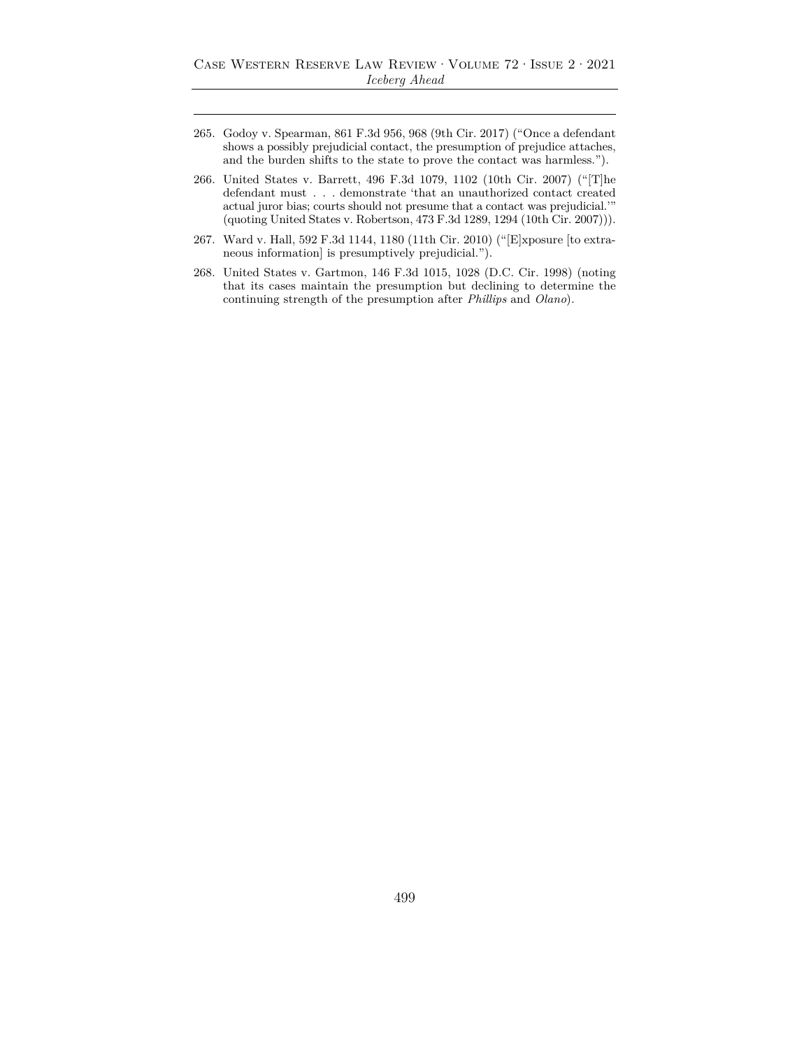265. Godoy v. Spearman, 861 F.3d 956, 968 (9th Cir. 2017) ("Once a defendant shows a possibly prejudicial contact, the presumption of prejudice attaches, and the burden shifts to the state to prove the contact was harmless.").

266. United States v. Barrett, 496 F.3d 1079, 1102 (10th Cir. 2007) ("[T]he defendant must . . . demonstrate 'that an unauthorized contact created actual juror bias; courts should not presume that a contact was prejudicial.'" (quoting United States v. Robertson, 473 F.3d 1289, 1294 (10th Cir. 2007))).

267. Ward v. Hall, 592 F.3d 1144, 1180 (11th Cir. 2010) ("[E]xposure [to extraneous information] is presumptively prejudicial.").

268. United States v. Gartmon, 146 F.3d 1015, 1028 (D.C. Cir. 1998) (noting that its cases maintain the presumption but declining to determine the continuing strength of the presumption after *Phillips* and *Olano*).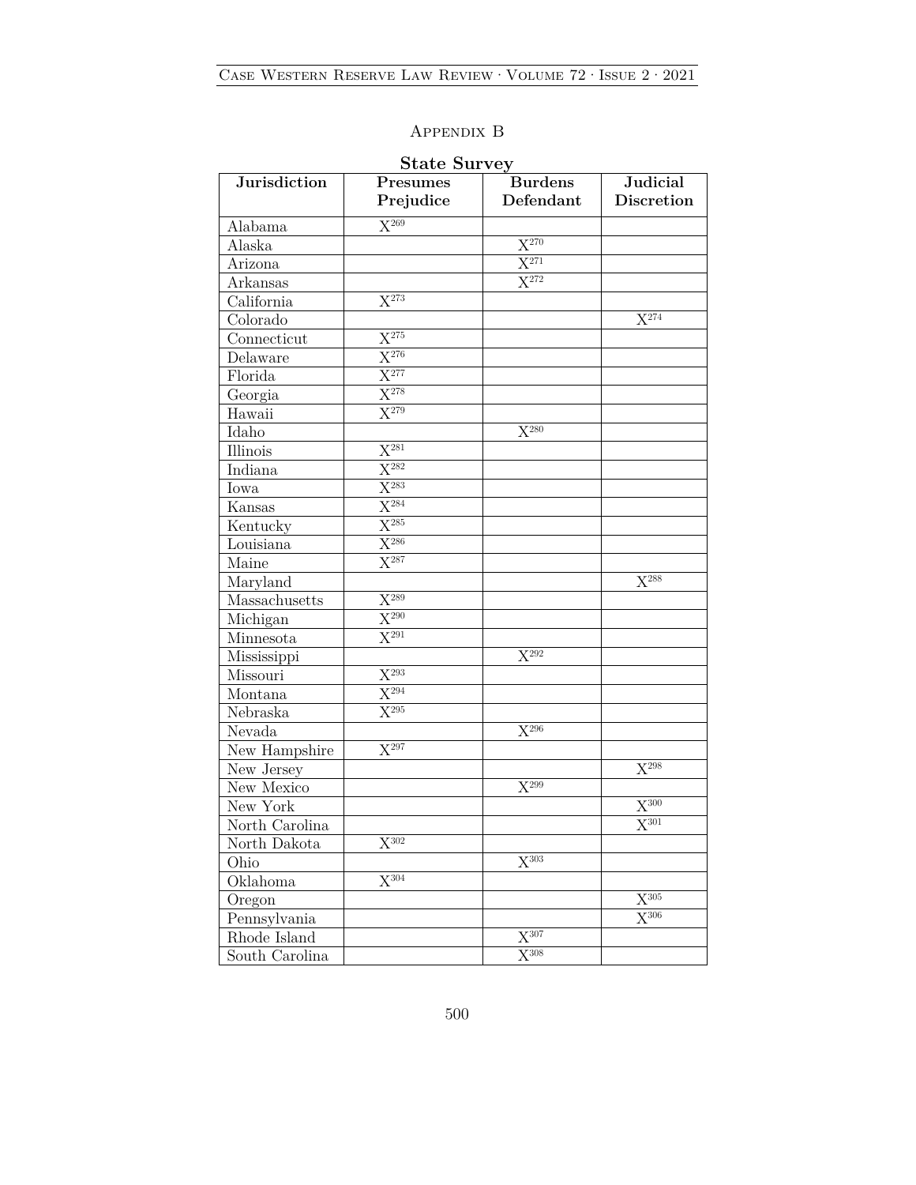## Appendix B

**State Survey**

| Jurisdiction | Presumes Prejudice | Burdens Defendant | Judicial Discretion |
|---|---|---|---|
| Alabama | X[269] | | |
| Alaska | | X[270] | |
| Arizona | | X[271] | |
| Arkansas | | X[272] | |
| California | X[273] | | |
| Colorado | | | X[274] |
| Connecticut | X[275] | | |
| Delaware | X[276] | | |
| Florida | X[277] | | |
| Georgia | X[278] | | |
| Hawaii | X[279] | | |
| Idaho | | X[280] | |
| Illinois | X[281] | | |
| Indiana | X[282] | | |
| Iowa | X[283] | | |
| Kansas | X[284] | | |
| Kentucky | X[285] | | |
| Louisiana | X[286] | | |
| Maine | X[287] | | |
| Maryland | | | X[288] |
| Massachusetts | X[289] | | |
| Michigan | X[290] | | |
| Minnesota | X[291] | | |
| Mississippi | | X[292] | |
| Missouri | X[293] | | |
| Montana | X[294] | | |
| Nebraska | X[295] | | |
| Nevada | | X[296] | |
| New Hampshire | X[297] | | |
| New Jersey | | | X[298] |
| New Mexico | | X[299] | |
| New York | | | X[300] |
| North Carolina | | | X[301] |
| North Dakota | X[302] | | |
| Ohio | | X[303] | |
| Oklahoma | X[304] | | |
| Oregon | | | X[305] |
| Pennsylvania | | | X[306] |
| Rhode Island | | X[307] | |
| South Carolina | | X[308] | |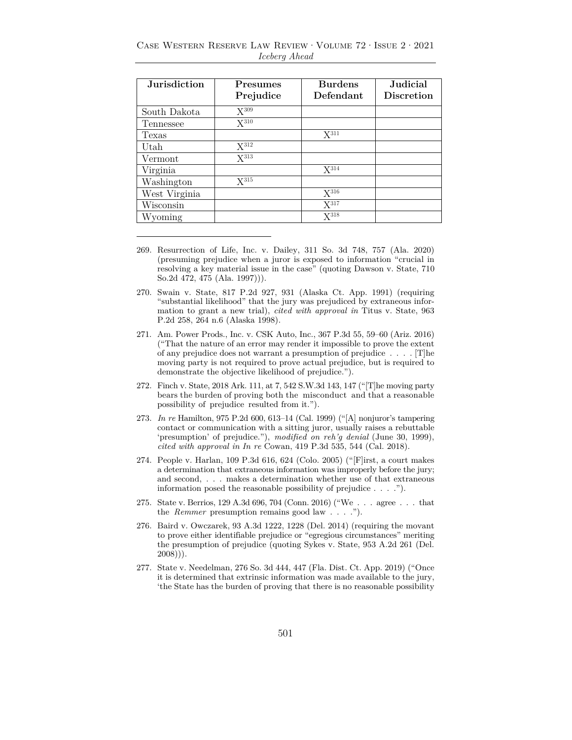| Jurisdiction | Presumes Prejudice | Burdens Defendant | Judicial Discretion |
|---|---|---|---|
| South Dakota | X[309] | | |
| Tennessee | X[310] | | |
| Texas | | X[311] | |
| Utah | X[312] | | |
| Vermont | X[313] | | |
| Virginia | | X[314] | |
| Washington | X[315] | | |
| West Virginia | | X[316] | |
| Wisconsin | | X[317] | |
| Wyoming | | X[318] | |

---

269. Resurrection of Life, Inc. v. Dailey, 311 So. 3d 748, 757 (Ala. 2020) (presuming prejudice when a juror is exposed to information "crucial in resolving a key material issue in the case" (quoting Dawson v. State, 710 So.2d 472, 475 (Ala. 1997))).

270. Swain v. State, 817 P.2d 927, 931 (Alaska Ct. App. 1991) (requiring "substantial likelihood" that the jury was prejudiced by extraneous information to grant a new trial), *cited with approval in* Titus v. State, 963 P.2d 258, 264 n.6 (Alaska 1998).

271. Am. Power Prods., Inc. v. CSK Auto, Inc., 367 P.3d 55, 59–60 (Ariz. 2016) ("That the nature of an error may render it impossible to prove the extent of any prejudice does not warrant a presumption of prejudice . . . . [T]he moving party is not required to prove actual prejudice, but is required to demonstrate the objective likelihood of prejudice.").

272. Finch v. State, 2018 Ark. 111, at 7, 542 S.W.3d 143, 147 ("[T]he moving party bears the burden of proving both the misconduct and that a reasonable possibility of prejudice resulted from it.").

273. *In re* Hamilton, 975 P.2d 600, 613–14 (Cal. 1999) ("[A] nonjuror's tampering contact or communication with a sitting juror, usually raises a rebuttable 'presumption' of prejudice."), *modified on reh'g denial* (June 30, 1999), *cited with approval in In re* Cowan, 419 P.3d 535, 544 (Cal. 2018).

274. People v. Harlan, 109 P.3d 616, 624 (Colo. 2005) ("[F]irst, a court makes a determination that extraneous information was improperly before the jury; and second, . . . makes a determination whether use of that extraneous information posed the reasonable possibility of prejudice . . . .").

275. State v. Berrios, 129 A.3d 696, 704 (Conn. 2016) ("We . . . agree . . . that the *Remmer* presumption remains good law . . . .").

276. Baird v. Owczarek, 93 A.3d 1222, 1228 (Del. 2014) (requiring the movant to prove either identifiable prejudice or "egregious circumstances" meriting the presumption of prejudice (quoting Sykes v. State, 953 A.2d 261 (Del. 2008))).

277. State v. Needelman, 276 So. 3d 444, 447 (Fla. Dist. Ct. App. 2019) ("Once it is determined that extrinsic information was made available to the jury, 'the State has the burden of proving that there is no reasonable possibility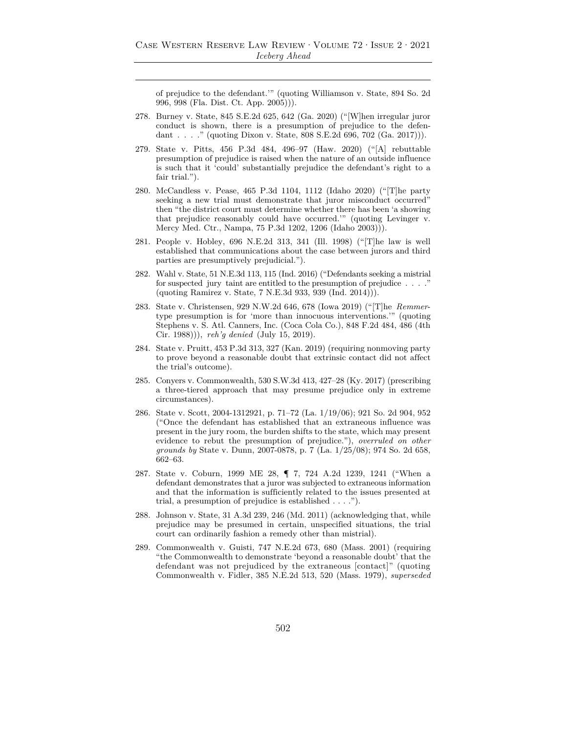of prejudice to the defendant.'" (quoting Williamson v. State, 894 So. 2d 996, 998 (Fla. Dist. Ct. App. 2005))).

278. Burney v. State, 845 S.E.2d 625, 642 (Ga. 2020) ("[W]hen irregular juror conduct is shown, there is a presumption of prejudice to the defendant . . . ." (quoting Dixon v. State, 808 S.E.2d 696, 702 (Ga. 2017))).

279. State v. Pitts, 456 P.3d 484, 496–97 (Haw. 2020) ("[A] rebuttable presumption of prejudice is raised when the nature of an outside influence is such that it 'could' substantially prejudice the defendant's right to a fair trial.").

280. McCandless v. Pease, 465 P.3d 1104, 1112 (Idaho 2020) ("[T]he party seeking a new trial must demonstrate that juror misconduct occurred" then "the district court must determine whether there has been 'a showing that prejudice reasonably could have occurred.'" (quoting Levinger v. Mercy Med. Ctr., Nampa, 75 P.3d 1202, 1206 (Idaho 2003))).

281. People v. Hobley, 696 N.E.2d 313, 341 (Ill. 1998) ("[T]he law is well established that communications about the case between jurors and third parties are presumptively prejudicial.").

282. Wahl v. State, 51 N.E.3d 113, 115 (Ind. 2016) ("Defendants seeking a mistrial for suspected jury taint are entitled to the presumption of prejudice . . . ." (quoting Ramirez v. State, 7 N.E.3d 933, 939 (Ind. 2014))).

283. State v. Christensen, 929 N.W.2d 646, 678 (Iowa 2019) ("[T]he *Remmer*-type presumption is for 'more than innocuous interventions.'" (quoting Stephens v. S. Atl. Canners, Inc. (Coca Cola Co.), 848 F.2d 484, 486 (4th Cir. 1988))), *reh'g denied* (July 15, 2019).

284. State v. Pruitt, 453 P.3d 313, 327 (Kan. 2019) (requiring nonmoving party to prove beyond a reasonable doubt that extrinsic contact did not affect the trial's outcome).

285. Conyers v. Commonwealth, 530 S.W.3d 413, 427–28 (Ky. 2017) (prescribing a three-tiered approach that may presume prejudice only in extreme circumstances).

286. State v. Scott, 2004-1312921, p. 71–72 (La. 1/19/06); 921 So. 2d 904, 952 ("Once the defendant has established that an extraneous influence was present in the jury room, the burden shifts to the state, which may present evidence to rebut the presumption of prejudice."), *overruled on other grounds by* State v. Dunn, 2007-0878, p. 7 (La. 1/25/08); 974 So. 2d 658, 662–63.

287. State v. Coburn, 1999 ME 28, ¶ 7, 724 A.2d 1239, 1241 ("When a defendant demonstrates that a juror was subjected to extraneous information and that the information is sufficiently related to the issues presented at trial, a presumption of prejudice is established . . . .").

288. Johnson v. State, 31 A.3d 239, 246 (Md. 2011) (acknowledging that, while prejudice may be presumed in certain, unspecified situations, the trial court can ordinarily fashion a remedy other than mistrial).

289. Commonwealth v. Guisti, 747 N.E.2d 673, 680 (Mass. 2001) (requiring "the Commonwealth to demonstrate 'beyond a reasonable doubt' that the defendant was not prejudiced by the extraneous [contact]" (quoting Commonwealth v. Fidler, 385 N.E.2d 513, 520 (Mass. 1979), *superseded*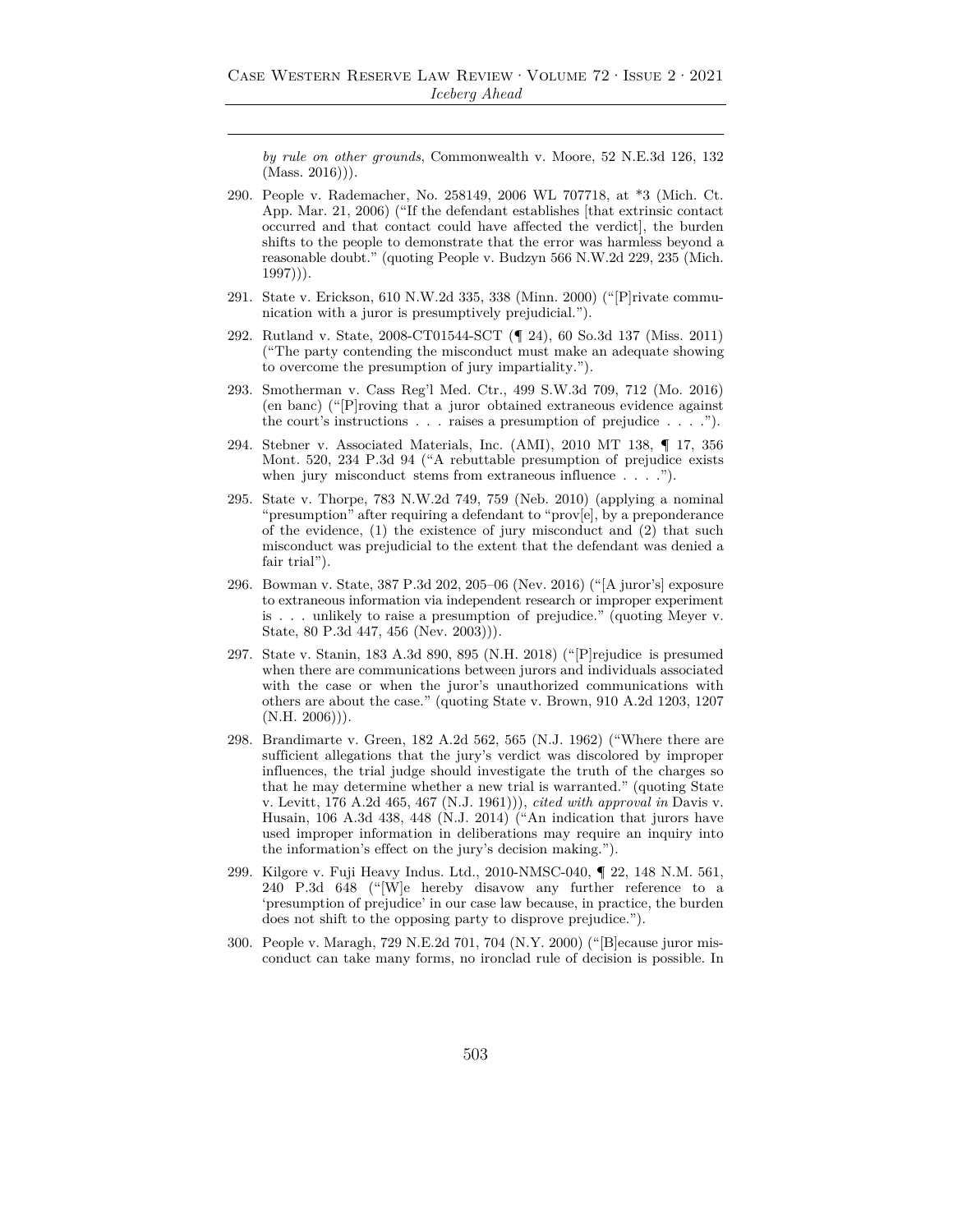*by rule on other grounds*, Commonwealth v. Moore, 52 N.E.3d 126, 132 (Mass. 2016))).

290. People v. Rademacher, No. 258149, 2006 WL 707718, at *3 (Mich. Ct. App. Mar. 21, 2006) ("If the defendant establishes [that extrinsic contact occurred and that contact could have affected the verdict], the burden shifts to the people to demonstrate that the error was harmless beyond a reasonable doubt." (quoting People v. Budzyn 566 N.W.2d 229, 235 (Mich. 1997))).

291. State v. Erickson, 610 N.W.2d 335, 338 (Minn. 2000) ("[P]rivate communication with a juror is presumptively prejudicial.").

292. Rutland v. State, 2008-CT01544-SCT (¶ 24), 60 So.3d 137 (Miss. 2011) ("The party contending the misconduct must make an adequate showing to overcome the presumption of jury impartiality.").

293. Smotherman v. Cass Reg'l Med. Ctr., 499 S.W.3d 709, 712 (Mo. 2016) (en banc) ("[P]roving that a juror obtained extraneous evidence against the court's instructions . . . raises a presumption of prejudice . . . .").

294. Stebner v. Associated Materials, Inc. (AMI), 2010 MT 138, ¶ 17, 356 Mont. 520, 234 P.3d 94 ("A rebuttable presumption of prejudice exists when jury misconduct stems from extraneous influence . . . .").

295. State v. Thorpe, 783 N.W.2d 749, 759 (Neb. 2010) (applying a nominal "presumption" after requiring a defendant to "prov[e], by a preponderance of the evidence, (1) the existence of jury misconduct and (2) that such misconduct was prejudicial to the extent that the defendant was denied a fair trial").

296. Bowman v. State, 387 P.3d 202, 205–06 (Nev. 2016) ("[A juror's] exposure to extraneous information via independent research or improper experiment is . . . unlikely to raise a presumption of prejudice." (quoting Meyer v. State, 80 P.3d 447, 456 (Nev. 2003))).

297. State v. Stanin, 183 A.3d 890, 895 (N.H. 2018) ("[P]rejudice is presumed when there are communications between jurors and individuals associated with the case or when the juror's unauthorized communications with others are about the case." (quoting State v. Brown, 910 A.2d 1203, 1207 (N.H. 2006))).

298. Brandimarte v. Green, 182 A.2d 562, 565 (N.J. 1962) ("Where there are sufficient allegations that the jury's verdict was discolored by improper influences, the trial judge should investigate the truth of the charges so that he may determine whether a new trial is warranted." (quoting State v. Levitt, 176 A.2d 465, 467 (N.J. 1961))), *cited with approval in* Davis v. Husain, 106 A.3d 438, 448 (N.J. 2014) ("An indication that jurors have used improper information in deliberations may require an inquiry into the information's effect on the jury's decision making.").

299. Kilgore v. Fuji Heavy Indus. Ltd., 2010-NMSC-040, ¶ 22, 148 N.M. 561, 240 P.3d 648 ("[W]e hereby disavow any further reference to a 'presumption of prejudice' in our case law because, in practice, the burden does not shift to the opposing party to disprove prejudice.").

300. People v. Maragh, 729 N.E.2d 701, 704 (N.Y. 2000) ("[B]ecause juror misconduct can take many forms, no ironclad rule of decision is possible. In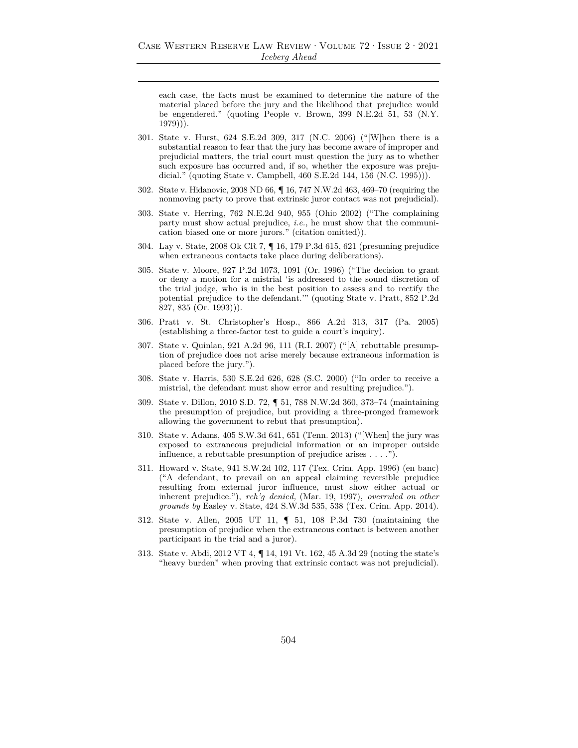each case, the facts must be examined to determine the nature of the material placed before the jury and the likelihood that prejudice would be engendered." (quoting People v. Brown, 399 N.E.2d 51, 53 (N.Y. 1979))).

301. State v. Hurst, 624 S.E.2d 309, 317 (N.C. 2006) ("[W]hen there is a substantial reason to fear that the jury has become aware of improper and prejudicial matters, the trial court must question the jury as to whether such exposure has occurred and, if so, whether the exposure was prejudicial." (quoting State v. Campbell, 460 S.E.2d 144, 156 (N.C. 1995))).

302. State v. Hidanovic, 2008 ND 66, ¶ 16, 747 N.W.2d 463, 469–70 (requiring the nonmoving party to prove that extrinsic juror contact was not prejudicial).

303. State v. Herring, 762 N.E.2d 940, 955 (Ohio 2002) ("The complaining party must show actual prejudice, *i.e.*, he must show that the communication biased one or more jurors." (citation omitted)).

304. Lay v. State, 2008 Ok CR 7, ¶ 16, 179 P.3d 615, 621 (presuming prejudice when extraneous contacts take place during deliberations).

305. State v. Moore, 927 P.2d 1073, 1091 (Or. 1996) ("The decision to grant or deny a motion for a mistrial 'is addressed to the sound discretion of the trial judge, who is in the best position to assess and to rectify the potential prejudice to the defendant.'" (quoting State v. Pratt, 852 P.2d 827, 835 (Or. 1993))).

306. Pratt v. St. Christopher's Hosp., 866 A.2d 313, 317 (Pa. 2005) (establishing a three-factor test to guide a court's inquiry).

307. State v. Quinlan, 921 A.2d 96, 111 (R.I. 2007) ("[A] rebuttable presumption of prejudice does not arise merely because extraneous information is placed before the jury.").

308. State v. Harris, 530 S.E.2d 626, 628 (S.C. 2000) ("In order to receive a mistrial, the defendant must show error and resulting prejudice.").

309. State v. Dillon, 2010 S.D. 72, ¶ 51, 788 N.W.2d 360, 373–74 (maintaining the presumption of prejudice, but providing a three-pronged framework allowing the government to rebut that presumption).

310. State v. Adams, 405 S.W.3d 641, 651 (Tenn. 2013) ("[When] the jury was exposed to extraneous prejudicial information or an improper outside influence, a rebuttable presumption of prejudice arises . . . .").

311. Howard v. State, 941 S.W.2d 102, 117 (Tex. Crim. App. 1996) (en banc) ("A defendant, to prevail on an appeal claiming reversible prejudice resulting from external juror influence, must show either actual or inherent prejudice."), *reh'g denied,* (Mar. 19, 1997), *overruled on other grounds by* Easley v. State, 424 S.W.3d 535, 538 (Tex. Crim. App. 2014).

312. State v. Allen, 2005 UT 11, ¶ 51, 108 P.3d 730 (maintaining the presumption of prejudice when the extraneous contact is between another participant in the trial and a juror).

313. State v. Abdi, 2012 VT 4, ¶ 14, 191 Vt. 162, 45 A.3d 29 (noting the state's "heavy burden" when proving that extrinsic contact was not prejudicial).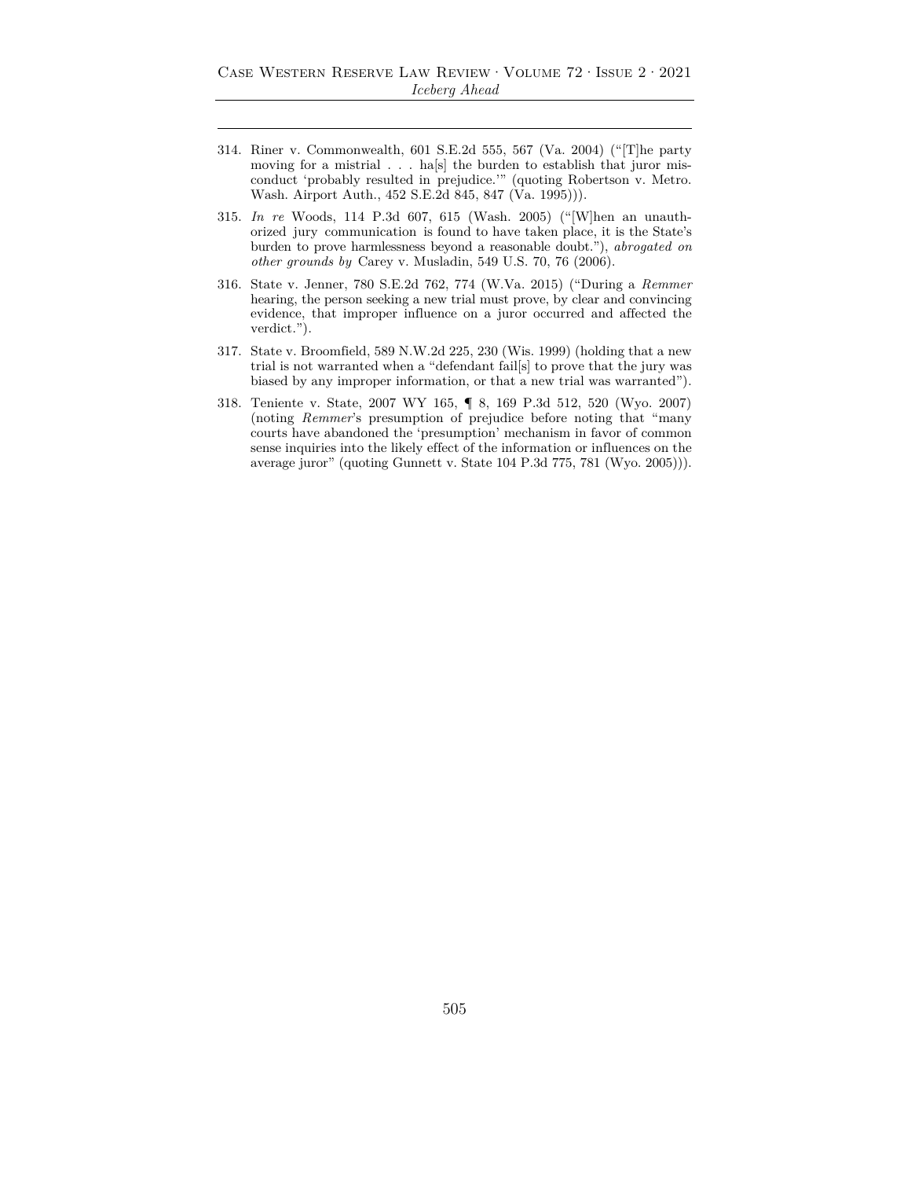314. Riner v. Commonwealth, 601 S.E.2d 555, 567 (Va. 2004) ("[T]he party moving for a mistrial . . . ha[s] the burden to establish that juror misconduct 'probably resulted in prejudice.'" (quoting Robertson v. Metro. Wash. Airport Auth., 452 S.E.2d 845, 847 (Va. 1995))).

315. *In re* Woods, 114 P.3d 607, 615 (Wash. 2005) ("[W]hen an unauthorized jury communication is found to have taken place, it is the State's burden to prove harmlessness beyond a reasonable doubt."), *abrogated on other grounds by* Carey v. Musladin, 549 U.S. 70, 76 (2006).

316. State v. Jenner, 780 S.E.2d 762, 774 (W.Va. 2015) ("During a *Remmer* hearing, the person seeking a new trial must prove, by clear and convincing evidence, that improper influence on a juror occurred and affected the verdict.").

317. State v. Broomfield, 589 N.W.2d 225, 230 (Wis. 1999) (holding that a new trial is not warranted when a "defendant fail[s] to prove that the jury was biased by any improper information, or that a new trial was warranted").

318. Teniente v. State, 2007 WY 165, ¶ 8, 169 P.3d 512, 520 (Wyo. 2007) (noting *Remmer*'s presumption of prejudice before noting that "many courts have abandoned the 'presumption' mechanism in favor of common sense inquiries into the likely effect of the information or influences on the average juror" (quoting Gunnett v. State 104 P.3d 775, 781 (Wyo. 2005))).